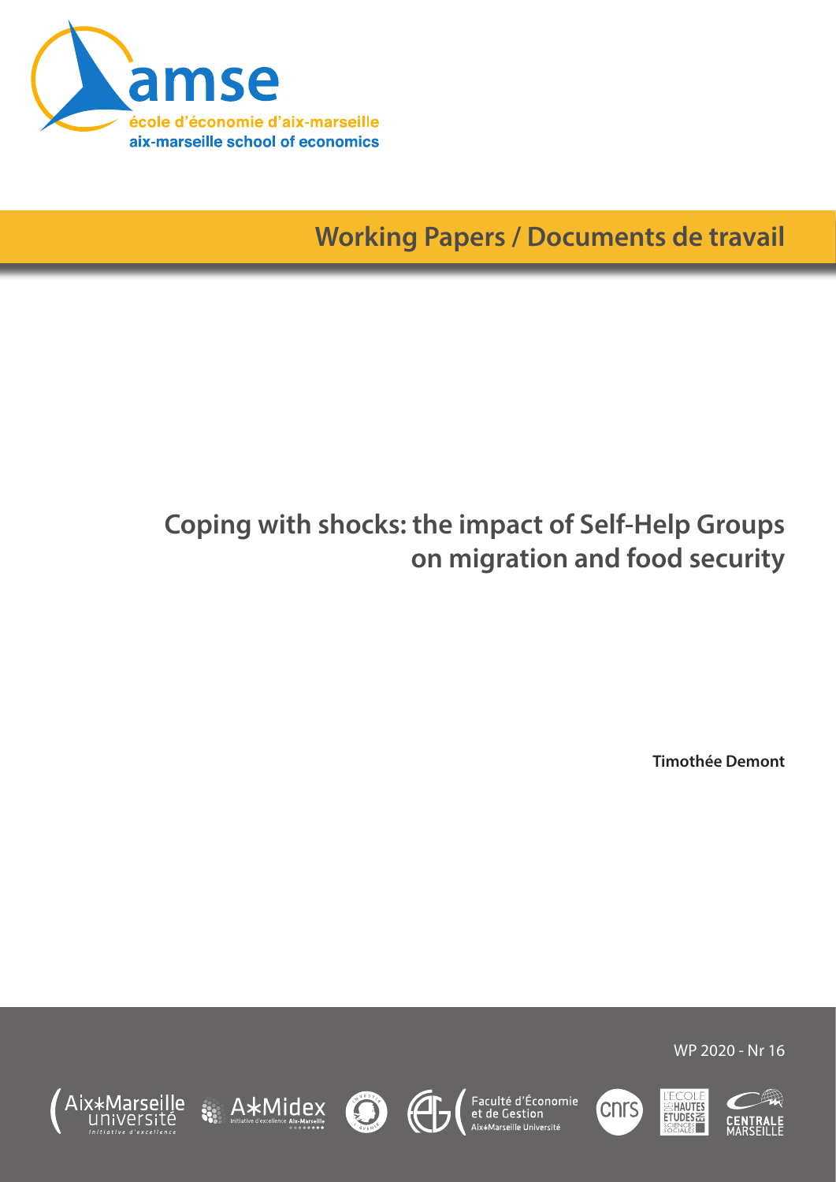amse

école d'économie d'aix-marseille

aix-marseille school of economics

Working Papers / Documents de travail

# Coping with shocks: the impact of Self-Help Groups on migration and food security

**Timothée Demont**

WP 2020 - Nr 16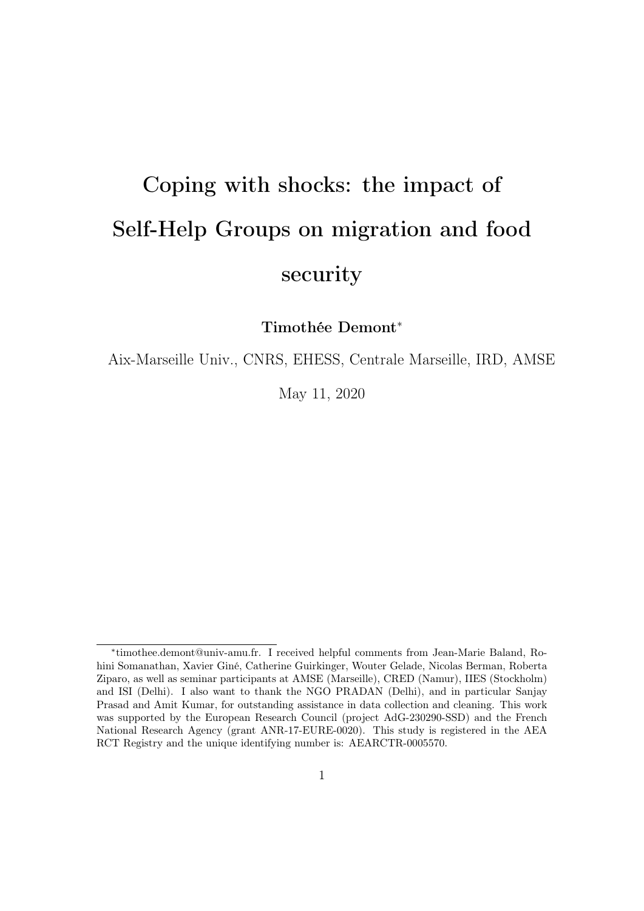# Coping with shocks: the impact of Self-Help Groups on migration and food security

**Timothée Demont***

Aix-Marseille Univ., CNRS, EHESS, Centrale Marseille, IRD, AMSE

May 11, 2020

*timothee.demont@univ-amu.fr. I received helpful comments from Jean-Marie Baland, Rohini Somanathan, Xavier Giné, Catherine Guirkinger, Wouter Gelade, Nicolas Berman, Roberta Ziparo, as well as seminar participants at AMSE (Marseille), CRED (Namur), IIES (Stockholm) and ISI (Delhi). I also want to thank the NGO PRADAN (Delhi), and in particular Sanjay Prasad and Amit Kumar, for outstanding assistance in data collection and cleaning. This work was supported by the European Research Council (project AdG-230290-SSD) and the French National Research Agency (grant ANR-17-EURE-0020). This study is registered in the AEA RCT Registry and the unique identifying number is: AEARCTR-0005570.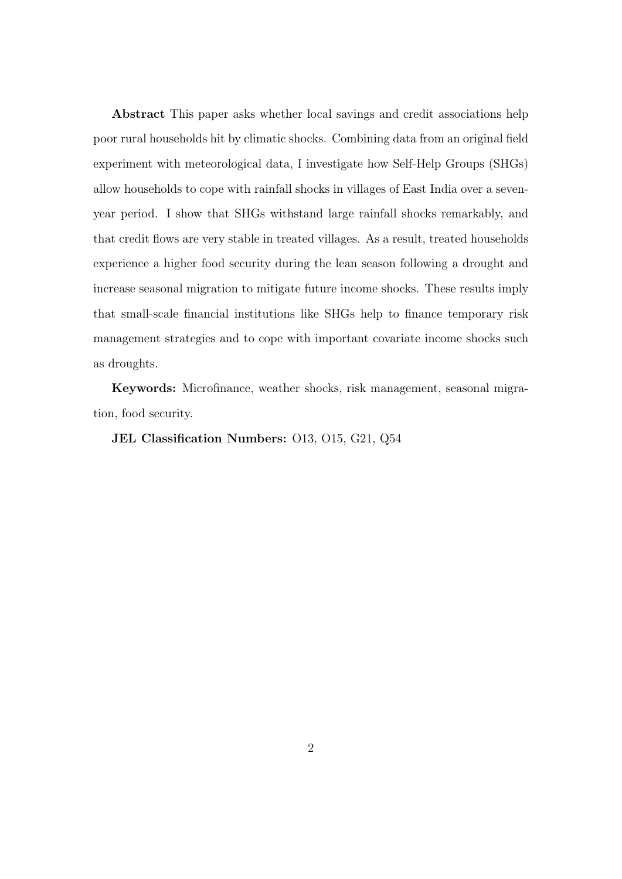**Abstract** This paper asks whether local savings and credit associations help poor rural households hit by climatic shocks. Combining data from an original field experiment with meteorological data, I investigate how Self-Help Groups (SHGs) allow households to cope with rainfall shocks in villages of East India over a seven-year period. I show that SHGs withstand large rainfall shocks remarkably, and that credit flows are very stable in treated villages. As a result, treated households experience a higher food security during the lean season following a drought and increase seasonal migration to mitigate future income shocks. These results imply that small-scale financial institutions like SHGs help to finance temporary risk management strategies and to cope with important covariate income shocks such as droughts.

**Keywords:** Microfinance, weather shocks, risk management, seasonal migration, food security.

**JEL Classification Numbers:** O13, O15, G21, Q54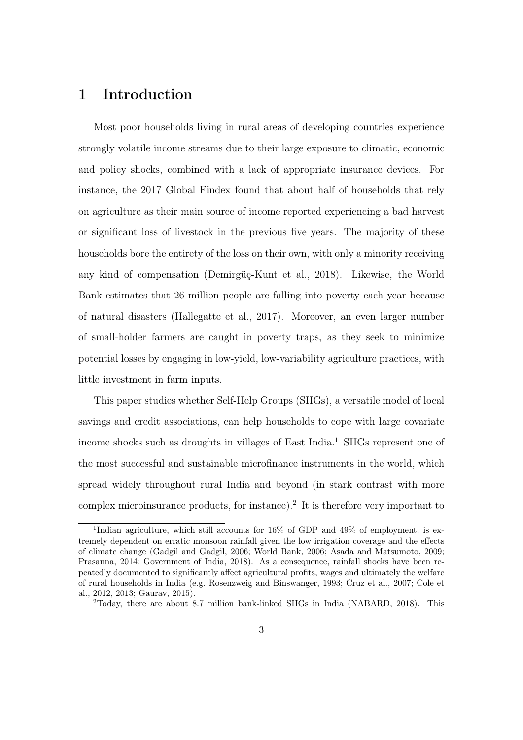# 1 Introduction

Most poor households living in rural areas of developing countries experience strongly volatile income streams due to their large exposure to climatic, economic and policy shocks, combined with a lack of appropriate insurance devices. For instance, the 2017 Global Findex found that about half of households that rely on agriculture as their main source of income reported experiencing a bad harvest or significant loss of livestock in the previous five years. The majority of these households bore the entirety of the loss on their own, with only a minority receiving any kind of compensation (Demirgüç-Kunt et al., 2018). Likewise, the World Bank estimates that 26 million people are falling into poverty each year because of natural disasters (Hallegatte et al., 2017). Moreover, an even larger number of small-holder farmers are caught in poverty traps, as they seek to minimize potential losses by engaging in low-yield, low-variability agriculture practices, with little investment in farm inputs.

This paper studies whether Self-Help Groups (SHGs), a versatile model of local savings and credit associations, can help households to cope with large covariate income shocks such as droughts in villages of East India.[1] SHGs represent one of the most successful and sustainable microfinance instruments in the world, which spread widely throughout rural India and beyond (in stark contrast with more complex microinsurance products, for instance).[2] It is therefore very important to

[1] Indian agriculture, which still accounts for 16% of GDP and 49% of employment, is extremely dependent on erratic monsoon rainfall given the low irrigation coverage and the effects of climate change (Gadgil and Gadgil, 2006; World Bank, 2006; Asada and Matsumoto, 2009; Prasanna, 2014; Government of India, 2018). As a consequence, rainfall shocks have been repeatedly documented to significantly affect agricultural profits, wages and ultimately the welfare of rural households in India (e.g. Rosenzweig and Binswanger, 1993; Cruz et al., 2007; Cole et al., 2012, 2013; Gaurav, 2015).

[2] Today, there are about 8.7 million bank-linked SHGs in India (NABARD, 2018). This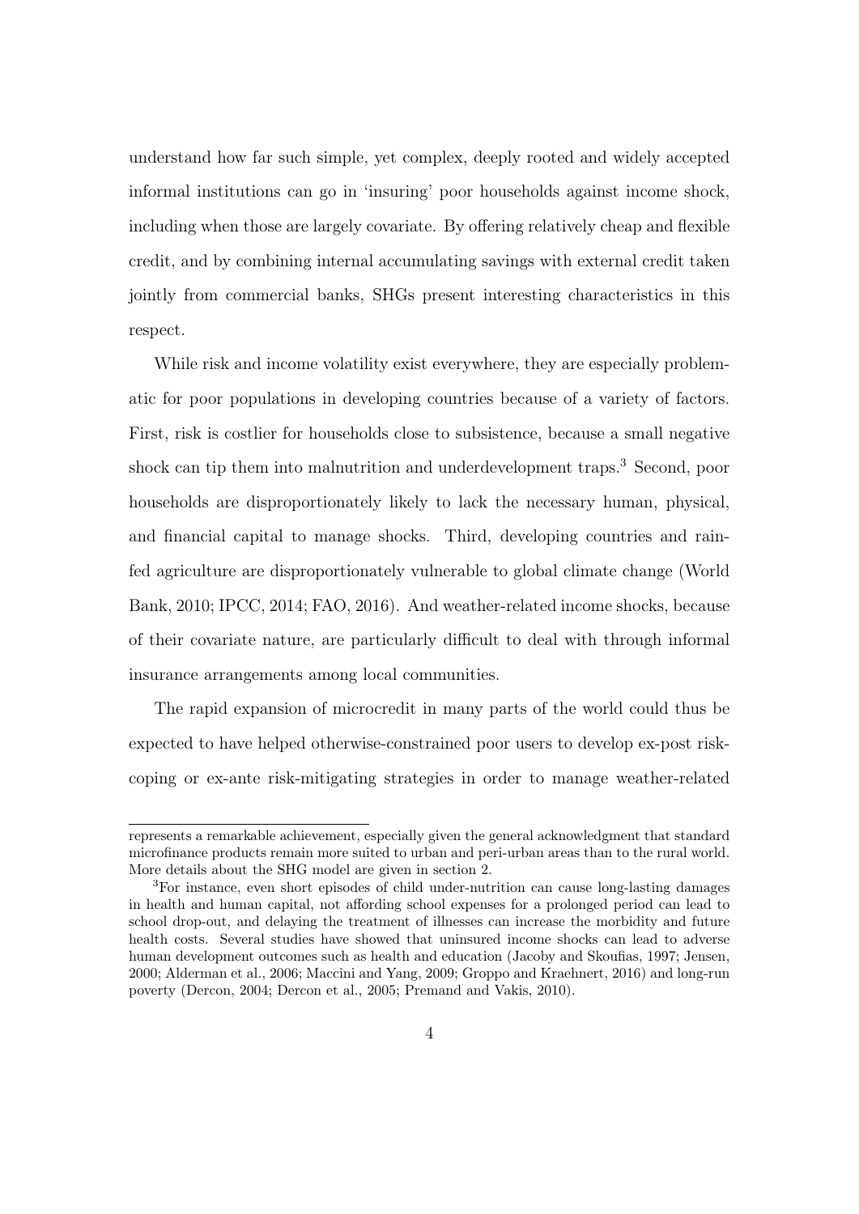understand how far such simple, yet complex, deeply rooted and widely accepted informal institutions can go in 'insuring' poor households against income shock, including when those are largely covariate. By offering relatively cheap and flexible credit, and by combining internal accumulating savings with external credit taken jointly from commercial banks, SHGs present interesting characteristics in this respect.

While risk and income volatility exist everywhere, they are especially problematic for poor populations in developing countries because of a variety of factors. First, risk is costlier for households close to subsistence, because a small negative shock can tip them into malnutrition and underdevelopment traps.[3] Second, poor households are disproportionately likely to lack the necessary human, physical, and financial capital to manage shocks. Third, developing countries and rainfed agriculture are disproportionately vulnerable to global climate change (World Bank, 2010; IPCC, 2014; FAO, 2016). And weather-related income shocks, because of their covariate nature, are particularly difficult to deal with through informal insurance arrangements among local communities.

The rapid expansion of microcredit in many parts of the world could thus be expected to have helped otherwise-constrained poor users to develop ex-post risk-coping or ex-ante risk-mitigating strategies in order to manage weather-related

---

represents a remarkable achievement, especially given the general acknowledgment that standard microfinance products remain more suited to urban and peri-urban areas than to the rural world. More details about the SHG model are given in section 2.

[3]For instance, even short episodes of child under-nutrition can cause long-lasting damages in health and human capital, not affording school expenses for a prolonged period can lead to school drop-out, and delaying the treatment of illnesses can increase the morbidity and future health costs. Several studies have showed that uninsured income shocks can lead to adverse human development outcomes such as health and education (Jacoby and Skoufias, 1997; Jensen, 2000; Alderman et al., 2006; Maccini and Yang, 2009; Groppo and Kraehnert, 2016) and long-run poverty (Dercon, 2004; Dercon et al., 2005; Premand and Vakis, 2010).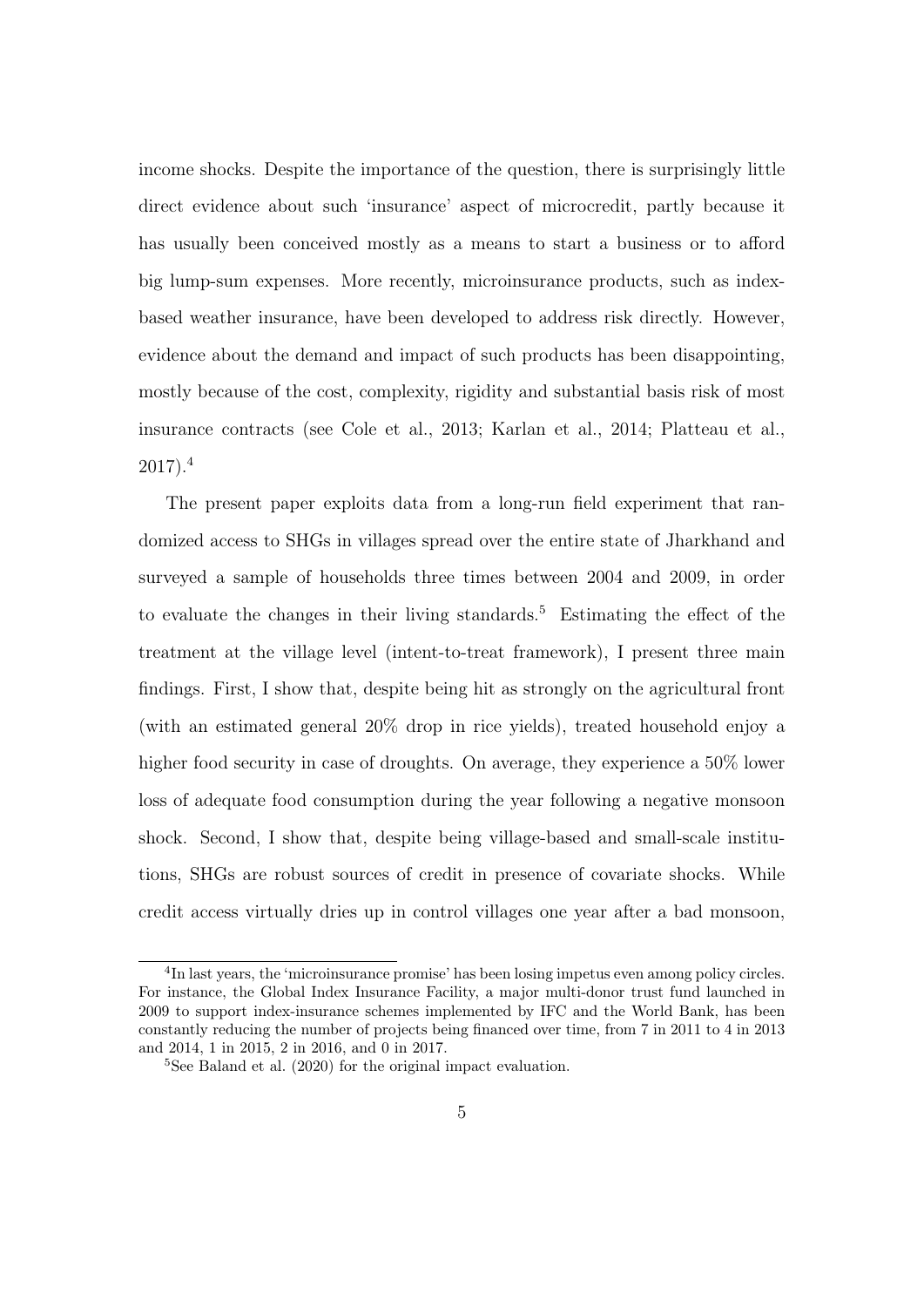income shocks. Despite the importance of the question, there is surprisingly little direct evidence about such 'insurance' aspect of microcredit, partly because it has usually been conceived mostly as a means to start a business or to afford big lump-sum expenses. More recently, microinsurance products, such as index-based weather insurance, have been developed to address risk directly. However, evidence about the demand and impact of such products has been disappointing, mostly because of the cost, complexity, rigidity and substantial basis risk of most insurance contracts (see Cole et al., 2013; Karlan et al., 2014; Platteau et al., 2017).[4]

The present paper exploits data from a long-run field experiment that randomized access to SHGs in villages spread over the entire state of Jharkhand and surveyed a sample of households three times between 2004 and 2009, in order to evaluate the changes in their living standards.[5] Estimating the effect of the treatment at the village level (intent-to-treat framework), I present three main findings. First, I show that, despite being hit as strongly on the agricultural front (with an estimated general 20% drop in rice yields), treated household enjoy a higher food security in case of droughts. On average, they experience a 50% lower loss of adequate food consumption during the year following a negative monsoon shock. Second, I show that, despite being village-based and small-scale institutions, SHGs are robust sources of credit in presence of covariate shocks. While credit access virtually dries up in control villages one year after a bad monsoon,

[4] In last years, the 'microinsurance promise' has been losing impetus even among policy circles. For instance, the Global Index Insurance Facility, a major multi-donor trust fund launched in 2009 to support index-insurance schemes implemented by IFC and the World Bank, has been constantly reducing the number of projects being financed over time, from 7 in 2011 to 4 in 2013 and 2014, 1 in 2015, 2 in 2016, and 0 in 2017.

[5] See Baland et al. (2020) for the original impact evaluation.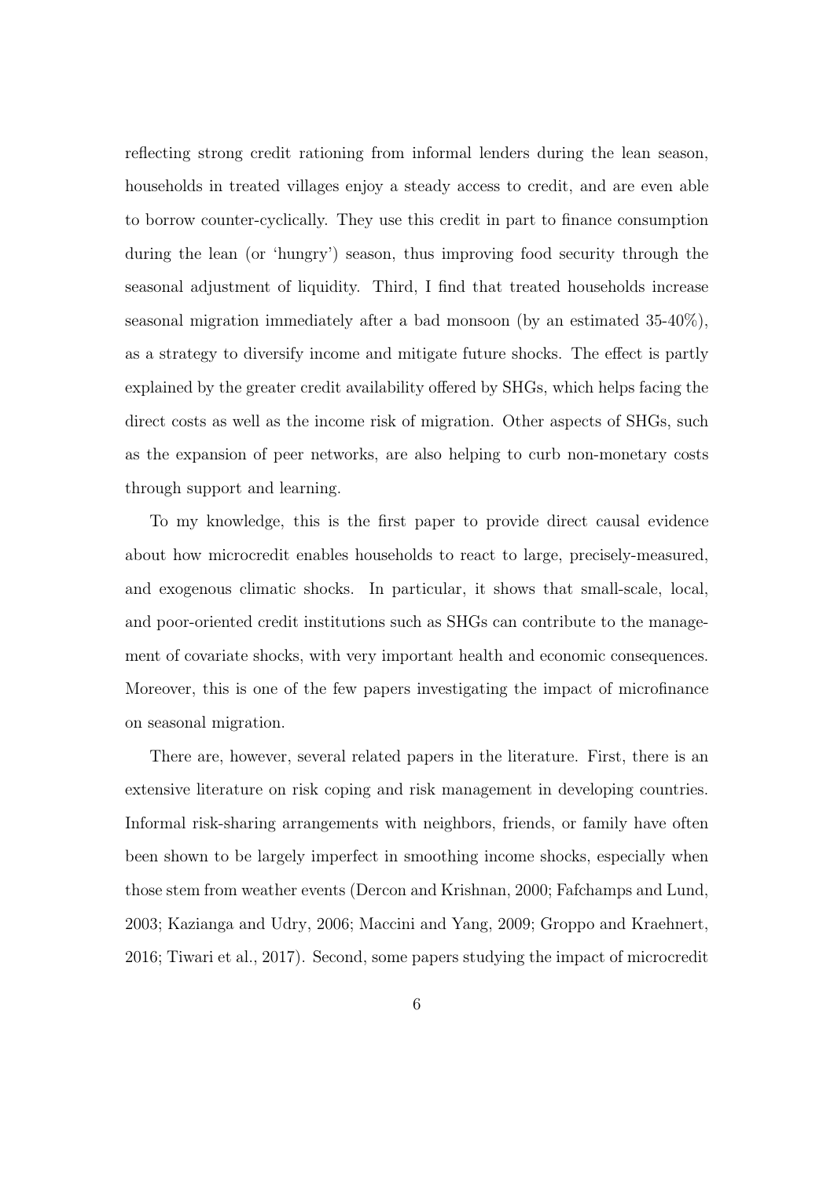reflecting strong credit rationing from informal lenders during the lean season, households in treated villages enjoy a steady access to credit, and are even able to borrow counter-cyclically. They use this credit in part to finance consumption during the lean (or 'hungry') season, thus improving food security through the seasonal adjustment of liquidity. Third, I find that treated households increase seasonal migration immediately after a bad monsoon (by an estimated 35-40%), as a strategy to diversify income and mitigate future shocks. The effect is partly explained by the greater credit availability offered by SHGs, which helps facing the direct costs as well as the income risk of migration. Other aspects of SHGs, such as the expansion of peer networks, are also helping to curb non-monetary costs through support and learning.

To my knowledge, this is the first paper to provide direct causal evidence about how microcredit enables households to react to large, precisely-measured, and exogenous climatic shocks. In particular, it shows that small-scale, local, and poor-oriented credit institutions such as SHGs can contribute to the management of covariate shocks, with very important health and economic consequences. Moreover, this is one of the few papers investigating the impact of microfinance on seasonal migration.

There are, however, several related papers in the literature. First, there is an extensive literature on risk coping and risk management in developing countries. Informal risk-sharing arrangements with neighbors, friends, or family have often been shown to be largely imperfect in smoothing income shocks, especially when those stem from weather events (Dercon and Krishnan, 2000; Fafchamps and Lund, 2003; Kazianga and Udry, 2006; Maccini and Yang, 2009; Groppo and Kraehnert, 2016; Tiwari et al., 2017). Second, some papers studying the impact of microcredit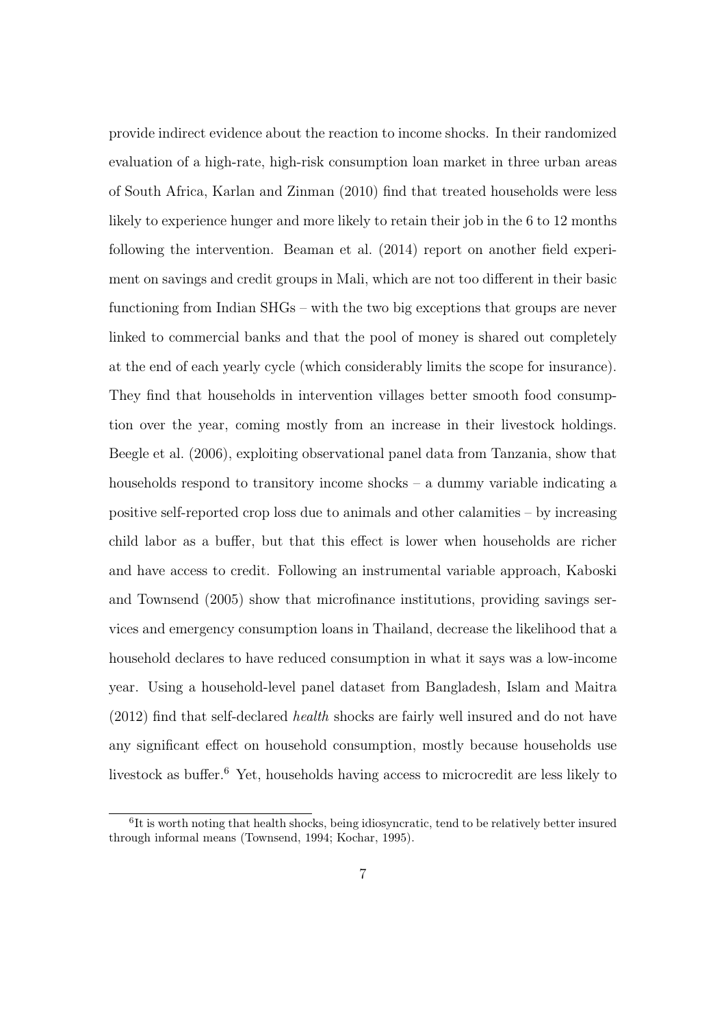provide indirect evidence about the reaction to income shocks. In their randomized evaluation of a high-rate, high-risk consumption loan market in three urban areas of South Africa, Karlan and Zinman (2010) find that treated households were less likely to experience hunger and more likely to retain their job in the 6 to 12 months following the intervention. Beaman et al. (2014) report on another field experiment on savings and credit groups in Mali, which are not too different in their basic functioning from Indian SHGs – with the two big exceptions that groups are never linked to commercial banks and that the pool of money is shared out completely at the end of each yearly cycle (which considerably limits the scope for insurance). They find that households in intervention villages better smooth food consumption over the year, coming mostly from an increase in their livestock holdings. Beegle et al. (2006), exploiting observational panel data from Tanzania, show that households respond to transitory income shocks – a dummy variable indicating a positive self-reported crop loss due to animals and other calamities – by increasing child labor as a buffer, but that this effect is lower when households are richer and have access to credit. Following an instrumental variable approach, Kaboski and Townsend (2005) show that microfinance institutions, providing savings services and emergency consumption loans in Thailand, decrease the likelihood that a household declares to have reduced consumption in what it says was a low-income year. Using a household-level panel dataset from Bangladesh, Islam and Maitra (2012) find that self-declared *health* shocks are fairly well insured and do not have any significant effect on household consumption, mostly because households use livestock as buffer.[6] Yet, households having access to microcredit are less likely to

[6] It is worth noting that health shocks, being idiosyncratic, tend to be relatively better insured through informal means (Townsend, 1994; Kochar, 1995).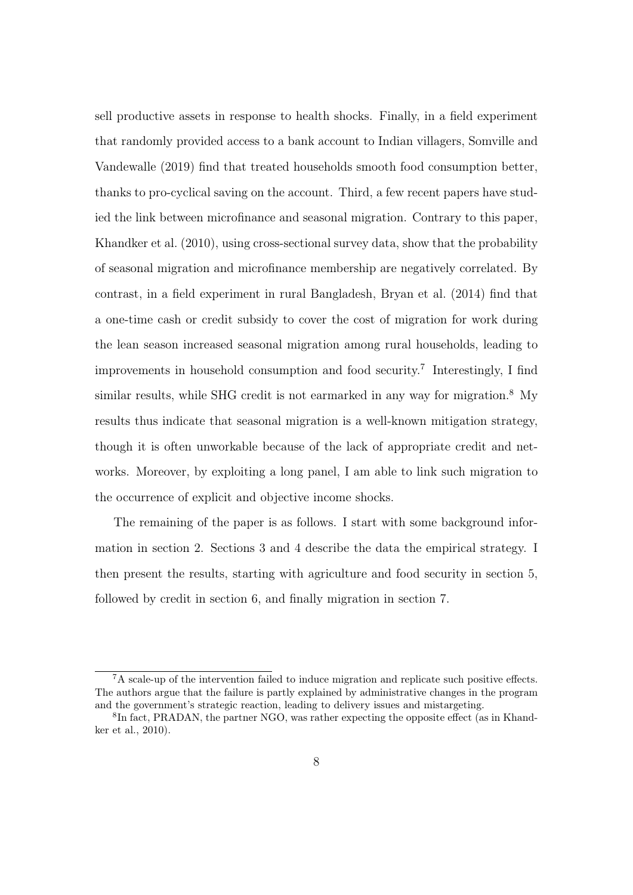sell productive assets in response to health shocks. Finally, in a field experiment that randomly provided access to a bank account to Indian villagers, Somville and Vandewalle (2019) find that treated households smooth food consumption better, thanks to pro-cyclical saving on the account. Third, a few recent papers have studied the link between microfinance and seasonal migration. Contrary to this paper, Khandker et al. (2010), using cross-sectional survey data, show that the probability of seasonal migration and microfinance membership are negatively correlated. By contrast, in a field experiment in rural Bangladesh, Bryan et al. (2014) find that a one-time cash or credit subsidy to cover the cost of migration for work during the lean season increased seasonal migration among rural households, leading to improvements in household consumption and food security.[7] Interestingly, I find similar results, while SHG credit is not earmarked in any way for migration.[8] My results thus indicate that seasonal migration is a well-known mitigation strategy, though it is often unworkable because of the lack of appropriate credit and networks. Moreover, by exploiting a long panel, I am able to link such migration to the occurrence of explicit and objective income shocks.

The remaining of the paper is as follows. I start with some background information in section 2. Sections 3 and 4 describe the data the empirical strategy. I then present the results, starting with agriculture and food security in section 5, followed by credit in section 6, and finally migration in section 7.

[7] A scale-up of the intervention failed to induce migration and replicate such positive effects. The authors argue that the failure is partly explained by administrative changes in the program and the government's strategic reaction, leading to delivery issues and mistargeting.

[8] In fact, PRADAN, the partner NGO, was rather expecting the opposite effect (as in Khandker et al., 2010).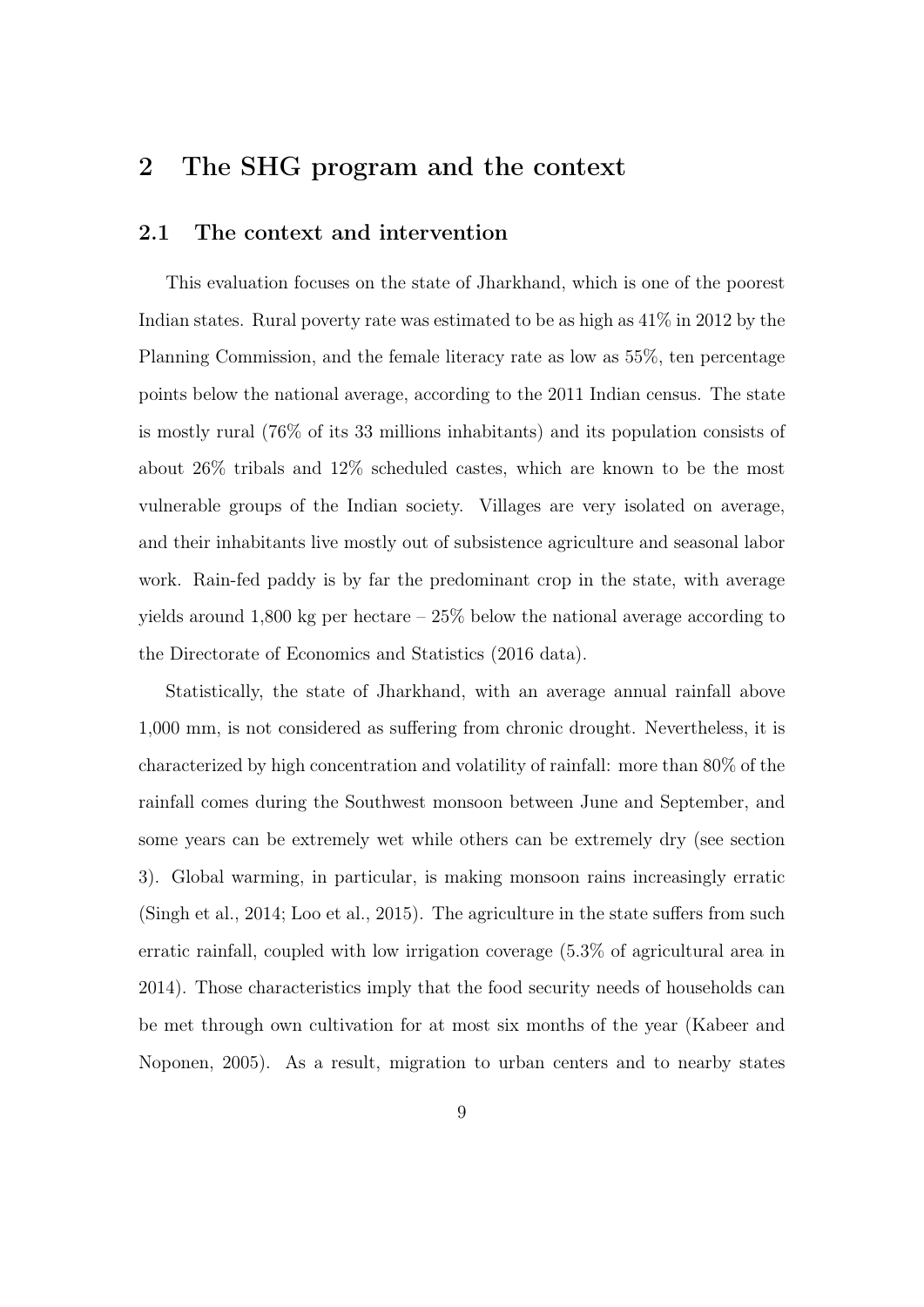# 2 The SHG program and the context

## 2.1 The context and intervention

This evaluation focuses on the state of Jharkhand, which is one of the poorest Indian states. Rural poverty rate was estimated to be as high as 41% in 2012 by the Planning Commission, and the female literacy rate as low as 55%, ten percentage points below the national average, according to the 2011 Indian census. The state is mostly rural (76% of its 33 millions inhabitants) and its population consists of about 26% tribals and 12% scheduled castes, which are known to be the most vulnerable groups of the Indian society. Villages are very isolated on average, and their inhabitants live mostly out of subsistence agriculture and seasonal labor work. Rain-fed paddy is by far the predominant crop in the state, with average yields around 1,800 kg per hectare – 25% below the national average according to the Directorate of Economics and Statistics (2016 data).

Statistically, the state of Jharkhand, with an average annual rainfall above 1,000 mm, is not considered as suffering from chronic drought. Nevertheless, it is characterized by high concentration and volatility of rainfall: more than 80% of the rainfall comes during the Southwest monsoon between June and September, and some years can be extremely wet while others can be extremely dry (see section 3). Global warming, in particular, is making monsoon rains increasingly erratic (Singh et al., 2014; Loo et al., 2015). The agriculture in the state suffers from such erratic rainfall, coupled with low irrigation coverage (5.3% of agricultural area in 2014). Those characteristics imply that the food security needs of households can be met through own cultivation for at most six months of the year (Kabeer and Noponen, 2005). As a result, migration to urban centers and to nearby states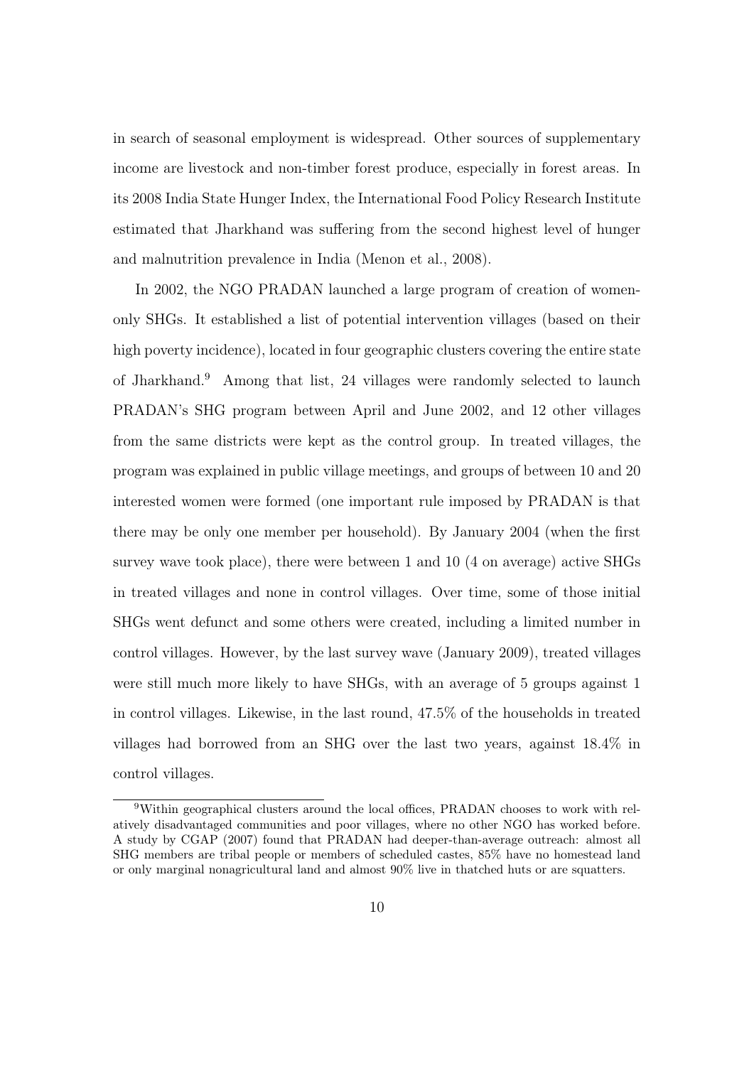in search of seasonal employment is widespread. Other sources of supplementary income are livestock and non-timber forest produce, especially in forest areas. In its 2008 India State Hunger Index, the International Food Policy Research Institute estimated that Jharkhand was suffering from the second highest level of hunger and malnutrition prevalence in India (Menon et al., 2008).

In 2002, the NGO PRADAN launched a large program of creation of women-only SHGs. It established a list of potential intervention villages (based on their high poverty incidence), located in four geographic clusters covering the entire state of Jharkhand.[9] Among that list, 24 villages were randomly selected to launch PRADAN's SHG program between April and June 2002, and 12 other villages from the same districts were kept as the control group. In treated villages, the program was explained in public village meetings, and groups of between 10 and 20 interested women were formed (one important rule imposed by PRADAN is that there may be only one member per household). By January 2004 (when the first survey wave took place), there were between 1 and 10 (4 on average) active SHGs in treated villages and none in control villages. Over time, some of those initial SHGs went defunct and some others were created, including a limited number in control villages. However, by the last survey wave (January 2009), treated villages were still much more likely to have SHGs, with an average of 5 groups against 1 in control villages. Likewise, in the last round, 47.5% of the households in treated villages had borrowed from an SHG over the last two years, against 18.4% in control villages.

[9] Within geographical clusters around the local offices, PRADAN chooses to work with relatively disadvantaged communities and poor villages, where no other NGO has worked before. A study by CGAP (2007) found that PRADAN had deeper-than-average outreach: almost all SHG members are tribal people or members of scheduled castes, 85% have no homestead land or only marginal nonagricultural land and almost 90% live in thatched huts or are squatters.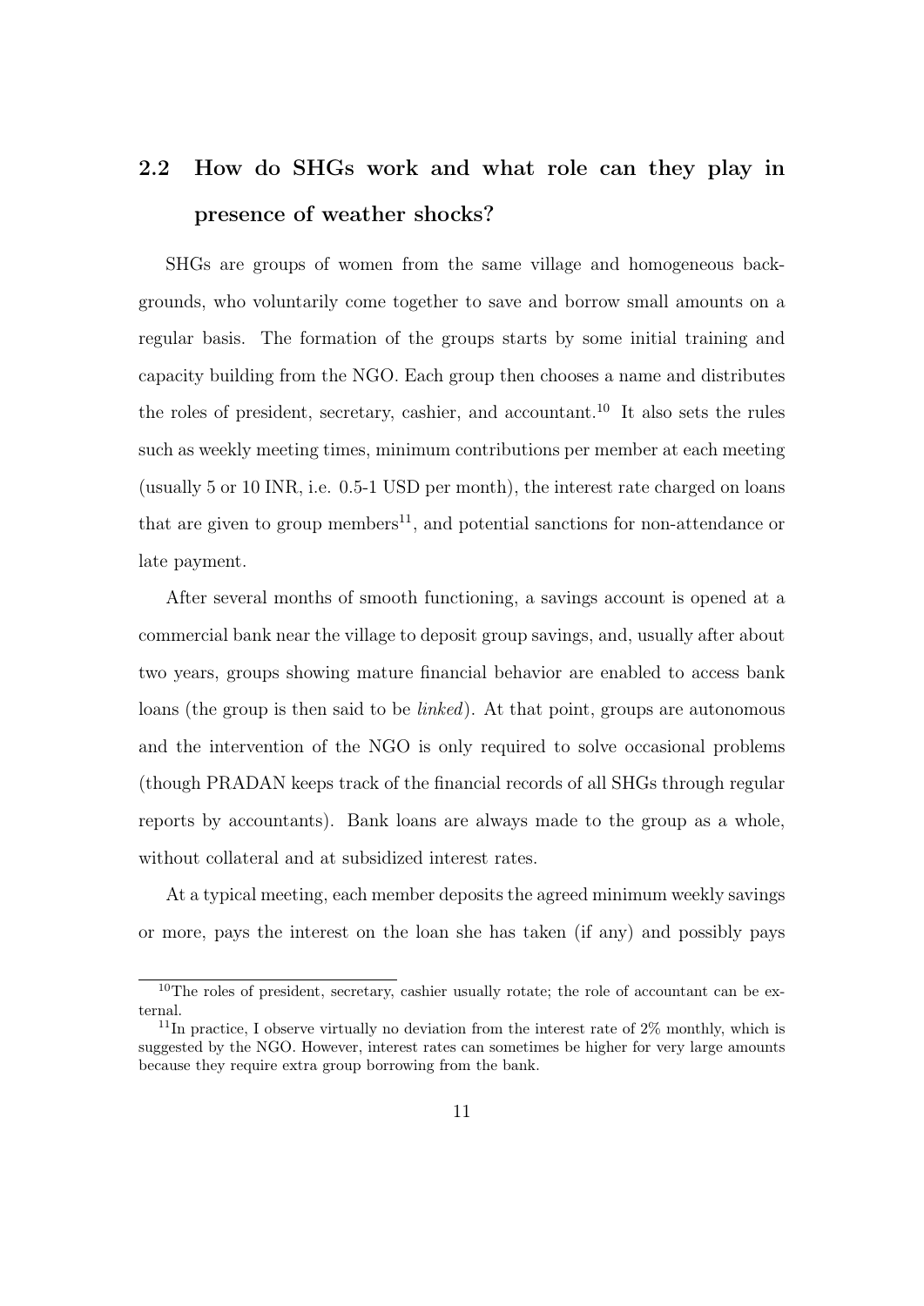## 2.2 How do SHGs work and what role can they play in presence of weather shocks?

SHGs are groups of women from the same village and homogeneous backgrounds, who voluntarily come together to save and borrow small amounts on a regular basis. The formation of the groups starts by some initial training and capacity building from the NGO. Each group then chooses a name and distributes the roles of president, secretary, cashier, and accountant.[10] It also sets the rules such as weekly meeting times, minimum contributions per member at each meeting (usually 5 or 10 INR, i.e. 0.5-1 USD per month), the interest rate charged on loans that are given to group members[11], and potential sanctions for non-attendance or late payment.

After several months of smooth functioning, a savings account is opened at a commercial bank near the village to deposit group savings, and, usually after about two years, groups showing mature financial behavior are enabled to access bank loans (the group is then said to be *linked*). At that point, groups are autonomous and the intervention of the NGO is only required to solve occasional problems (though PRADAN keeps track of the financial records of all SHGs through regular reports by accountants). Bank loans are always made to the group as a whole, without collateral and at subsidized interest rates.

At a typical meeting, each member deposits the agreed minimum weekly savings or more, pays the interest on the loan she has taken (if any) and possibly pays

[10] The roles of president, secretary, cashier usually rotate; the role of accountant can be external.

[11] In practice, I observe virtually no deviation from the interest rate of 2% monthly, which is suggested by the NGO. However, interest rates can sometimes be higher for very large amounts because they require extra group borrowing from the bank.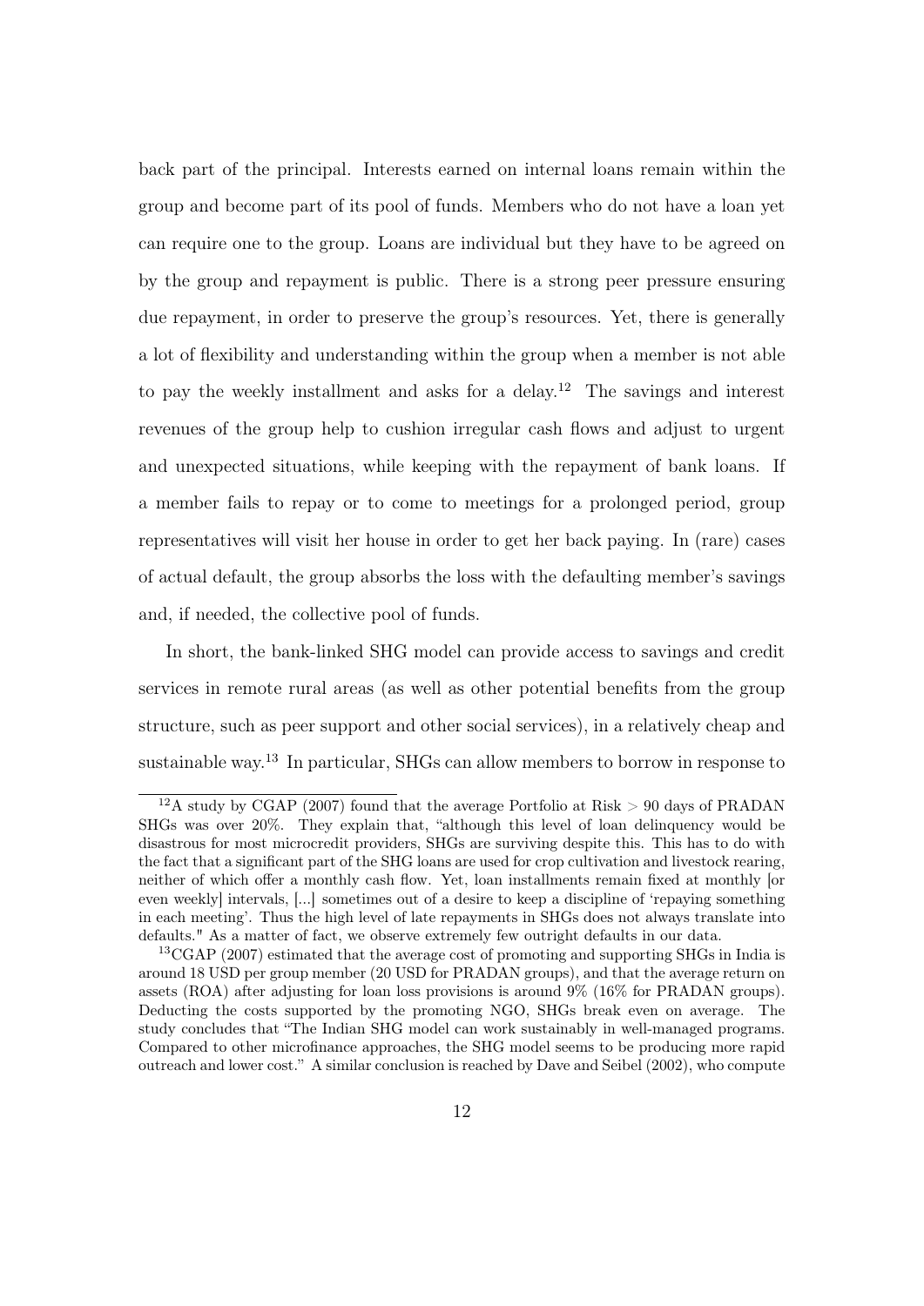back part of the principal. Interests earned on internal loans remain within the group and become part of its pool of funds. Members who do not have a loan yet can require one to the group. Loans are individual but they have to be agreed on by the group and repayment is public. There is a strong peer pressure ensuring due repayment, in order to preserve the group's resources. Yet, there is generally a lot of flexibility and understanding within the group when a member is not able to pay the weekly installment and asks for a delay.[12] The savings and interest revenues of the group help to cushion irregular cash flows and adjust to urgent and unexpected situations, while keeping with the repayment of bank loans. If a member fails to repay or to come to meetings for a prolonged period, group representatives will visit her house in order to get her back paying. In (rare) cases of actual default, the group absorbs the loss with the defaulting member's savings and, if needed, the collective pool of funds.

In short, the bank-linked SHG model can provide access to savings and credit services in remote rural areas (as well as other potential benefits from the group structure, such as peer support and other social services), in a relatively cheap and sustainable way.[13] In particular, SHGs can allow members to borrow in response to

---

[12] A study by CGAP (2007) found that the average Portfolio at Risk > 90 days of PRADAN SHGs was over 20%. They explain that, "although this level of loan delinquency would be disastrous for most microcredit providers, SHGs are surviving despite this. This has to do with the fact that a significant part of the SHG loans are used for crop cultivation and livestock rearing, neither of which offer a monthly cash flow. Yet, loan installments remain fixed at monthly [or even weekly] intervals, [...] sometimes out of a desire to keep a discipline of 'repaying something in each meeting'. Thus the high level of late repayments in SHGs does not always translate into defaults." As a matter of fact, we observe extremely few outright defaults in our data.

[13] CGAP (2007) estimated that the average cost of promoting and supporting SHGs in India is around 18 USD per group member (20 USD for PRADAN groups), and that the average return on assets (ROA) after adjusting for loan loss provisions is around 9% (16% for PRADAN groups). Deducting the costs supported by the promoting NGO, SHGs break even on average. The study concludes that "The Indian SHG model can work sustainably in well-managed programs. Compared to other microfinance approaches, the SHG model seems to be producing more rapid outreach and lower cost." A similar conclusion is reached by Dave and Seibel (2002), who compute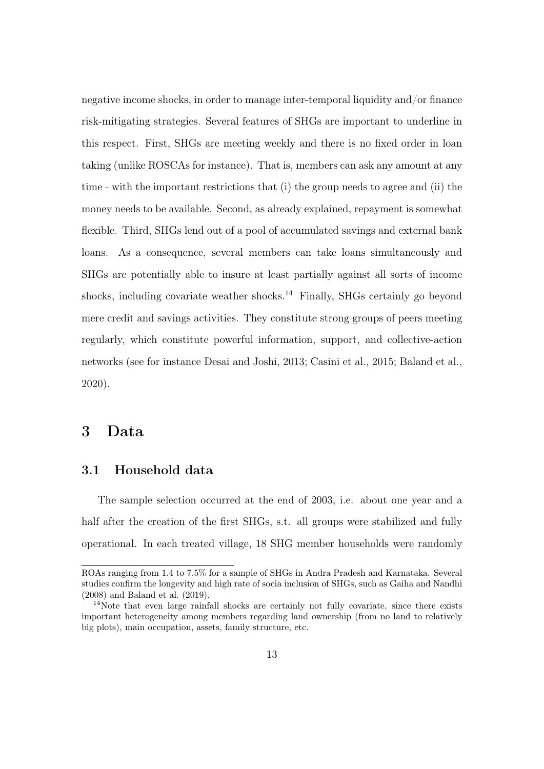negative income shocks, in order to manage inter-temporal liquidity and/or finance risk-mitigating strategies. Several features of SHGs are important to underline in this respect. First, SHGs are meeting weekly and there is no fixed order in loan taking (unlike ROSCAs for instance). That is, members can ask any amount at any time - with the important restrictions that (i) the group needs to agree and (ii) the money needs to be available. Second, as already explained, repayment is somewhat flexible. Third, SHGs lend out of a pool of accumulated savings and external bank loans. As a consequence, several members can take loans simultaneously and SHGs are potentially able to insure at least partially against all sorts of income shocks, including covariate weather shocks.[14] Finally, SHGs certainly go beyond mere credit and savings activities. They constitute strong groups of peers meeting regularly, which constitute powerful information, support, and collective-action networks (see for instance Desai and Joshi, 2013; Casini et al., 2015; Baland et al., 2020).

# 3 Data

## 3.1 Household data

The sample selection occurred at the end of 2003, i.e. about one year and a half after the creation of the first SHGs, s.t. all groups were stabilized and fully operational. In each treated village, 18 SHG member households were randomly

---

ROAs ranging from 1.4 to 7.5% for a sample of SHGs in Andra Pradesh and Karnataka. Several studies confirm the longevity and high rate of socia inclusion of SHGs, such as Gaiha and Nandhi (2008) and Baland et al. (2019).

[14] Note that even large rainfall shocks are certainly not fully covariate, since there exists important heterogeneity among members regarding land ownership (from no land to relatively big plots), main occupation, assets, family structure, etc.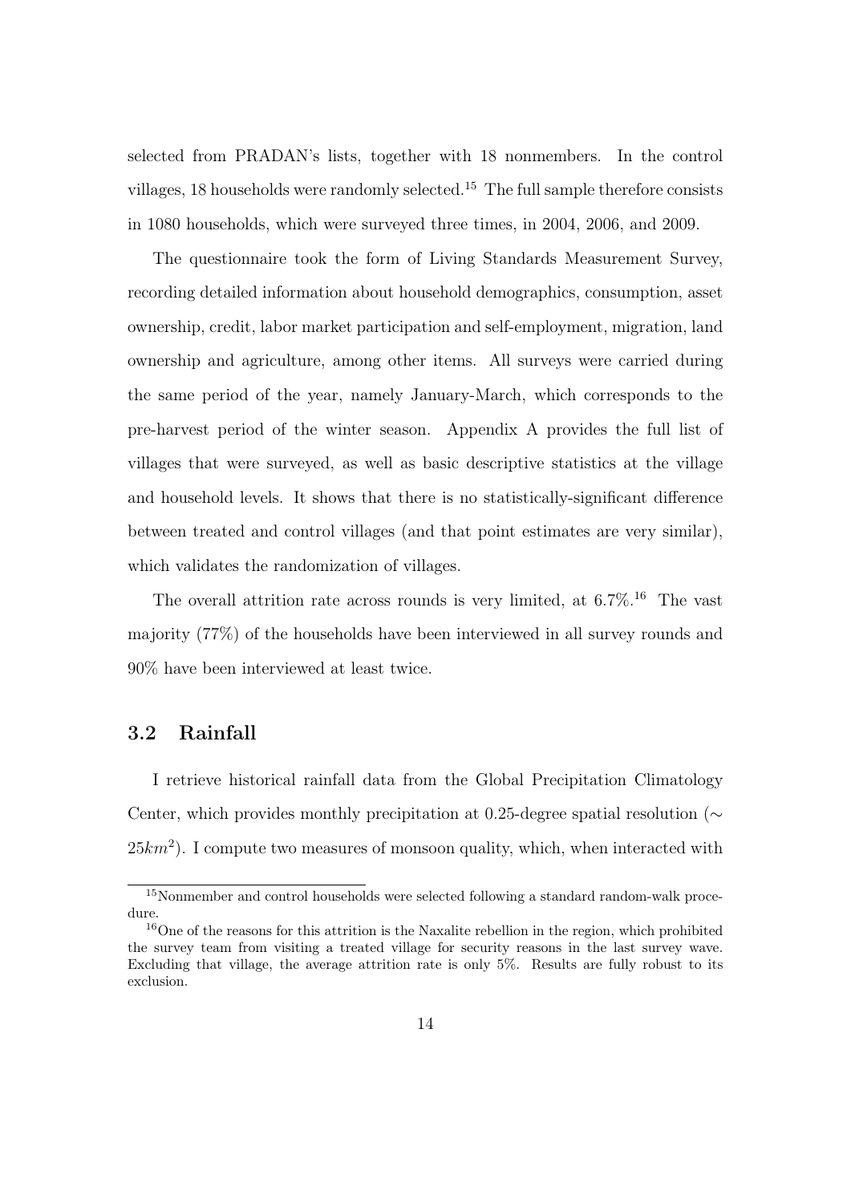selected from PRADAN's lists, together with 18 nonmembers. In the control villages, 18 households were randomly selected.[15] The full sample therefore consists in 1080 households, which were surveyed three times, in 2004, 2006, and 2009.

The questionnaire took the form of Living Standards Measurement Survey, recording detailed information about household demographics, consumption, asset ownership, credit, labor market participation and self-employment, migration, land ownership and agriculture, among other items. All surveys were carried during the same period of the year, namely January-March, which corresponds to the pre-harvest period of the winter season. Appendix A provides the full list of villages that were surveyed, as well as basic descriptive statistics at the village and household levels. It shows that there is no statistically-significant difference between treated and control villages (and that point estimates are very similar), which validates the randomization of villages.

The overall attrition rate across rounds is very limited, at 6.7%.[16] The vast majority (77%) of the households have been interviewed in all survey rounds and 90% have been interviewed at least twice.

## 3.2 Rainfall

I retrieve historical rainfall data from the Global Precipitation Climatology Center, which provides monthly precipitation at 0.25-degree spatial resolution ($\sim 25km^2$). I compute two measures of monsoon quality, which, when interacted with

[15] Nonmember and control households were selected following a standard random-walk procedure.

[16] One of the reasons for this attrition is the Naxalite rebellion in the region, which prohibited the survey team from visiting a treated village for security reasons in the last survey wave. Excluding that village, the average attrition rate is only 5%. Results are fully robust to its exclusion.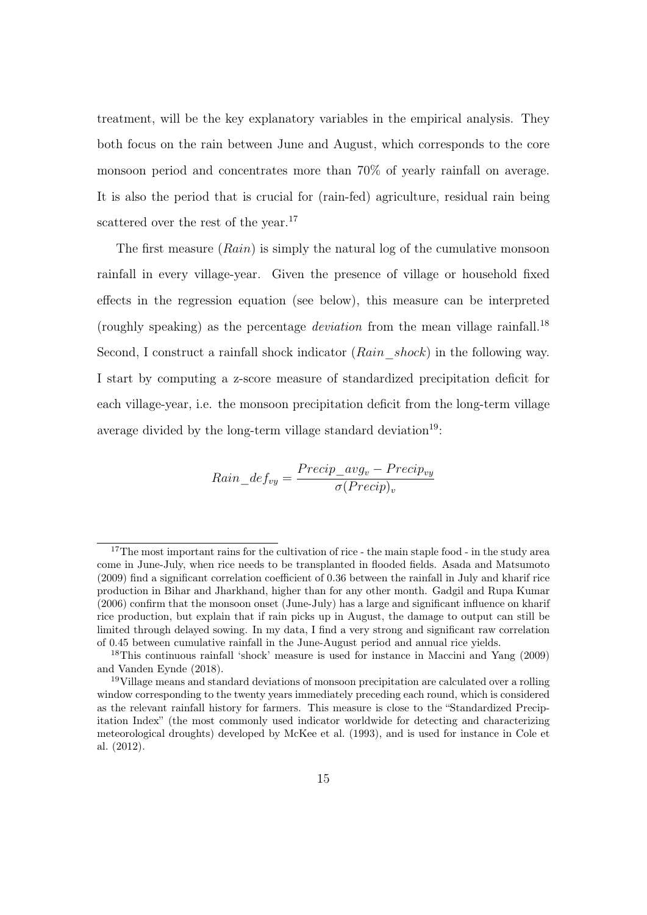treatment, will be the key explanatory variables in the empirical analysis. They both focus on the rain between June and August, which corresponds to the core monsoon period and concentrates more than 70% of yearly rainfall on average. It is also the period that is crucial for (rain-fed) agriculture, residual rain being scattered over the rest of the year.[17]

The first measure (*Rain*) is simply the natural log of the cumulative monsoon rainfall in every village-year. Given the presence of village or household fixed effects in the regression equation (see below), this measure can be interpreted (roughly speaking) as the percentage *deviation* from the mean village rainfall.[18] Second, I construct a rainfall shock indicator (*Rain_shock*) in the following way. I start by computing a z-score measure of standardized precipitation deficit for each village-year, i.e. the monsoon precipitation deficit from the long-term village average divided by the long-term village standard deviation[19]:

$$Rain\_def_{vy} = \frac{Precip\_avg_v - Precip_{vy}}{\sigma(Precip)_v}$$

[17] The most important rains for the cultivation of rice - the main staple food - in the study area come in June-July, when rice needs to be transplanted in flooded fields. Asada and Matsumoto (2009) find a significant correlation coefficient of 0.36 between the rainfall in July and kharif rice production in Bihar and Jharkhand, higher than for any other month. Gadgil and Rupa Kumar (2006) confirm that the monsoon onset (June-July) has a large and significant influence on kharif rice production, but explain that if rain picks up in August, the damage to output can still be limited through delayed sowing. In my data, I find a very strong and significant raw correlation of 0.45 between cumulative rainfall in the June-August period and annual rice yields.

[18] This continuous rainfall 'shock' measure is used for instance in Maccini and Yang (2009) and Vanden Eynde (2018).

[19] Village means and standard deviations of monsoon precipitation are calculated over a rolling window corresponding to the twenty years immediately preceding each round, which is considered as the relevant rainfall history for farmers. This measure is close to the "Standardized Precipitation Index" (the most commonly used indicator worldwide for detecting and characterizing meteorological droughts) developed by McKee et al. (1993), and is used for instance in Cole et al. (2012).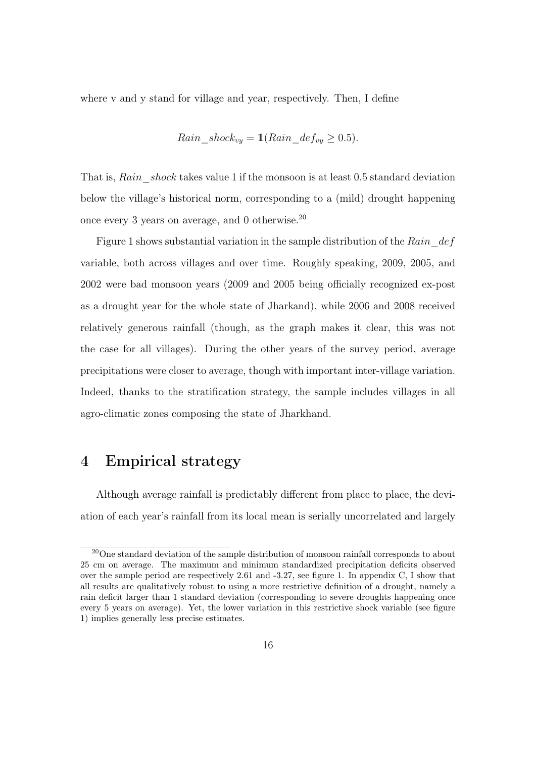where v and y stand for village and year, respectively. Then, I define

$$Rain\_shock_{vy} = \mathbb{1}(Rain\_def_{vy} \geq 0.5).$$

That is, *Rain_shock* takes value 1 if the monsoon is at least 0.5 standard deviation below the village's historical norm, corresponding to a (mild) drought happening once every 3 years on average, and 0 otherwise.[20]

Figure 1 shows substantial variation in the sample distribution of the *Rain_def* variable, both across villages and over time. Roughly speaking, 2009, 2005, and 2002 were bad monsoon years (2009 and 2005 being officially recognized ex-post as a drought year for the whole state of Jharkand), while 2006 and 2008 received relatively generous rainfall (though, as the graph makes it clear, this was not the case for all villages). During the other years of the survey period, average precipitations were closer to average, though with important inter-village variation. Indeed, thanks to the stratification strategy, the sample includes villages in all agro-climatic zones composing the state of Jharkhand.

# 4 Empirical strategy

Although average rainfall is predictably different from place to place, the deviation of each year's rainfall from its local mean is serially uncorrelated and largely

[20] One standard deviation of the sample distribution of monsoon rainfall corresponds to about 25 cm on average. The maximum and minimum standardized precipitation deficits observed over the sample period are respectively 2.61 and -3.27, see figure 1. In appendix C, I show that all results are qualitatively robust to using a more restrictive definition of a drought, namely a rain deficit larger than 1 standard deviation (corresponding to severe droughts happening once every 5 years on average). Yet, the lower variation in this restrictive shock variable (see figure 1) implies generally less precise estimates.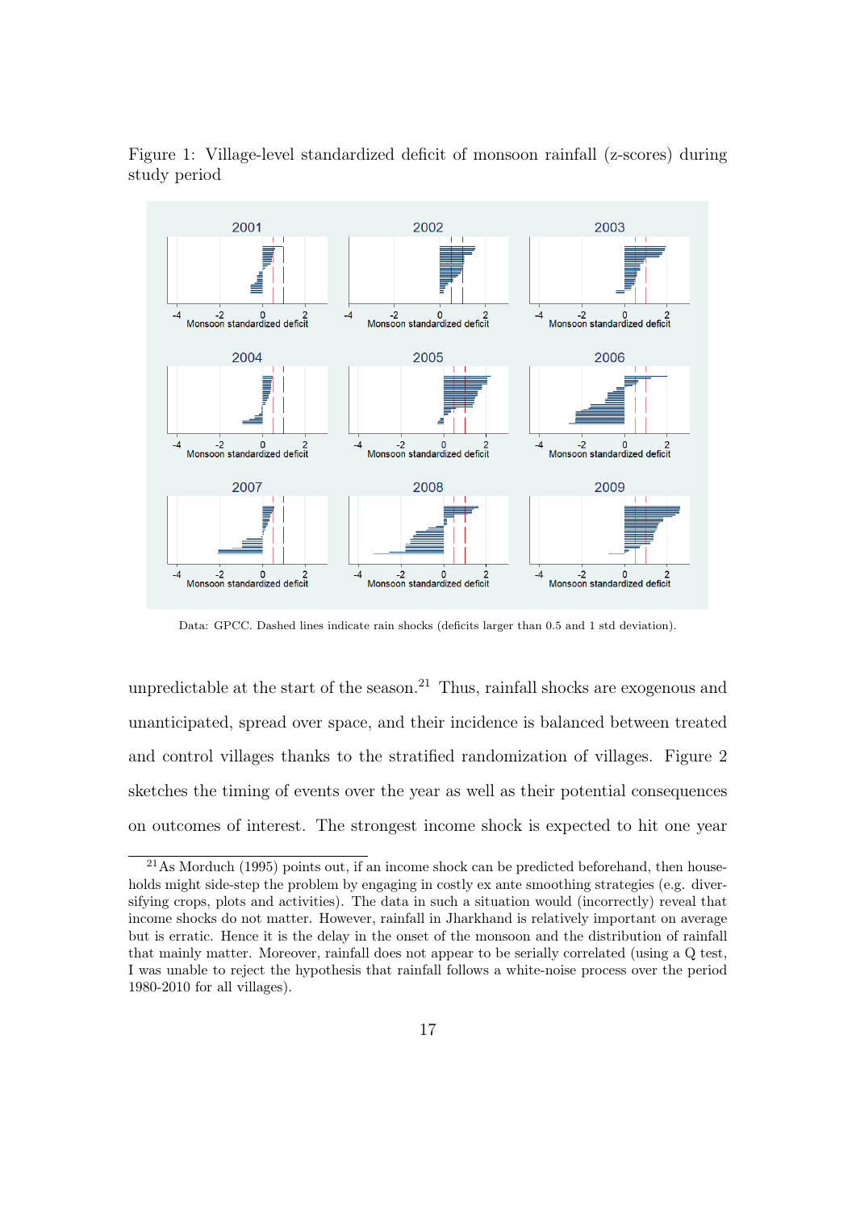Figure 1: Village-level standardized deficit of monsoon rainfall (z-scores) during study period

Data: GPCC. Dashed lines indicate rain shocks (deficits larger than 0.5 and 1 std deviation).

unpredictable at the start of the season.[21] Thus, rainfall shocks are exogenous and unanticipated, spread over space, and their incidence is balanced between treated and control villages thanks to the stratified randomization of villages. Figure 2 sketches the timing of events over the year as well as their potential consequences on outcomes of interest. The strongest income shock is expected to hit one year

[21] As Morduch (1995) points out, if an income shock can be predicted beforehand, then households might side-step the problem by engaging in costly ex ante smoothing strategies (e.g. diversifying crops, plots and activities). The data in such a situation would (incorrectly) reveal that income shocks do not matter. However, rainfall in Jharkhand is relatively important on average but is erratic. Hence it is the delay in the onset of the monsoon and the distribution of rainfall that mainly matter. Moreover, rainfall does not appear to be serially correlated (using a Q test, I was unable to reject the hypothesis that rainfall follows a white-noise process over the period 1980-2010 for all villages).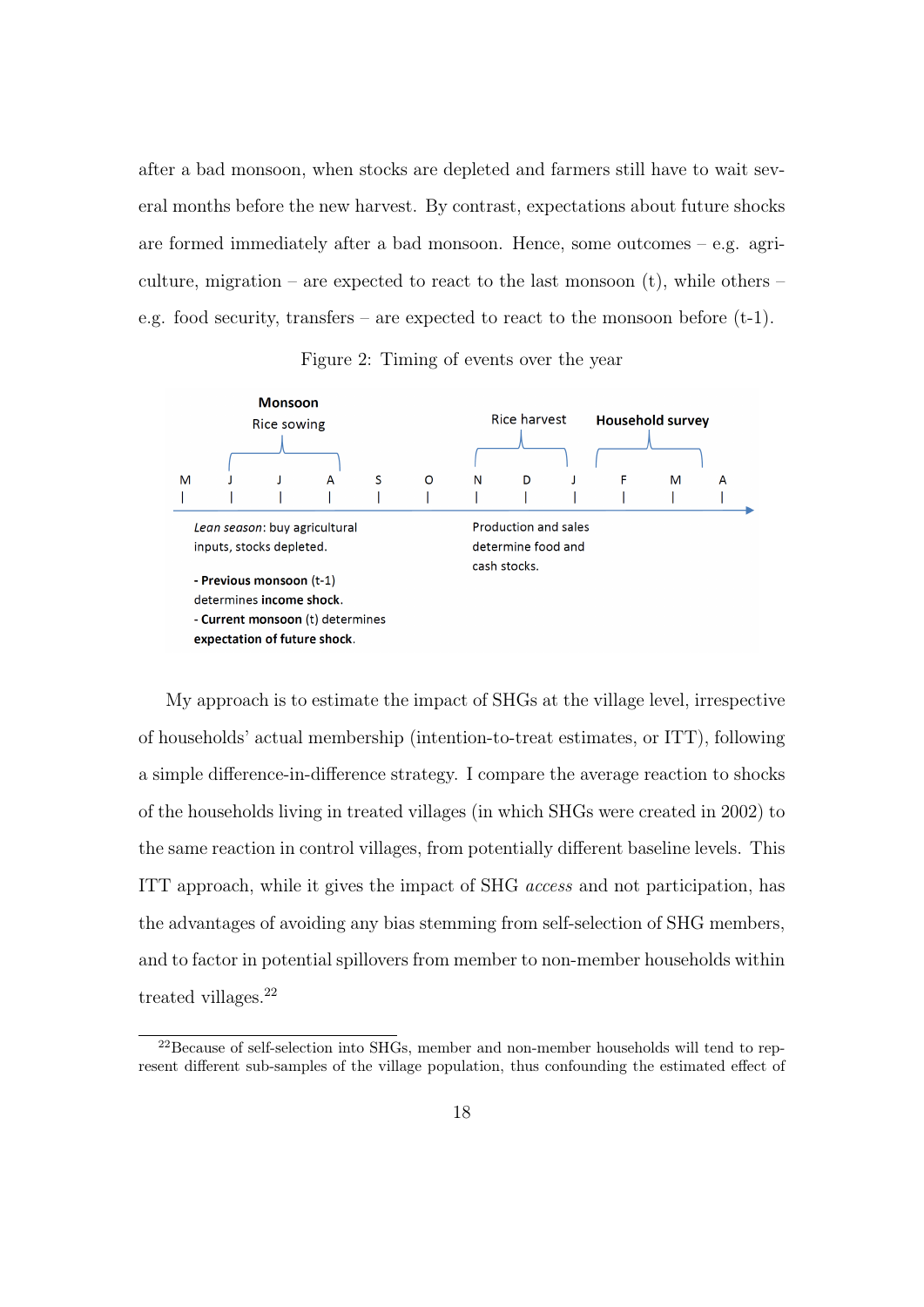after a bad monsoon, when stocks are depleted and farmers still have to wait several months before the new harvest. By contrast, expectations about future shocks are formed immediately after a bad monsoon. Hence, some outcomes – e.g. agriculture, migration – are expected to react to the last monsoon (t), while others – e.g. food security, transfers – are expected to react to the monsoon before (t-1).

Figure 2: Timing of events over the year

**Monsoon**
Rice sowing

Rice harvest

**Household survey**

M J J A S O N D J F M A

*Lean season*: buy agricultural inputs, stocks depleted.

**- Previous monsoon** (t-1) determines **income shock**.
- **Current monsoon** (t) determines **expectation of future shock**.

Production and sales determine food and cash stocks.

My approach is to estimate the impact of SHGs at the village level, irrespective of households' actual membership (intention-to-treat estimates, or ITT), following a simple difference-in-difference strategy. I compare the average reaction to shocks of the households living in treated villages (in which SHGs were created in 2002) to the same reaction in control villages, from potentially different baseline levels. This ITT approach, while it gives the impact of SHG *access* and not participation, has the advantages of avoiding any bias stemming from self-selection of SHG members, and to factor in potential spillovers from member to non-member households within treated villages.[22]

[22]Because of self-selection into SHGs, member and non-member households will tend to represent different sub-samples of the village population, thus confounding the estimated effect of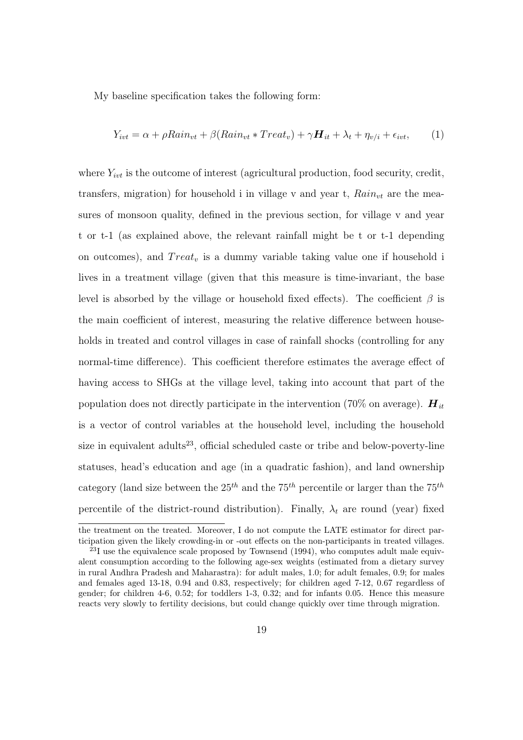My baseline specification takes the following form:

$$Y_{ivt} = \alpha + \rho Rain_{vt} + \beta(Rain_{vt} * Treat_v) + \gamma \boldsymbol{H}_{it} + \lambda_t + \eta_{v/i} + \epsilon_{ivt}, \qquad (1)$$

where $Y_{ivt}$ is the outcome of interest (agricultural production, food security, credit, transfers, migration) for household i in village v and year t, $Rain_{vt}$ are the measures of monsoon quality, defined in the previous section, for village v and year t or t-1 (as explained above, the relevant rainfall might be t or t-1 depending on outcomes), and $Treat_v$ is a dummy variable taking value one if household i lives in a treatment village (given that this measure is time-invariant, the base level is absorbed by the village or household fixed effects). The coefficient $\beta$ is the main coefficient of interest, measuring the relative difference between households in treated and control villages in case of rainfall shocks (controlling for any normal-time difference). This coefficient therefore estimates the average effect of having access to SHGs at the village level, taking into account that part of the population does not directly participate in the intervention (70% on average). $\boldsymbol{H}_{it}$ is a vector of control variables at the household level, including the household size in equivalent adults[23], official scheduled caste or tribe and below-poverty-line statuses, head's education and age (in a quadratic fashion), and land ownership category (land size between the $25^{th}$ and the $75^{th}$ percentile or larger than the $75^{th}$ percentile of the district-round distribution). Finally, $\lambda_t$ are round (year) fixed

the treatment on the treated. Moreover, I do not compute the LATE estimator for direct participation given the likely crowding-in or -out effects on the non-participants in treated villages.

[23] I use the equivalence scale proposed by Townsend (1994), who computes adult male equivalent consumption according to the following age-sex weights (estimated from a dietary survey in rural Andhra Pradesh and Maharastra): for adult males, 1.0; for adult females, 0.9; for males and females aged 13-18, 0.94 and 0.83, respectively; for children aged 7-12, 0.67 regardless of gender; for children 4-6, 0.52; for toddlers 1-3, 0.32; and for infants 0.05. Hence this measure reacts very slowly to fertility decisions, but could change quickly over time through migration.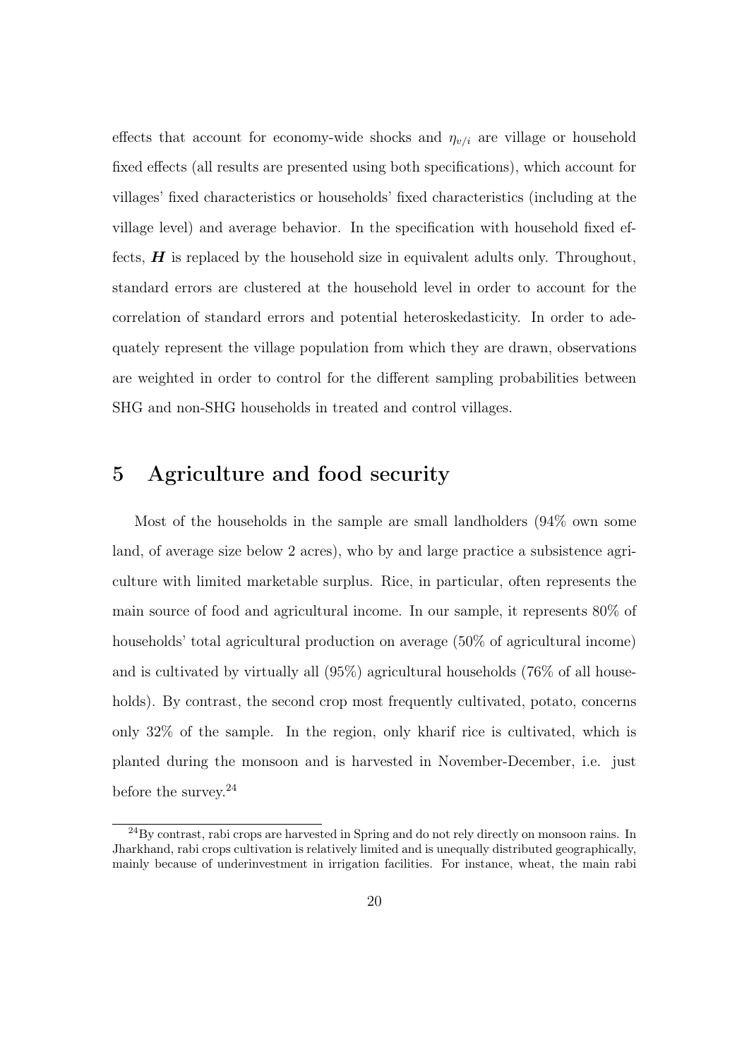effects that account for economy-wide shocks and $\eta_{v/i}$ are village or household fixed effects (all results are presented using both specifications), which account for villages' fixed characteristics or households' fixed characteristics (including at the village level) and average behavior. In the specification with household fixed effects, $\boldsymbol{H}$ is replaced by the household size in equivalent adults only. Throughout, standard errors are clustered at the household level in order to account for the correlation of standard errors and potential heteroskedasticity. In order to adequately represent the village population from which they are drawn, observations are weighted in order to control for the different sampling probabilities between SHG and non-SHG households in treated and control villages.

# 5 Agriculture and food security

Most of the households in the sample are small landholders (94% own some land, of average size below 2 acres), who by and large practice a subsistence agriculture with limited marketable surplus. Rice, in particular, often represents the main source of food and agricultural income. In our sample, it represents 80% of households' total agricultural production on average (50% of agricultural income) and is cultivated by virtually all (95%) agricultural households (76% of all households). By contrast, the second crop most frequently cultivated, potato, concerns only 32% of the sample. In the region, only kharif rice is cultivated, which is planted during the monsoon and is harvested in November-December, i.e. just before the survey.[24]

[24] By contrast, rabi crops are harvested in Spring and do not rely directly on monsoon rains. In Jharkhand, rabi crops cultivation is relatively limited and is unequally distributed geographically, mainly because of underinvestment in irrigation facilities. For instance, wheat, the main rabi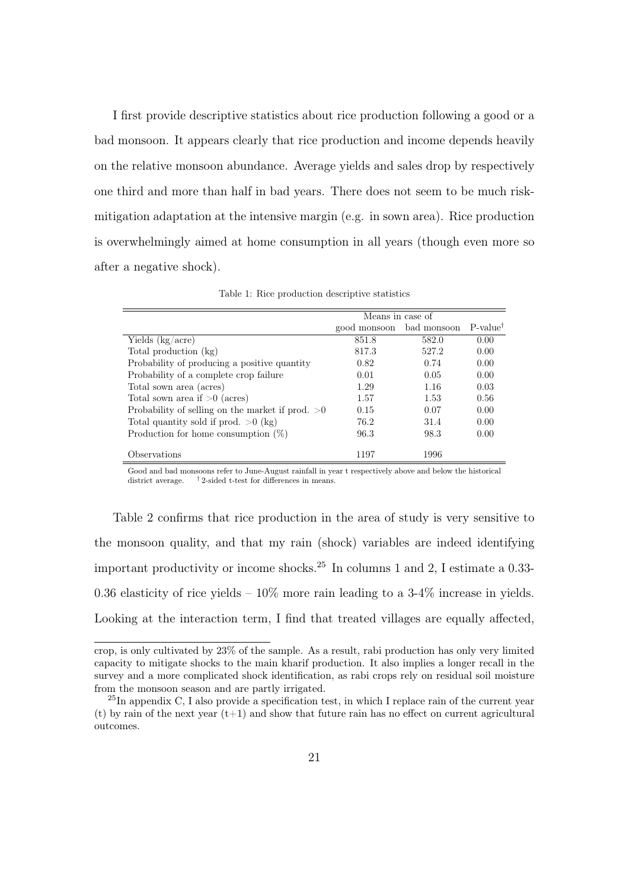I first provide descriptive statistics about rice production following a good or a bad monsoon. It appears clearly that rice production and income depends heavily on the relative monsoon abundance. Average yields and sales drop by respectively one third and more than half in bad years. There does not seem to be much risk-mitigation adaptation at the intensive margin (e.g. in sown area). Rice production is overwhelmingly aimed at home consumption in all years (though even more so after a negative shock).

Table 1: Rice production descriptive statistics

| | Means in case of | | |
|---|---|---|---|
| | good monsoon | bad monsoon | P-value† |
| Yields (kg/acre) | 851.8 | 582.0 | 0.00 |
| Total production (kg) | 817.3 | 527.2 | 0.00 |
| Probability of producing a positive quantity | 0.82 | 0.74 | 0.00 |
| Probability of a complete crop failure | 0.01 | 0.05 | 0.00 |
| Total sown area (acres) | 1.29 | 1.16 | 0.03 |
| Total sown area if >0 (acres) | 1.57 | 1.53 | 0.56 |
| Probability of selling on the market if prod. >0 | 0.15 | 0.07 | 0.00 |
| Total quantity sold if prod. >0 (kg) | 76.2 | 31.4 | 0.00 |
| Production for home consumption (%) | 96.3 | 98.3 | 0.00 |
| Observations | 1197 | 1996 | |

Good and bad monsoons refer to June-August rainfall in year t respectively above and below the historical district average. † 2-sided t-test for differences in means.

Table 2 confirms that rice production in the area of study is very sensitive to the monsoon quality, and that my rain (shock) variables are indeed identifying important productivity or income shocks.[25] In columns 1 and 2, I estimate a 0.33-0.36 elasticity of rice yields – 10% more rain leading to a 3-4% increase in yields. Looking at the interaction term, I find that treated villages are equally affected,

crop, is only cultivated by 23% of the sample. As a result, rabi production has only very limited capacity to mitigate shocks to the main kharif production. It also implies a longer recall in the survey and a more complicated shock identification, as rabi crops rely on residual soil moisture from the monsoon season and are partly irrigated.

[25] In appendix C, I also provide a specification test, in which I replace rain of the current year (t) by rain of the next year (t+1) and show that future rain has no effect on current agricultural outcomes.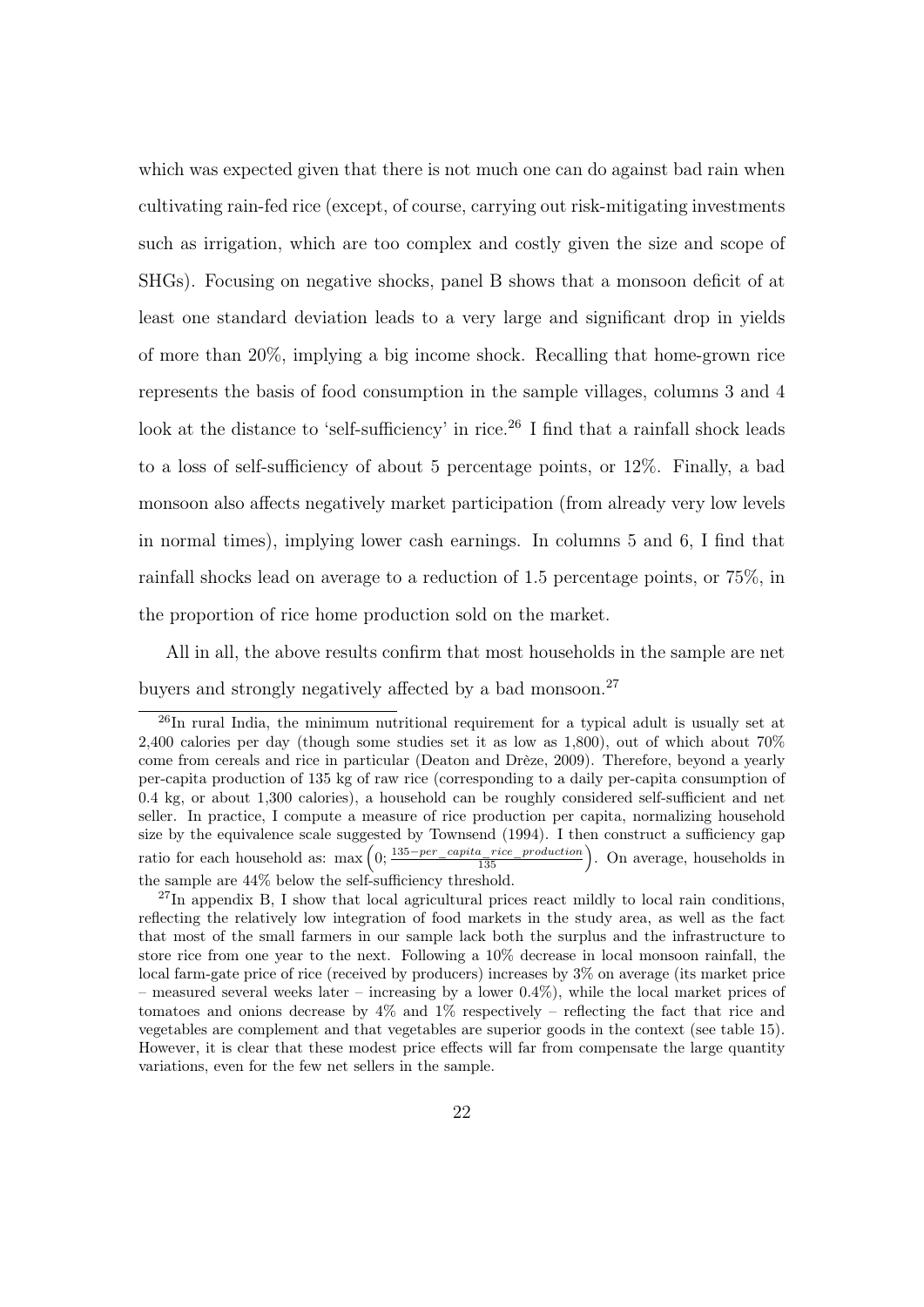which was expected given that there is not much one can do against bad rain when cultivating rain-fed rice (except, of course, carrying out risk-mitigating investments such as irrigation, which are too complex and costly given the size and scope of SHGs). Focusing on negative shocks, panel B shows that a monsoon deficit of at least one standard deviation leads to a very large and significant drop in yields of more than 20%, implying a big income shock. Recalling that home-grown rice represents the basis of food consumption in the sample villages, columns 3 and 4 look at the distance to 'self-sufficiency' in rice.[26] I find that a rainfall shock leads to a loss of self-sufficiency of about 5 percentage points, or 12%. Finally, a bad monsoon also affects negatively market participation (from already very low levels in normal times), implying lower cash earnings. In columns 5 and 6, I find that rainfall shocks lead on average to a reduction of 1.5 percentage points, or 75%, in the proportion of rice home production sold on the market.

All in all, the above results confirm that most households in the sample are net buyers and strongly negatively affected by a bad monsoon.[27]

---

[26] In rural India, the minimum nutritional requirement for a typical adult is usually set at 2,400 calories per day (though some studies set it as low as 1,800), out of which about 70% come from cereals and rice in particular (Deaton and Drèze, 2009). Therefore, beyond a yearly per-capita production of 135 kg of raw rice (corresponding to a daily per-capita consumption of 0.4 kg, or about 1,300 calories), a household can be roughly considered self-sufficient and net seller. In practice, I compute a measure of rice production per capita, normalizing household size by the equivalence scale suggested by Townsend (1994). I then construct a sufficiency gap ratio for each household as: $\max\left(0; \frac{135 - per\_capita\_rice\_production}{135}\right)$. On average, households in the sample are 44% below the self-sufficiency threshold.

[27] In appendix B, I show that local agricultural prices react mildly to local rain conditions, reflecting the relatively low integration of food markets in the study area, as well as the fact that most of the small farmers in our sample lack both the surplus and the infrastructure to store rice from one year to the next. Following a 10% decrease in local monsoon rainfall, the local farm-gate price of rice (received by producers) increases by 3% on average (its market price – measured several weeks later – increasing by a lower 0.4%), while the local market prices of tomatoes and onions decrease by 4% and 1% respectively – reflecting the fact that rice and vegetables are complement and that vegetables are superior goods in the context (see table 15). However, it is clear that these modest price effects will far from compensate the large quantity variations, even for the few net sellers in the sample.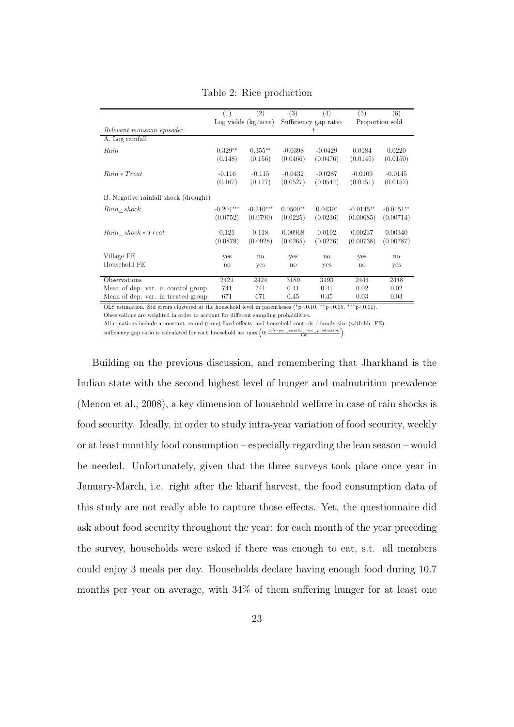Table 2: Rice production

| | (1) | (2) | (3) | (4) | (5) | (6) |
|---|---|---|---|---|---|---|
| | Log yields (kg/acre) | | Sufficiency gap ratio | | Proportion sold | |
| *Relevant monsoon episode:* | | | $t$ | | | |
| A. Log rainfall | | | | | | |
| *Rain* | 0.329** | 0.355** | -0.0398 | -0.0429 | 0.0184 | 0.0220 |
| | (0.148) | (0.156) | (0.0466) | (0.0476) | (0.0145) | (0.0150) |
| $Rain * Treat$ | -0.116 | -0.115 | -0.0432 | -0.0287 | -0.0109 | -0.0145 |
| | (0.167) | (0.177) | (0.0527) | (0.0544) | (0.0151) | (0.0157) |
| B. Negative rainfall shock (drought) | | | | | | |
| *Rain_shock* | -0.204*** | -0.210*** | 0.0500** | 0.0439* | -0.0145** | -0.0151** |
| | (0.0752) | (0.0790) | (0.0225) | (0.0236) | (0.00685) | (0.00714) |
| $Rain\_shock * Treat$ | 0.121 | 0.118 | 0.00968 | 0.0102 | 0.00237 | 0.00340 |
| | (0.0879) | (0.0928) | (0.0265) | (0.0276) | (0.00738) | (0.00787) |
| Village FE | yes | no | yes | no | yes | no |
| Household FE | no | yes | no | yes | no | yes |
| Observations | 2421 | 2424 | 3189 | 3193 | 2444 | 2448 |
| Mean of dep. var. in control group | 741 | 741 | 0.41 | 0.41 | 0.02 | 0.02 |
| Mean of dep. var. in treated group | 671 | 671 | 0.45 | 0.45 | 0.03 | 0.03 |

OLS estimation. Std errors clustered at the household level in parentheses (*p<0.10, **p<0.05, ***p<0.01).
Observations are weighted in order to account for different sampling probabilities.
All equations include a constant, round (time) fixed effects, and household controls / family size (with hh. FE).
sufficiency gap ratio is calculated for each household as: $\max\left(0; \frac{135 - per\_capita\_rice\_production}{135}\right)$.

Building on the previous discussion, and remembering that Jharkhand is the Indian state with the second highest level of hunger and malnutrition prevalence (Menon et al., 2008), a key dimension of household welfare in case of rain shocks is food security. Ideally, in order to study intra-year variation of food security, weekly or at least monthly food consumption – especially regarding the lean season – would be needed. Unfortunately, given that the three surveys took place once year in January-March, i.e. right after the kharif harvest, the food consumption data of this study are not really able to capture those effects. Yet, the questionnaire did ask about food security throughout the year: for each month of the year preceding the survey, households were asked if there was enough to eat, s.t. all members could enjoy 3 meals per day. Households declare having enough food during 10.7 months per year on average, with 34% of them suffering hunger for at least one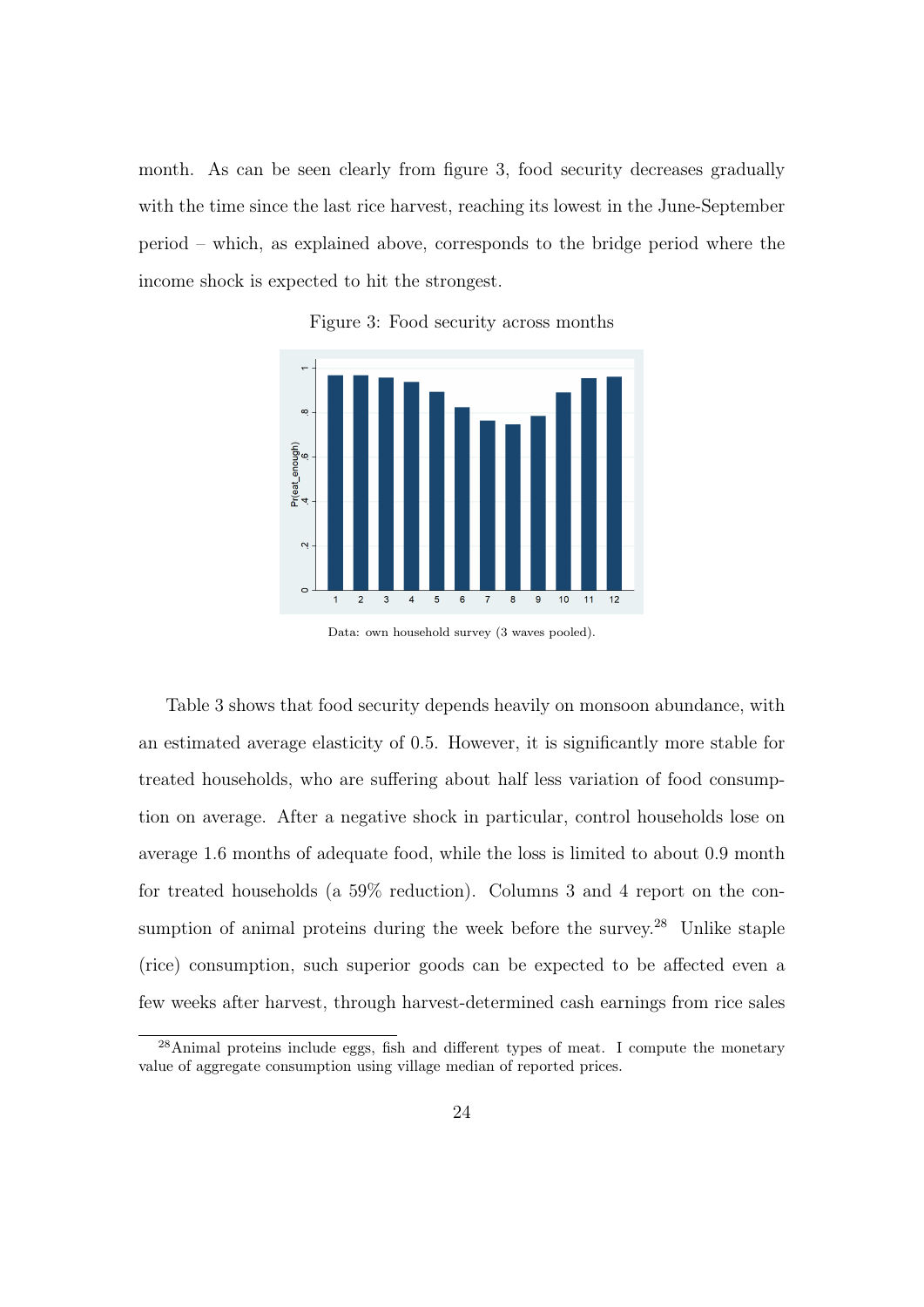month. As can be seen clearly from figure 3, food security decreases gradually with the time since the last rice harvest, reaching its lowest in the June-September period – which, as explained above, corresponds to the bridge period where the income shock is expected to hit the strongest.

Figure 3: Food security across months

Data: own household survey (3 waves pooled).

Table 3 shows that food security depends heavily on monsoon abundance, with an estimated average elasticity of 0.5. However, it is significantly more stable for treated households, who are suffering about half less variation of food consumption on average. After a negative shock in particular, control households lose on average 1.6 months of adequate food, while the loss is limited to about 0.9 month for treated households (a 59% reduction). Columns 3 and 4 report on the consumption of animal proteins during the week before the survey.[28] Unlike staple (rice) consumption, such superior goods can be expected to be affected even a few weeks after harvest, through harvest-determined cash earnings from rice sales

[28] Animal proteins include eggs, fish and different types of meat. I compute the monetary value of aggregate consumption using village median of reported prices.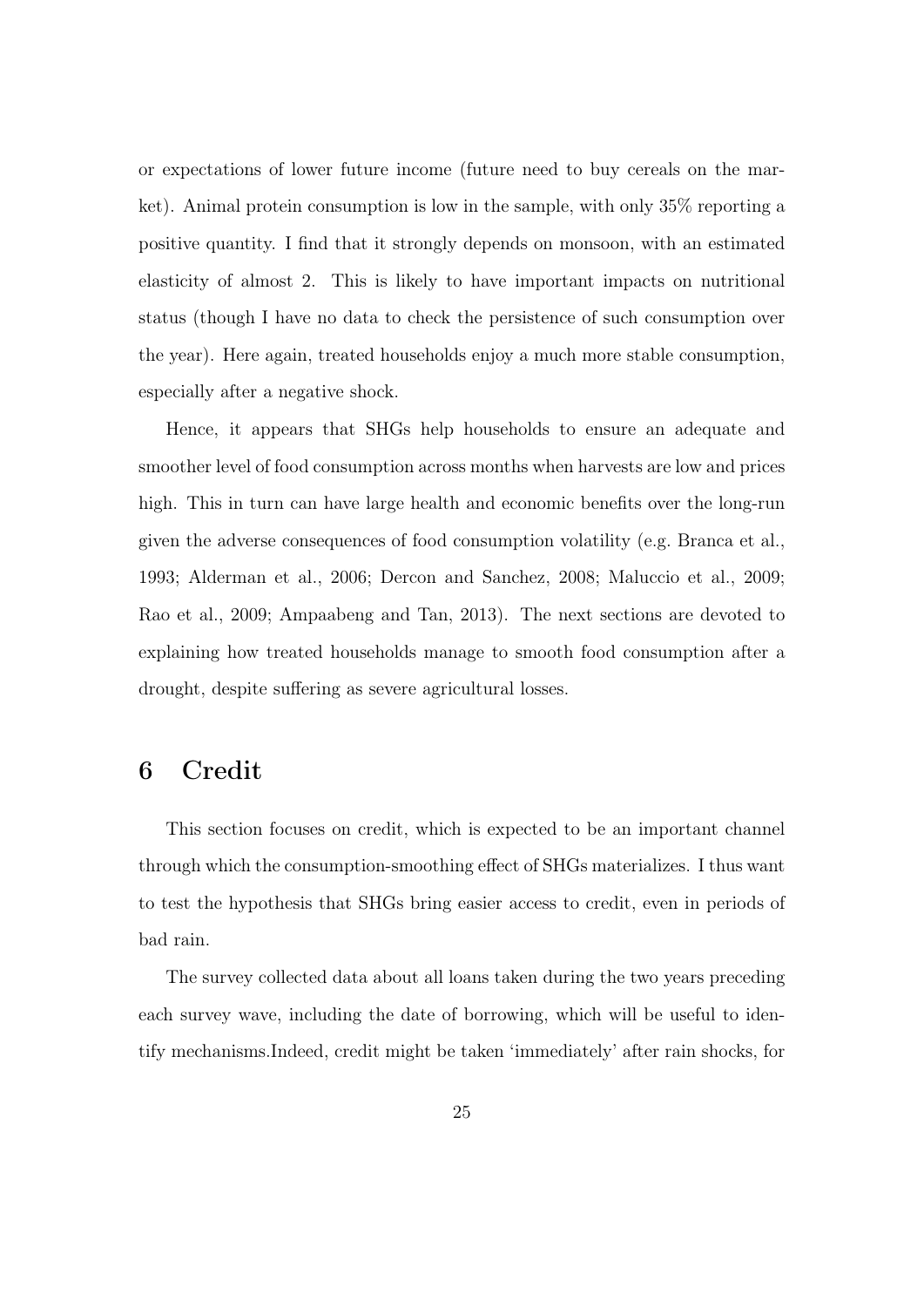or expectations of lower future income (future need to buy cereals on the market). Animal protein consumption is low in the sample, with only 35% reporting a positive quantity. I find that it strongly depends on monsoon, with an estimated elasticity of almost 2. This is likely to have important impacts on nutritional status (though I have no data to check the persistence of such consumption over the year). Here again, treated households enjoy a much more stable consumption, especially after a negative shock.

Hence, it appears that SHGs help households to ensure an adequate and smoother level of food consumption across months when harvests are low and prices high. This in turn can have large health and economic benefits over the long-run given the adverse consequences of food consumption volatility (e.g. Branca et al., 1993; Alderman et al., 2006; Dercon and Sanchez, 2008; Maluccio et al., 2009; Rao et al., 2009; Ampaabeng and Tan, 2013). The next sections are devoted to explaining how treated households manage to smooth food consumption after a drought, despite suffering as severe agricultural losses.

## 6 Credit

This section focuses on credit, which is expected to be an important channel through which the consumption-smoothing effect of SHGs materializes. I thus want to test the hypothesis that SHGs bring easier access to credit, even in periods of bad rain.

The survey collected data about all loans taken during the two years preceding each survey wave, including the date of borrowing, which will be useful to identify mechanisms.Indeed, credit might be taken 'immediately' after rain shocks, for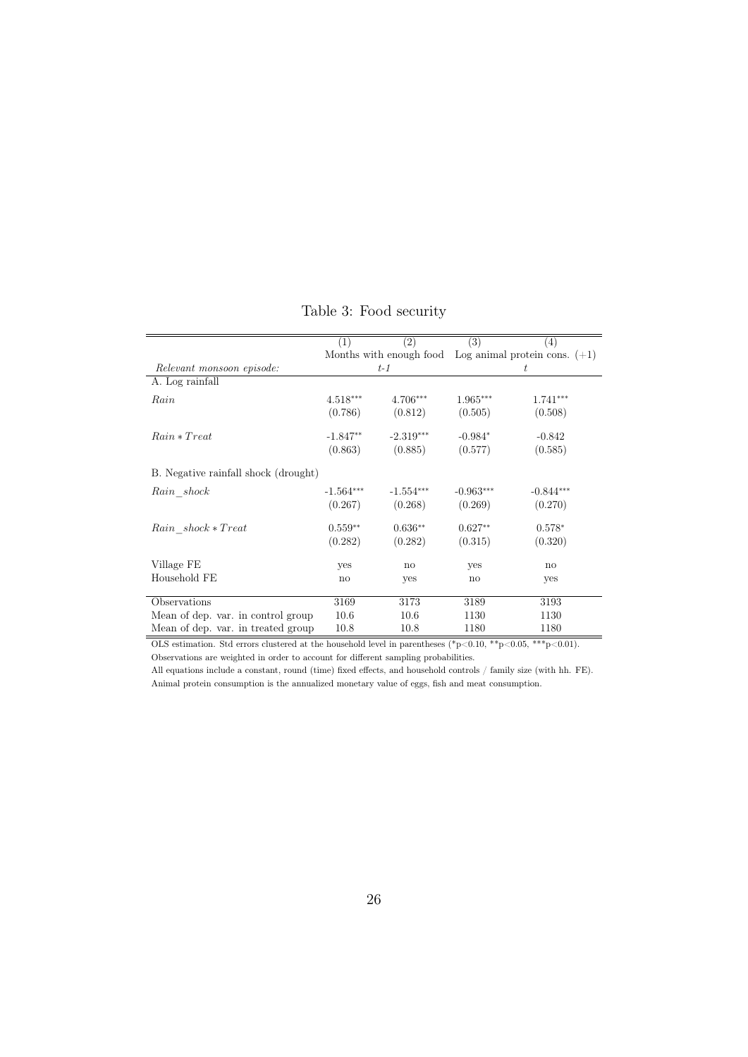Table 3: Food security

| | (1) | (2) | (3) | (4) |
|---|---|---|---|---|
| | Months with enough food | | Log animal protein cons. (+1) | |
| *Relevant monsoon episode:* | *t-1* | | *t* | |
| A. Log rainfall | | | | |
| *Rain* | 4.518*** | 4.706*** | 1.965*** | 1.741*** |
| | (0.786) | (0.812) | (0.505) | (0.508) |
| $Rain * Treat$ | -1.847** | -2.319*** | -0.984* | -0.842 |
| | (0.863) | (0.885) | (0.577) | (0.585) |
| B. Negative rainfall shock (drought) | | | | |
| $Rain\_shock$ | -1.564*** | -1.554*** | -0.963*** | -0.844*** |
| | (0.267) | (0.268) | (0.269) | (0.270) |
| $Rain\_shock * Treat$ | 0.559** | 0.636** | 0.627** | 0.578* |
| | (0.282) | (0.282) | (0.315) | (0.320) |
| Village FE | yes | no | yes | no |
| Household FE | no | yes | no | yes |
| Observations | 3169 | 3173 | 3189 | 3193 |
| Mean of dep. var. in control group | 10.6 | 10.6 | 1130 | 1130 |
| Mean of dep. var. in treated group | 10.8 | 10.8 | 1180 | 1180 |

OLS estimation. Std errors clustered at the household level in parentheses (*p<0.10, **p<0.05, ***p<0.01).
Observations are weighted in order to account for different sampling probabilities.
All equations include a constant, round (time) fixed effects, and household controls / family size (with hh. FE).
Animal protein consumption is the annualized monetary value of eggs, fish and meat consumption.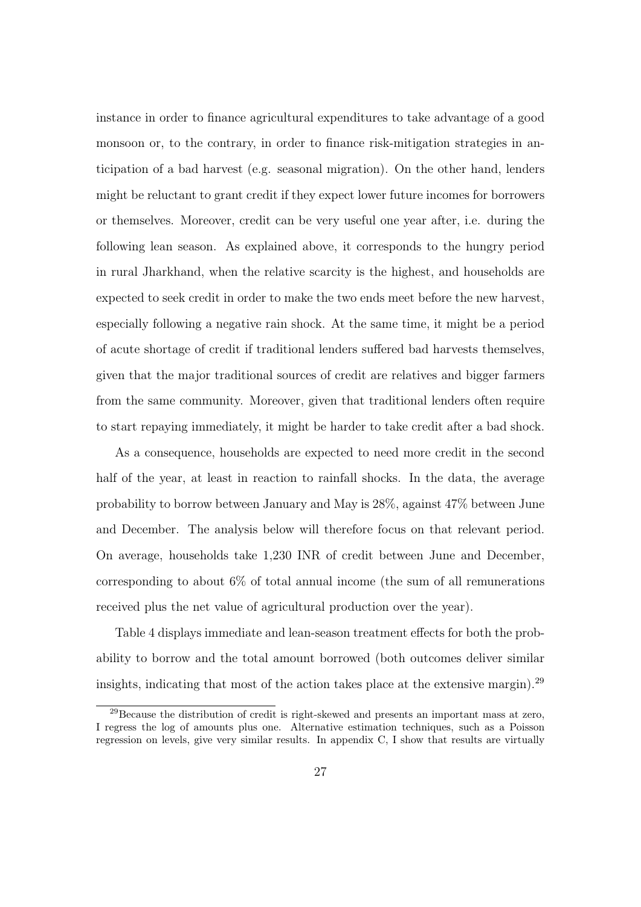instance in order to finance agricultural expenditures to take advantage of a good monsoon or, to the contrary, in order to finance risk-mitigation strategies in anticipation of a bad harvest (e.g. seasonal migration). On the other hand, lenders might be reluctant to grant credit if they expect lower future incomes for borrowers or themselves. Moreover, credit can be very useful one year after, i.e. during the following lean season. As explained above, it corresponds to the hungry period in rural Jharkhand, when the relative scarcity is the highest, and households are expected to seek credit in order to make the two ends meet before the new harvest, especially following a negative rain shock. At the same time, it might be a period of acute shortage of credit if traditional lenders suffered bad harvests themselves, given that the major traditional sources of credit are relatives and bigger farmers from the same community. Moreover, given that traditional lenders often require to start repaying immediately, it might be harder to take credit after a bad shock.

As a consequence, households are expected to need more credit in the second half of the year, at least in reaction to rainfall shocks. In the data, the average probability to borrow between January and May is 28%, against 47% between June and December. The analysis below will therefore focus on that relevant period. On average, households take 1,230 INR of credit between June and December, corresponding to about 6% of total annual income (the sum of all remunerations received plus the net value of agricultural production over the year).

Table 4 displays immediate and lean-season treatment effects for both the probability to borrow and the total amount borrowed (both outcomes deliver similar insights, indicating that most of the action takes place at the extensive margin).[29]

[29]Because the distribution of credit is right-skewed and presents an important mass at zero, I regress the log of amounts plus one. Alternative estimation techniques, such as a Poisson regression on levels, give very similar results. In appendix C, I show that results are virtually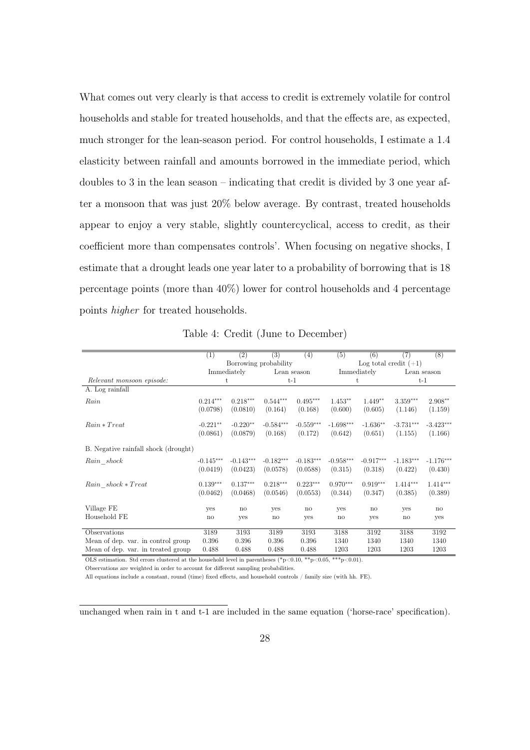What comes out very clearly is that access to credit is extremely volatile for control households and stable for treated households, and that the effects are, as expected, much stronger for the lean-season period. For control households, I estimate a 1.4 elasticity between rainfall and amounts borrowed in the immediate period, which doubles to 3 in the lean season – indicating that credit is divided by 3 one year after a monsoon that was just 20% below average. By contrast, treated households appear to enjoy a very stable, slightly countercyclical, access to credit, as their coefficient more than compensates controls'. When focusing on negative shocks, I estimate that a drought leads one year later to a probability of borrowing that is 18 percentage points (more than 40%) lower for control households and 4 percentage points *higher* for treated households.

Table 4: Credit (June to December)

| | (1) | (2) | (3) | (4) | (5) | (6) | (7) | (8) |
|---|---|---|---|---|---|---|---|---|
| | Borrowing probability | | | | Log total credit (+1) | | | |
| | Immediately | | Lean season | | Immediately | | Lean season | |
| *Relevant monsoon episode:* | t | | t-1 | | t | | t-1 | |
| A. Log rainfall | | | | | | | | |
| *Rain* | 0.214*** | 0.218*** | 0.544*** | 0.495*** | 1.453** | 1.449** | 3.359*** | 2.908** |
| | (0.0798) | (0.0810) | (0.164) | (0.168) | (0.600) | (0.605) | (1.146) | (1.159) |
| *Rain* ∗ *Treat* | -0.221** | -0.220** | -0.584*** | -0.559*** | -1.698*** | -1.636** | -3.731*** | -3.423*** |
| | (0.0861) | (0.0879) | (0.168) | (0.172) | (0.642) | (0.651) | (1.155) | (1.166) |
| B. Negative rainfall shock (drought) | | | | | | | | |
| *Rain_shock* | -0.145*** | -0.143*** | -0.182*** | -0.183*** | -0.958*** | -0.917*** | -1.183*** | -1.176*** |
| | (0.0419) | (0.0423) | (0.0578) | (0.0588) | (0.315) | (0.318) | (0.422) | (0.430) |
| *Rain_shock* ∗ *Treat* | 0.139*** | 0.137*** | 0.218*** | 0.223*** | 0.970*** | 0.919*** | 1.414*** | 1.414*** |
| | (0.0462) | (0.0468) | (0.0546) | (0.0553) | (0.344) | (0.347) | (0.385) | (0.389) |
| Village FE | yes | no | yes | no | yes | no | yes | no |
| Household FE | no | yes | no | yes | no | yes | no | yes |
| Observations | 3189 | 3193 | 3189 | 3193 | 3188 | 3192 | 3188 | 3192 |
| Mean of dep. var. in control group | 0.396 | 0.396 | 0.396 | 0.396 | 1340 | 1340 | 1340 | 1340 |
| Mean of dep. var. in treated group | 0.488 | 0.488 | 0.488 | 0.488 | 1203 | 1203 | 1203 | 1203 |

OLS estimation. Std errors clustered at the household level in parentheses (*p<0.10, **p<0.05, ***p<0.01).

Observations are weighted in order to account for different sampling probabilities.

All equations include a constant, round (time) fixed effects, and household controls / family size (with hh. FE).

unchanged when rain in t and t-1 are included in the same equation ('horse-race' specification).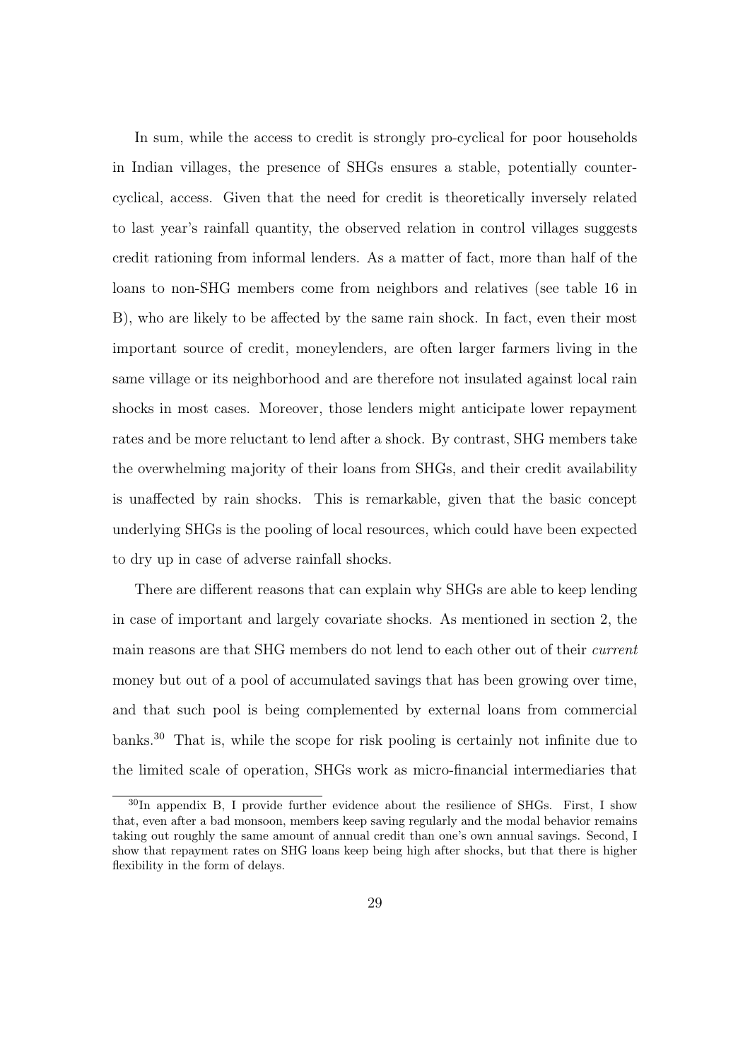In sum, while the access to credit is strongly pro-cyclical for poor households in Indian villages, the presence of SHGs ensures a stable, potentially counter-cyclical, access. Given that the need for credit is theoretically inversely related to last year's rainfall quantity, the observed relation in control villages suggests credit rationing from informal lenders. As a matter of fact, more than half of the loans to non-SHG members come from neighbors and relatives (see table 16 in B), who are likely to be affected by the same rain shock. In fact, even their most important source of credit, moneylenders, are often larger farmers living in the same village or its neighborhood and are therefore not insulated against local rain shocks in most cases. Moreover, those lenders might anticipate lower repayment rates and be more reluctant to lend after a shock. By contrast, SHG members take the overwhelming majority of their loans from SHGs, and their credit availability is unaffected by rain shocks. This is remarkable, given that the basic concept underlying SHGs is the pooling of local resources, which could have been expected to dry up in case of adverse rainfall shocks.

There are different reasons that can explain why SHGs are able to keep lending in case of important and largely covariate shocks. As mentioned in section 2, the main reasons are that SHG members do not lend to each other out of their *current* money but out of a pool of accumulated savings that has been growing over time, and that such pool is being complemented by external loans from commercial banks.[30] That is, while the scope for risk pooling is certainly not infinite due to the limited scale of operation, SHGs work as micro-financial intermediaries that

[30] In appendix B, I provide further evidence about the resilience of SHGs. First, I show that, even after a bad monsoon, members keep saving regularly and the modal behavior remains taking out roughly the same amount of annual credit than one's own annual savings. Second, I show that repayment rates on SHG loans keep being high after shocks, but that there is higher flexibility in the form of delays.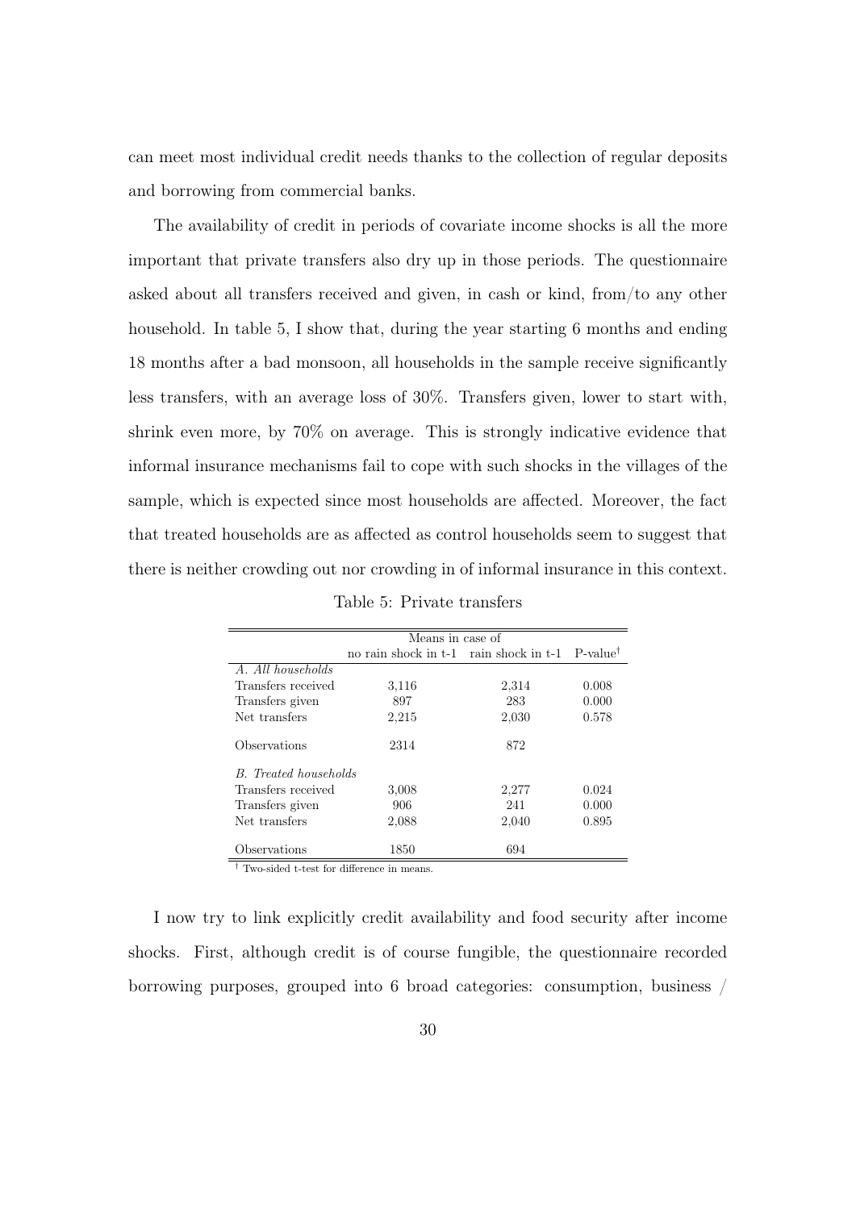can meet most individual credit needs thanks to the collection of regular deposits and borrowing from commercial banks.

The availability of credit in periods of covariate income shocks is all the more important that private transfers also dry up in those periods. The questionnaire asked about all transfers received and given, in cash or kind, from/to any other household. In table 5, I show that, during the year starting 6 months and ending 18 months after a bad monsoon, all households in the sample receive significantly less transfers, with an average loss of 30%. Transfers given, lower to start with, shrink even more, by 70% on average. This is strongly indicative evidence that informal insurance mechanisms fail to cope with such shocks in the villages of the sample, which is expected since most households are affected. Moreover, the fact that treated households are as affected as control households seem to suggest that there is neither crowding out nor crowding in of informal insurance in this context.

Table 5: Private transfers

| | Means in case of | | |
|---|---|---|---|
| | no rain shock in t-1 | rain shock in t-1 | P-value† |
| *A. All households* | | | |
| Transfers received | 3,116 | 2,314 | 0.008 |
| Transfers given | 897 | 283 | 0.000 |
| Net transfers | 2,215 | 2,030 | 0.578 |
| Observations | 2314 | 872 | |
| *B. Treated households* | | | |
| Transfers received | 3,008 | 2,277 | 0.024 |
| Transfers given | 906 | 241 | 0.000 |
| Net transfers | 2,088 | 2,040 | 0.895 |
| Observations | 1850 | 694 | |

† Two-sided t-test for difference in means.

I now try to link explicitly credit availability and food security after income shocks. First, although credit is of course fungible, the questionnaire recorded borrowing purposes, grouped into 6 broad categories: consumption, business /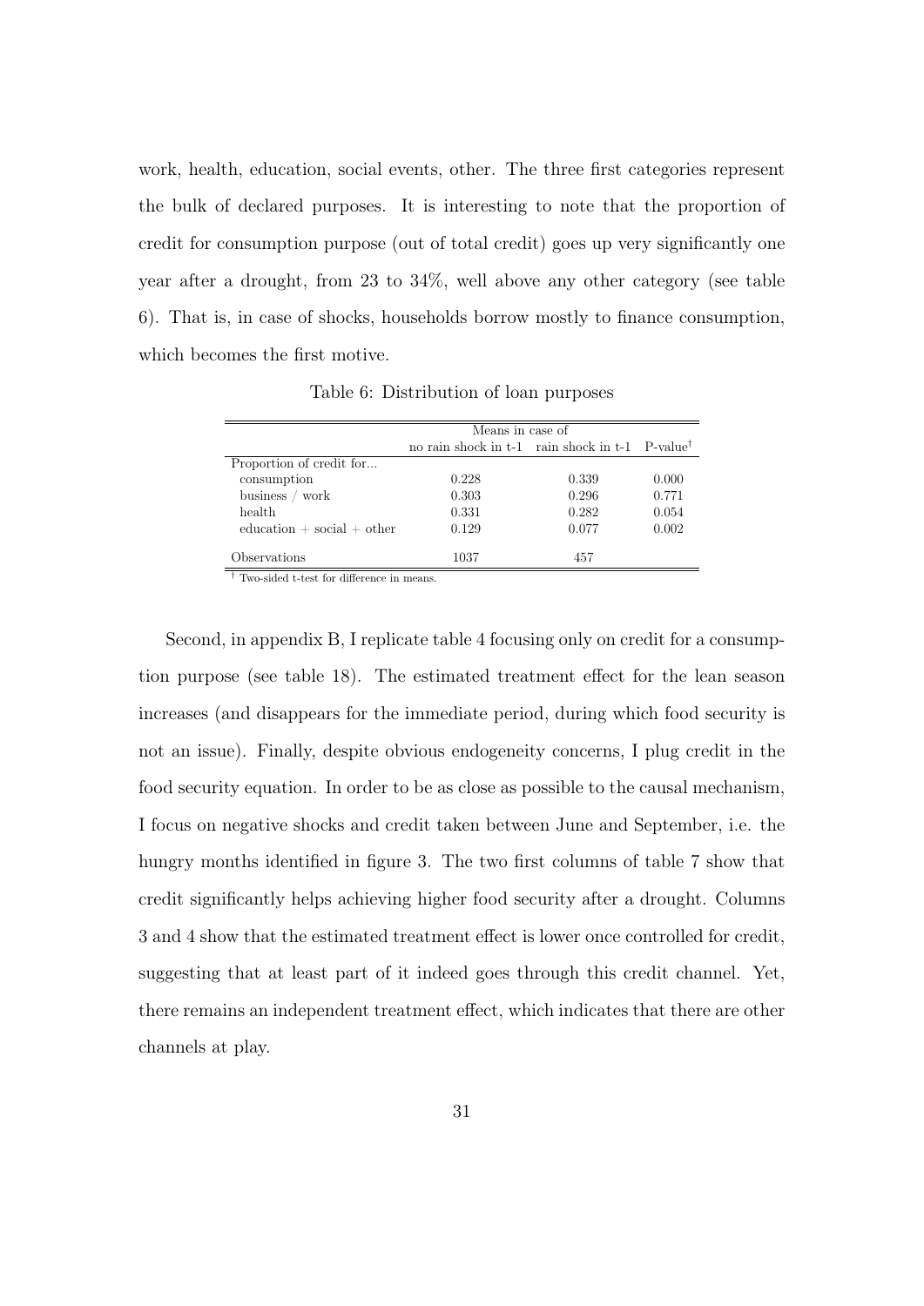work, health, education, social events, other. The three first categories represent the bulk of declared purposes. It is interesting to note that the proportion of credit for consumption purpose (out of total credit) goes up very significantly one year after a drought, from 23 to 34%, well above any other category (see table 6). That is, in case of shocks, households borrow mostly to finance consumption, which becomes the first motive.

Table 6: Distribution of loan purposes

| | Means in case of | | |
|---|---|---|---|
| | no rain shock in t-1 | rain shock in t-1 | P-value† |
| Proportion of credit for... | | | |
| consumption | 0.228 | 0.339 | 0.000 |
| business / work | 0.303 | 0.296 | 0.771 |
| health | 0.331 | 0.282 | 0.054 |
| education + social + other | 0.129 | 0.077 | 0.002 |
| Observations | 1037 | 457 | |

† Two-sided t-test for difference in means.

Second, in appendix B, I replicate table 4 focusing only on credit for a consumption purpose (see table 18). The estimated treatment effect for the lean season increases (and disappears for the immediate period, during which food security is not an issue). Finally, despite obvious endogeneity concerns, I plug credit in the food security equation. In order to be as close as possible to the causal mechanism, I focus on negative shocks and credit taken between June and September, i.e. the hungry months identified in figure 3. The two first columns of table 7 show that credit significantly helps achieving higher food security after a drought. Columns 3 and 4 show that the estimated treatment effect is lower once controlled for credit, suggesting that at least part of it indeed goes through this credit channel. Yet, there remains an independent treatment effect, which indicates that there are other channels at play.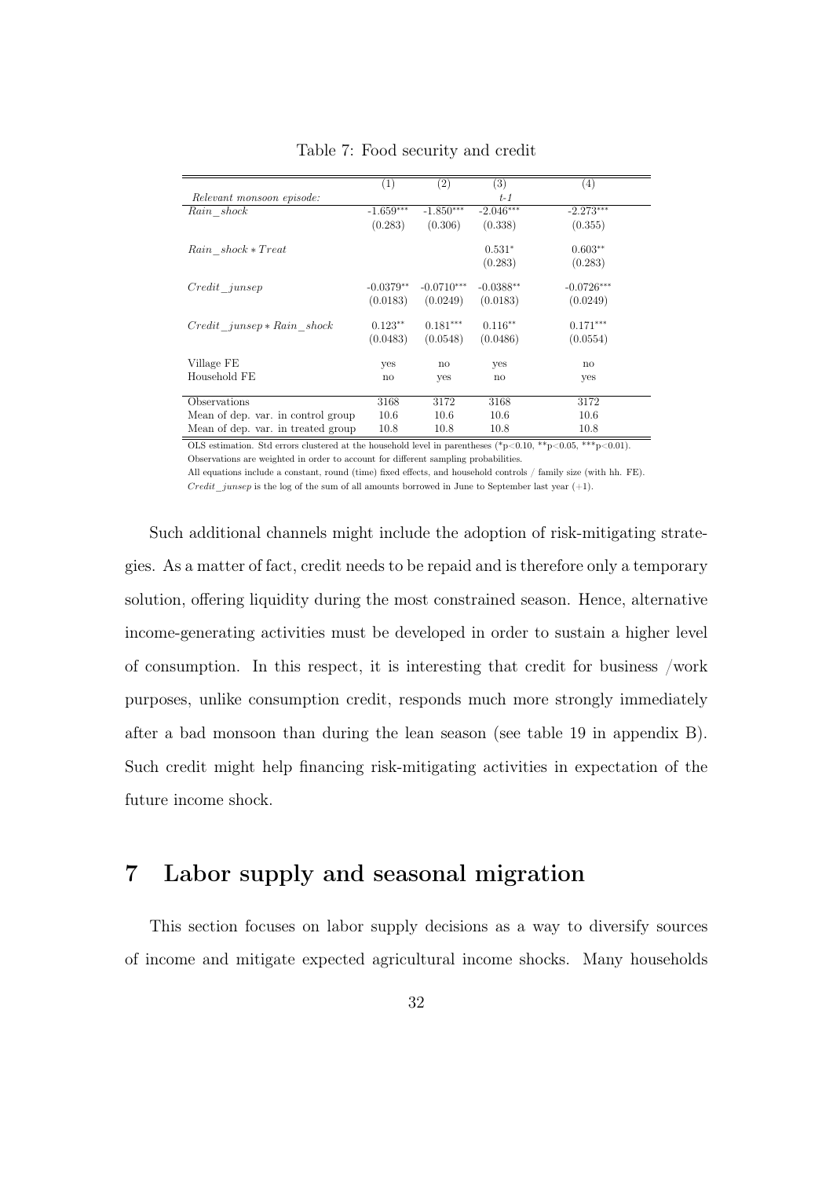Table 7: Food security and credit

| | (1) | (2) | (3) | (4) |
|---|---|---|---|---|
| *Relevant monsoon episode:* | | | *t-1* | |
| $Rain\_shock$ | -1.659*** | -1.850*** | -2.046*** | -2.273*** |
| | (0.283) | (0.306) | (0.338) | (0.355) |
| $Rain\_shock * Treat$ | | | 0.531* | 0.603** |
| | | | (0.283) | (0.283) |
| $Credit\_junsep$ | -0.0379** | -0.0710*** | -0.0388** | -0.0726*** |
| | (0.0183) | (0.0249) | (0.0183) | (0.0249) |
| $Credit\_junsep * Rain\_shock$ | 0.123** | 0.181*** | 0.116** | 0.171*** |
| | (0.0483) | (0.0548) | (0.0486) | (0.0554) |
| Village FE | yes | no | yes | no |
| Household FE | no | yes | no | yes |
| Observations | 3168 | 3172 | 3168 | 3172 |
| Mean of dep. var. in control group | 10.6 | 10.6 | 10.6 | 10.6 |
| Mean of dep. var. in treated group | 10.8 | 10.8 | 10.8 | 10.8 |

OLS estimation. Std errors clustered at the household level in parentheses (*p<0.10, **p<0.05, ***p<0.01).
Observations are weighted in order to account for different sampling probabilities.
All equations include a constant, round (time) fixed effects, and household controls / family size (with hh. FE).
$Credit\_junsep$ is the log of the sum of all amounts borrowed in June to September last year (+1).

Such additional channels might include the adoption of risk-mitigating strategies. As a matter of fact, credit needs to be repaid and is therefore only a temporary solution, offering liquidity during the most constrained season. Hence, alternative income-generating activities must be developed in order to sustain a higher level of consumption. In this respect, it is interesting that credit for business /work purposes, unlike consumption credit, responds much more strongly immediately after a bad monsoon than during the lean season (see table 19 in appendix B). Such credit might help financing risk-mitigating activities in expectation of the future income shock.

## 7 Labor supply and seasonal migration

This section focuses on labor supply decisions as a way to diversify sources of income and mitigate expected agricultural income shocks. Many households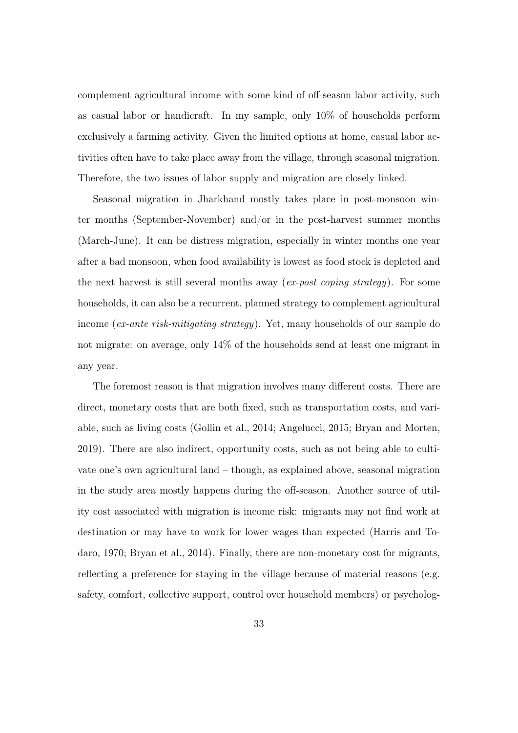complement agricultural income with some kind of off-season labor activity, such as casual labor or handicraft. In my sample, only 10% of households perform exclusively a farming activity. Given the limited options at home, casual labor activities often have to take place away from the village, through seasonal migration. Therefore, the two issues of labor supply and migration are closely linked.

Seasonal migration in Jharkhand mostly takes place in post-monsoon winter months (September-November) and/or in the post-harvest summer months (March-June). It can be distress migration, especially in winter months one year after a bad monsoon, when food availability is lowest as food stock is depleted and the next harvest is still several months away (*ex-post coping strategy*). For some households, it can also be a recurrent, planned strategy to complement agricultural income (*ex-ante risk-mitigating strategy*). Yet, many households of our sample do not migrate: on average, only 14% of the households send at least one migrant in any year.

The foremost reason is that migration involves many different costs. There are direct, monetary costs that are both fixed, such as transportation costs, and variable, such as living costs (Gollin et al., 2014; Angelucci, 2015; Bryan and Morten, 2019). There are also indirect, opportunity costs, such as not being able to cultivate one's own agricultural land – though, as explained above, seasonal migration in the study area mostly happens during the off-season. Another source of utility cost associated with migration is income risk: migrants may not find work at destination or may have to work for lower wages than expected (Harris and Todaro, 1970; Bryan et al., 2014). Finally, there are non-monetary cost for migrants, reflecting a preference for staying in the village because of material reasons (e.g. safety, comfort, collective support, control over household members) or psycholog-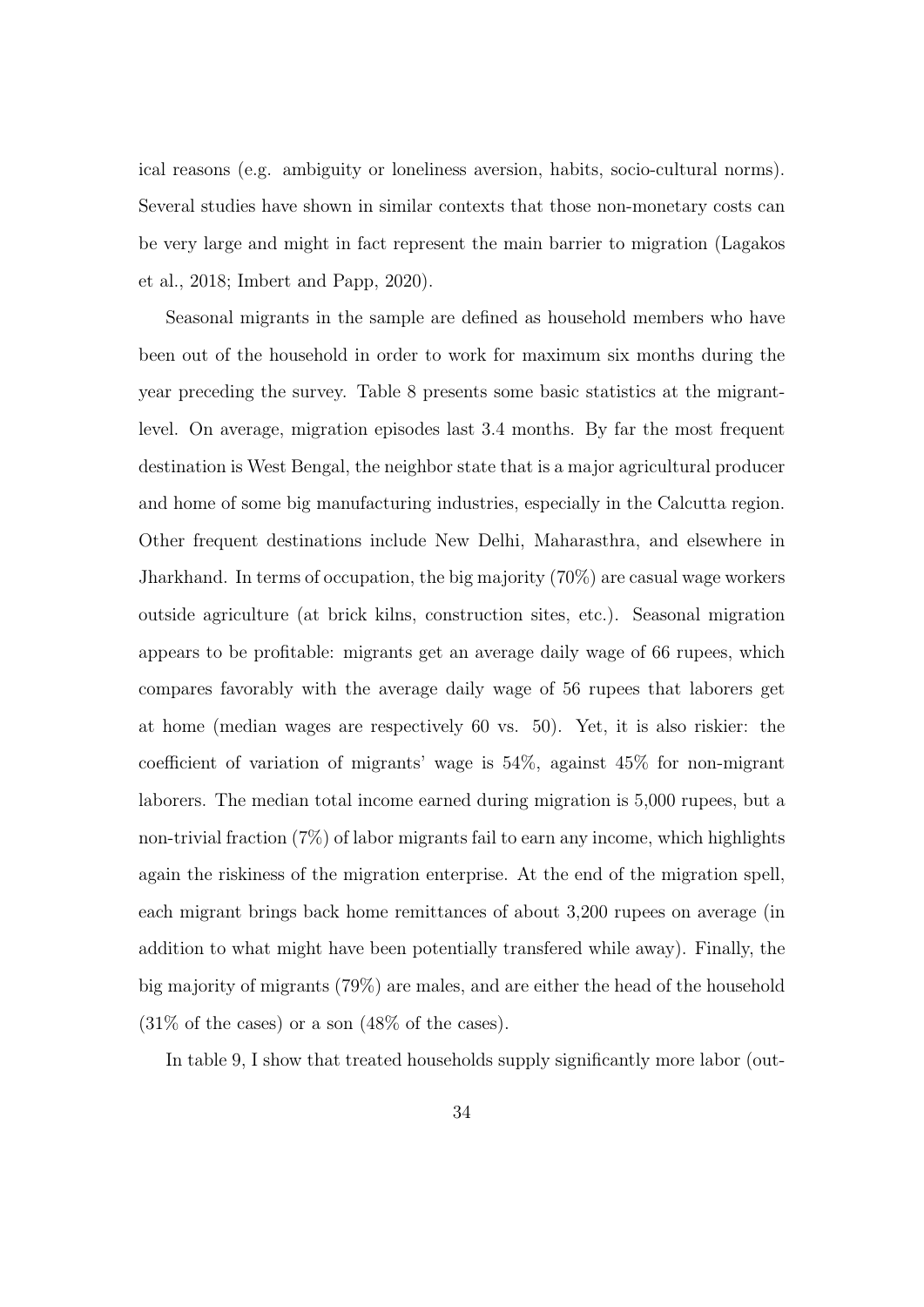ical reasons (e.g. ambiguity or loneliness aversion, habits, socio-cultural norms). Several studies have shown in similar contexts that those non-monetary costs can be very large and might in fact represent the main barrier to migration (Lagakos et al., 2018; Imbert and Papp, 2020).

Seasonal migrants in the sample are defined as household members who have been out of the household in order to work for maximum six months during the year preceding the survey. Table 8 presents some basic statistics at the migrant-level. On average, migration episodes last 3.4 months. By far the most frequent destination is West Bengal, the neighbor state that is a major agricultural producer and home of some big manufacturing industries, especially in the Calcutta region. Other frequent destinations include New Delhi, Maharasthra, and elsewhere in Jharkhand. In terms of occupation, the big majority (70%) are casual wage workers outside agriculture (at brick kilns, construction sites, etc.). Seasonal migration appears to be profitable: migrants get an average daily wage of 66 rupees, which compares favorably with the average daily wage of 56 rupees that laborers get at home (median wages are respectively 60 vs. 50). Yet, it is also riskier: the coefficient of variation of migrants' wage is 54%, against 45% for non-migrant laborers. The median total income earned during migration is 5,000 rupees, but a non-trivial fraction (7%) of labor migrants fail to earn any income, which highlights again the riskiness of the migration enterprise. At the end of the migration spell, each migrant brings back home remittances of about 3,200 rupees on average (in addition to what might have been potentially transfered while away). Finally, the big majority of migrants (79%) are males, and are either the head of the household (31% of the cases) or a son (48% of the cases).

In table 9, I show that treated households supply significantly more labor (out-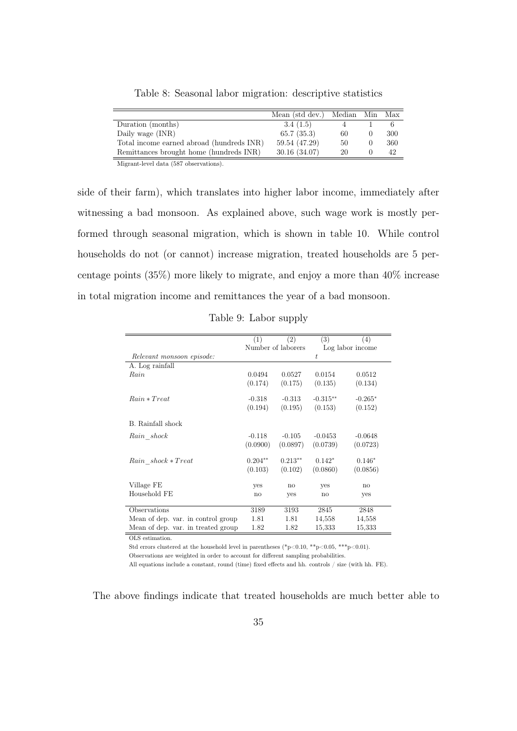Table 8: Seasonal labor migration: descriptive statistics

| | Mean (std dev.) | Median | Min | Max |
|---|---|---|---|---|
| Duration (months) | 3.4 (1.5) | 4 | 1 | 6 |
| Daily wage (INR) | 65.7 (35.3) | 60 | 0 | 300 |
| Total income earned abroad (hundreds INR) | 59.54 (47.29) | 50 | 0 | 360 |
| Remittances brought home (hundreds INR) | 30.16 (34.07) | 20 | 0 | 42 |

Migrant-level data (587 observations).

side of their farm), which translates into higher labor income, immediately after witnessing a bad monsoon. As explained above, such wage work is mostly performed through seasonal migration, which is shown in table 10. While control households do not (or cannot) increase migration, treated households are 5 percentage points (35%) more likely to migrate, and enjoy a more than 40% increase in total migration income and remittances the year of a bad monsoon.

Table 9: Labor supply

| | (1) | (2) | (3) | (4) |
|---|---|---|---|---|
| | Number of laborers | | Log labor income | |
| *Relevant monsoon episode:* | | | $t$ | |
| A. Log rainfall | | | | |
| *Rain* | 0.0494 | 0.0527 | 0.0154 | 0.0512 |
| | (0.174) | (0.175) | (0.135) | (0.134) |
| $Rain * Treat$ | -0.318 | -0.313 | -0.315** | -0.265* |
| | (0.194) | (0.195) | (0.153) | (0.152) |
| B. Rainfall shock | | | | |
| $Rain\_shock$ | -0.118 | -0.105 | -0.0453 | -0.0648 |
| | (0.0900) | (0.0897) | (0.0739) | (0.0723) |
| $Rain\_shock * Treat$ | 0.204** | 0.213** | 0.142* | 0.146* |
| | (0.103) | (0.102) | (0.0860) | (0.0856) |
| Village FE | yes | no | yes | no |
| Household FE | no | yes | no | yes |
| Observations | 3189 | 3193 | 2845 | 2848 |
| Mean of dep. var. in control group | 1.81 | 1.81 | 14,558 | 14,558 |
| Mean of dep. var. in treated group | 1.82 | 1.82 | 15,333 | 15,333 |

OLS estimation.

Std errors clustered at the household level in parentheses (*p<0.10, **p<0.05, ***p<0.01).

Observations are weighted in order to account for different sampling probabilities.

All equations include a constant, round (time) fixed effects and hh. controls / size (with hh. FE).

The above findings indicate that treated households are much better able to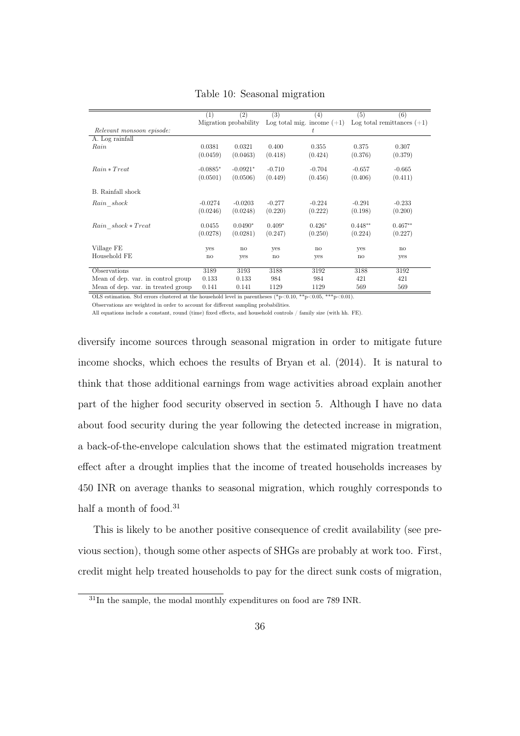Table 10: Seasonal migration

| | (1) | (2) | (3) | (4) | (5) | (6) |
|---|---|---|---|---|---|---|
| | Migration probability | | Log total mig. income (+1) | | Log total remittances (+1) | |
| *Relevant monsoon episode:* | | | | $t$ | | |
| A. Log rainfall | | | | | | |
| *Rain* | 0.0381 | 0.0321 | 0.400 | 0.355 | 0.375 | 0.307 |
| | (0.0459) | (0.0463) | (0.418) | (0.424) | (0.376) | (0.379) |
| $Rain * Treat$ | -0.0885* | -0.0921* | -0.710 | -0.704 | -0.657 | -0.665 |
| | (0.0501) | (0.0506) | (0.449) | (0.456) | (0.406) | (0.411) |
| B. Rainfall shock | | | | | | |
| *Rain_shock* | -0.0274 | -0.0203 | -0.277 | -0.224 | -0.291 | -0.233 |
| | (0.0246) | (0.0248) | (0.220) | (0.222) | (0.198) | (0.200) |
| $Rain\_shock * Treat$ | 0.0455 | 0.0490* | 0.409* | 0.426* | 0.448** | 0.467** |
| | (0.0278) | (0.0281) | (0.247) | (0.250) | (0.224) | (0.227) |
| Village FE | yes | no | yes | no | yes | no |
| Household FE | no | yes | no | yes | no | yes |
| Observations | 3189 | 3193 | 3188 | 3192 | 3188 | 3192 |
| Mean of dep. var. in control group | 0.133 | 0.133 | 984 | 984 | 421 | 421 |
| Mean of dep. var. in treated group | 0.141 | 0.141 | 1129 | 1129 | 569 | 569 |

OLS estimation. Std errors clustered at the household level in parentheses (*p<0.10, **p<0.05, ***p<0.01).

Observations are weighted in order to account for different sampling probabilities.

All equations include a constant, round (time) fixed effects, and household controls / family size (with hh. FE).

diversify income sources through seasonal migration in order to mitigate future income shocks, which echoes the results of Bryan et al. (2014). It is natural to think that those additional earnings from wage activities abroad explain another part of the higher food security observed in section 5. Although I have no data about food security during the year following the detected increase in migration, a back-of-the-envelope calculation shows that the estimated migration treatment effect after a drought implies that the income of treated households increases by 450 INR on average thanks to seasonal migration, which roughly corresponds to half a month of food.[31]

This is likely to be another positive consequence of credit availability (see previous section), though some other aspects of SHGs are probably at work too. First, credit might help treated households to pay for the direct sunk costs of migration,

[31] In the sample, the modal monthly expenditures on food are 789 INR.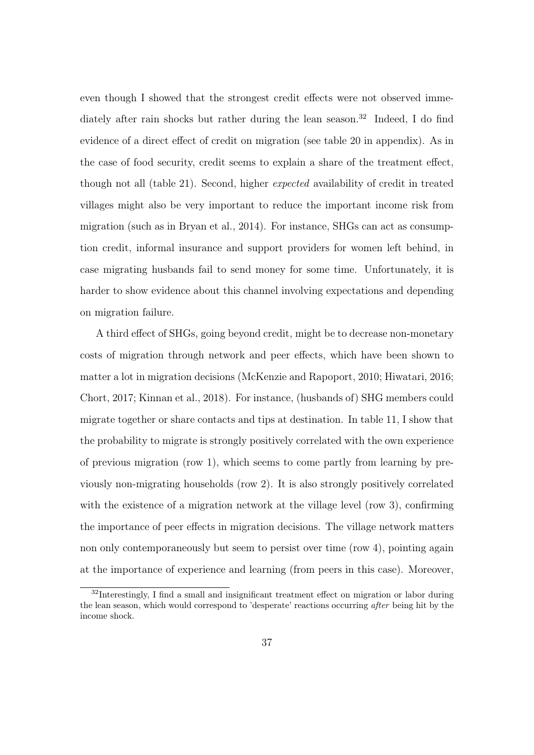even though I showed that the strongest credit effects were not observed immediately after rain shocks but rather during the lean season.[32] Indeed, I do find evidence of a direct effect of credit on migration (see table 20 in appendix). As in the case of food security, credit seems to explain a share of the treatment effect, though not all (table 21). Second, higher *expected* availability of credit in treated villages might also be very important to reduce the important income risk from migration (such as in Bryan et al., 2014). For instance, SHGs can act as consumption credit, informal insurance and support providers for women left behind, in case migrating husbands fail to send money for some time. Unfortunately, it is harder to show evidence about this channel involving expectations and depending on migration failure.

A third effect of SHGs, going beyond credit, might be to decrease non-monetary costs of migration through network and peer effects, which have been shown to matter a lot in migration decisions (McKenzie and Rapoport, 2010; Hiwatari, 2016; Chort, 2017; Kinnan et al., 2018). For instance, (husbands of) SHG members could migrate together or share contacts and tips at destination. In table 11, I show that the probability to migrate is strongly positively correlated with the own experience of previous migration (row 1), which seems to come partly from learning by previously non-migrating households (row 2). It is also strongly positively correlated with the existence of a migration network at the village level (row 3), confirming the importance of peer effects in migration decisions. The village network matters non only contemporaneously but seem to persist over time (row 4), pointing again at the importance of experience and learning (from peers in this case). Moreover,

[32] Interestingly, I find a small and insignificant treatment effect on migration or labor during the lean season, which would correspond to 'desperate' reactions occurring *after* being hit by the income shock.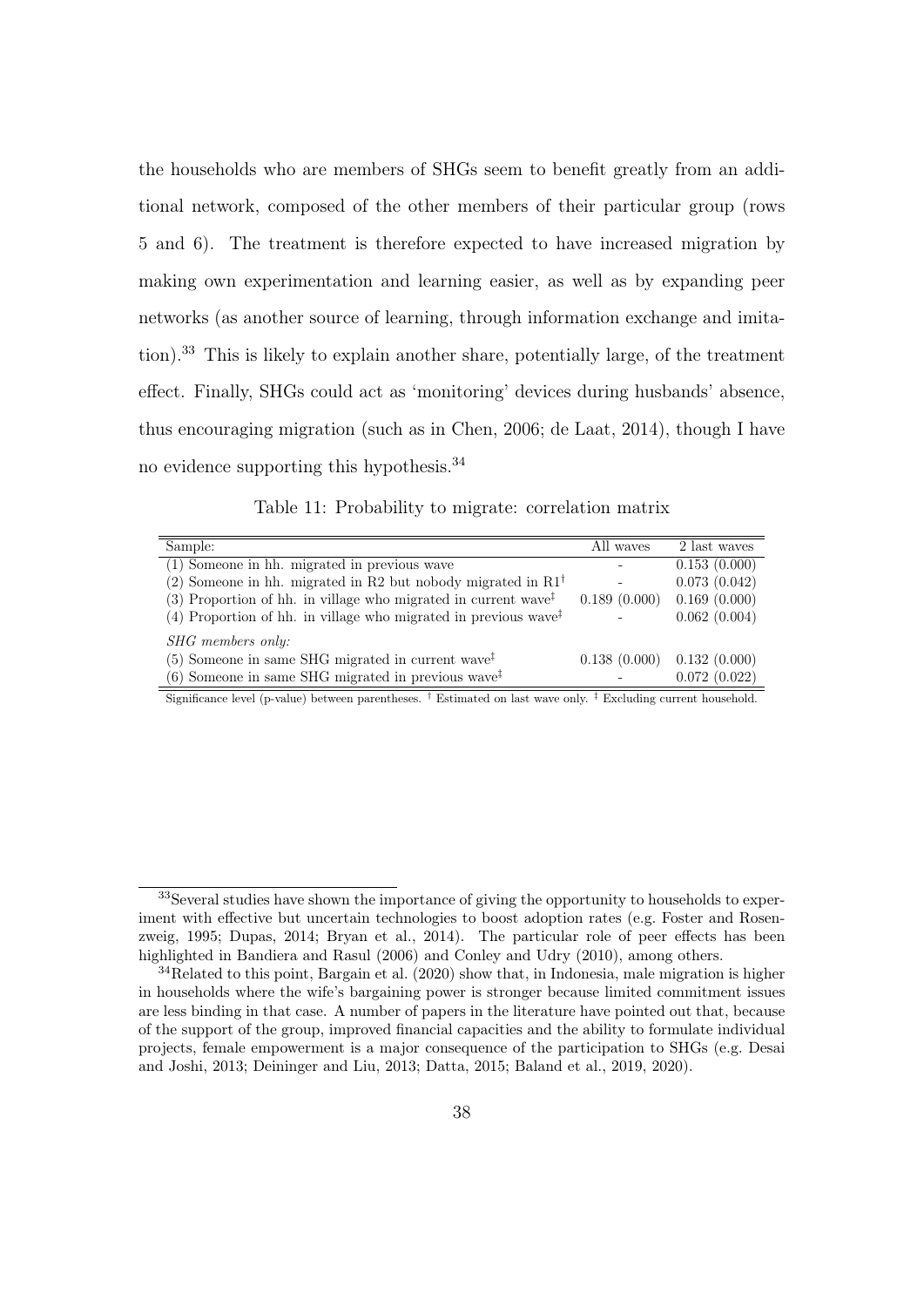the households who are members of SHGs seem to benefit greatly from an additional network, composed of the other members of their particular group (rows 5 and 6). The treatment is therefore expected to have increased migration by making own experimentation and learning easier, as well as by expanding peer networks (as another source of learning, through information exchange and imitation).[33] This is likely to explain another share, potentially large, of the treatment effect. Finally, SHGs could act as 'monitoring' devices during husbands' absence, thus encouraging migration (such as in Chen, 2006; de Laat, 2014), though I have no evidence supporting this hypothesis.[34]

Table 11: Probability to migrate: correlation matrix

| Sample: | All waves | 2 last waves |
|---|---|---|
| (1) Someone in hh. migrated in previous wave | - | 0.153 (0.000) |
| (2) Someone in hh. migrated in R2 but nobody migrated in R1$^{\dagger}$ | - | 0.073 (0.042) |
| (3) Proportion of hh. in village who migrated in current wave$^{\ddagger}$ | 0.189 (0.000) | 0.169 (0.000) |
| (4) Proportion of hh. in village who migrated in previous wave$^{\ddagger}$ | - | 0.062 (0.004) |
| *SHG members only:* | | |
| (5) Someone in same SHG migrated in current wave$^{\ddagger}$ | 0.138 (0.000) | 0.132 (0.000) |
| (6) Someone in same SHG migrated in previous wave$^{\ddagger}$ | - | 0.072 (0.022) |

Significance level (p-value) between parentheses. $^{\dagger}$ Estimated on last wave only. $^{\ddagger}$ Excluding current household.

[33] Several studies have shown the importance of giving the opportunity to households to experiment with effective but uncertain technologies to boost adoption rates (e.g. Foster and Rosenzweig, 1995; Dupas, 2014; Bryan et al., 2014). The particular role of peer effects has been highlighted in Bandiera and Rasul (2006) and Conley and Udry (2010), among others.

[34] Related to this point, Bargain et al. (2020) show that, in Indonesia, male migration is higher in households where the wife's bargaining power is stronger because limited commitment issues are less binding in that case. A number of papers in the literature have pointed out that, because of the support of the group, improved financial capacities and the ability to formulate individual projects, female empowerment is a major consequence of the participation to SHGs (e.g. Desai and Joshi, 2013; Deininger and Liu, 2013; Datta, 2015; Baland et al., 2019, 2020).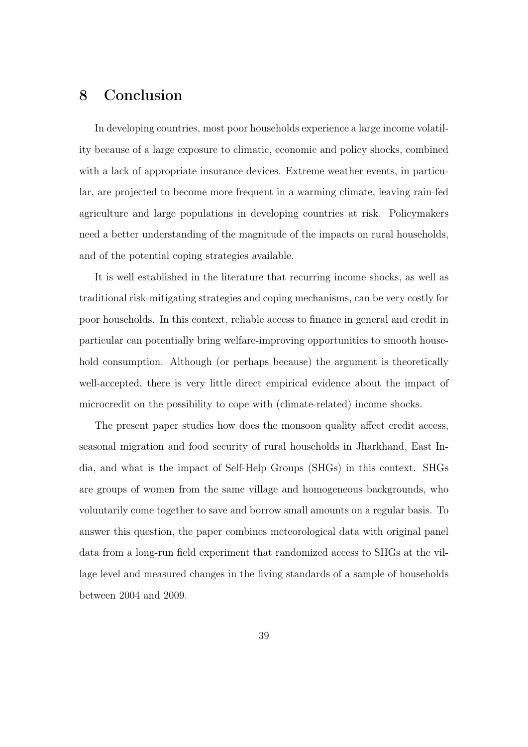## 8 Conclusion

In developing countries, most poor households experience a large income volatility because of a large exposure to climatic, economic and policy shocks, combined with a lack of appropriate insurance devices. Extreme weather events, in particular, are projected to become more frequent in a warming climate, leaving rain-fed agriculture and large populations in developing countries at risk. Policymakers need a better understanding of the magnitude of the impacts on rural households, and of the potential coping strategies available.

It is well established in the literature that recurring income shocks, as well as traditional risk-mitigating strategies and coping mechanisms, can be very costly for poor households. In this context, reliable access to finance in general and credit in particular can potentially bring welfare-improving opportunities to smooth household consumption. Although (or perhaps because) the argument is theoretically well-accepted, there is very little direct empirical evidence about the impact of microcredit on the possibility to cope with (climate-related) income shocks.

The present paper studies how does the monsoon quality affect credit access, seasonal migration and food security of rural households in Jharkhand, East India, and what is the impact of Self-Help Groups (SHGs) in this context. SHGs are groups of women from the same village and homogeneous backgrounds, who voluntarily come together to save and borrow small amounts on a regular basis. To answer this question, the paper combines meteorological data with original panel data from a long-run field experiment that randomized access to SHGs at the village level and measured changes in the living standards of a sample of households between 2004 and 2009.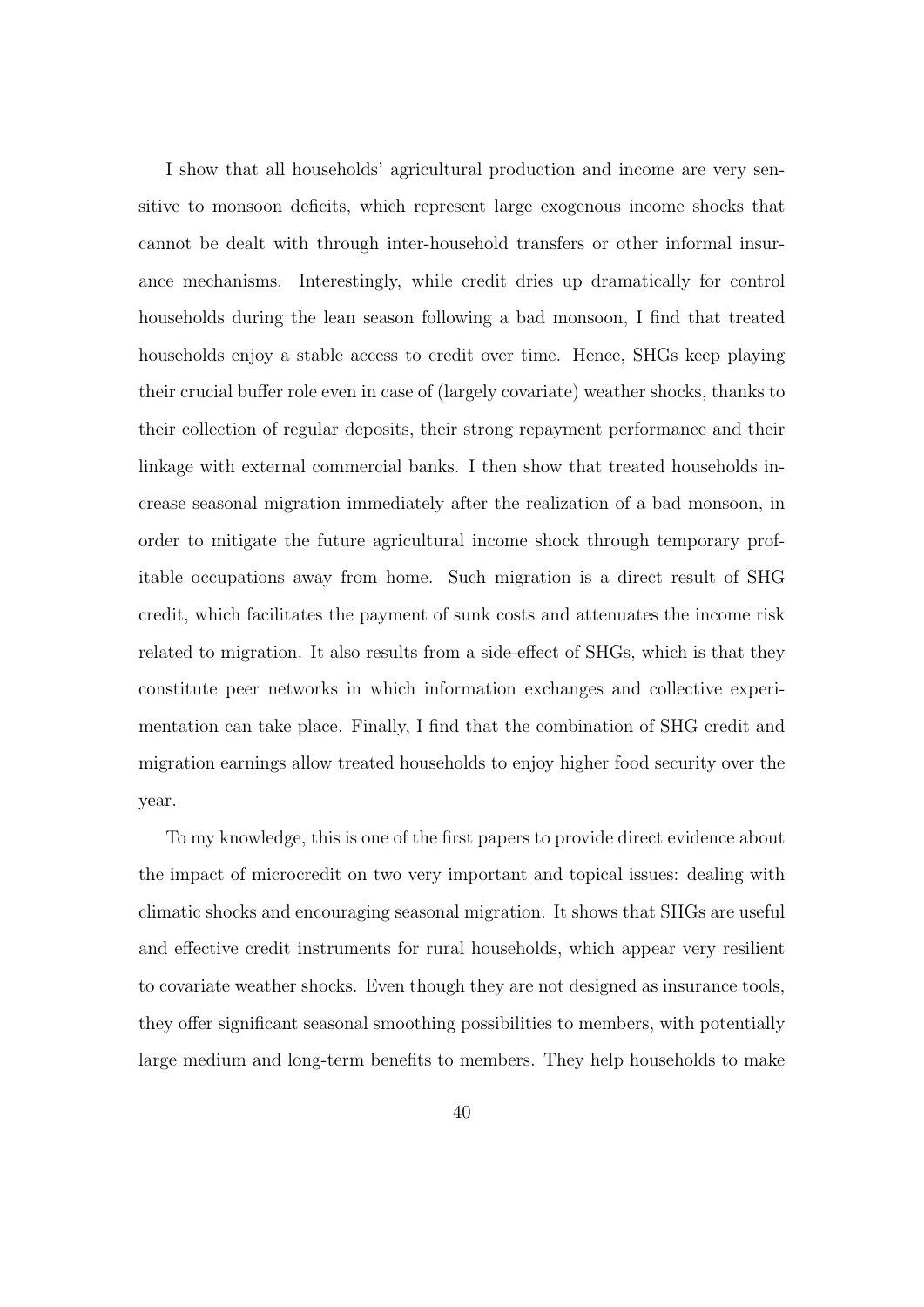I show that all households' agricultural production and income are very sensitive to monsoon deficits, which represent large exogenous income shocks that cannot be dealt with through inter-household transfers or other informal insurance mechanisms. Interestingly, while credit dries up dramatically for control households during the lean season following a bad monsoon, I find that treated households enjoy a stable access to credit over time. Hence, SHGs keep playing their crucial buffer role even in case of (largely covariate) weather shocks, thanks to their collection of regular deposits, their strong repayment performance and their linkage with external commercial banks. I then show that treated households increase seasonal migration immediately after the realization of a bad monsoon, in order to mitigate the future agricultural income shock through temporary profitable occupations away from home. Such migration is a direct result of SHG credit, which facilitates the payment of sunk costs and attenuates the income risk related to migration. It also results from a side-effect of SHGs, which is that they constitute peer networks in which information exchanges and collective experimentation can take place. Finally, I find that the combination of SHG credit and migration earnings allow treated households to enjoy higher food security over the year.

To my knowledge, this is one of the first papers to provide direct evidence about the impact of microcredit on two very important and topical issues: dealing with climatic shocks and encouraging seasonal migration. It shows that SHGs are useful and effective credit instruments for rural households, which appear very resilient to covariate weather shocks. Even though they are not designed as insurance tools, they offer significant seasonal smoothing possibilities to members, with potentially large medium and long-term benefits to members. They help households to make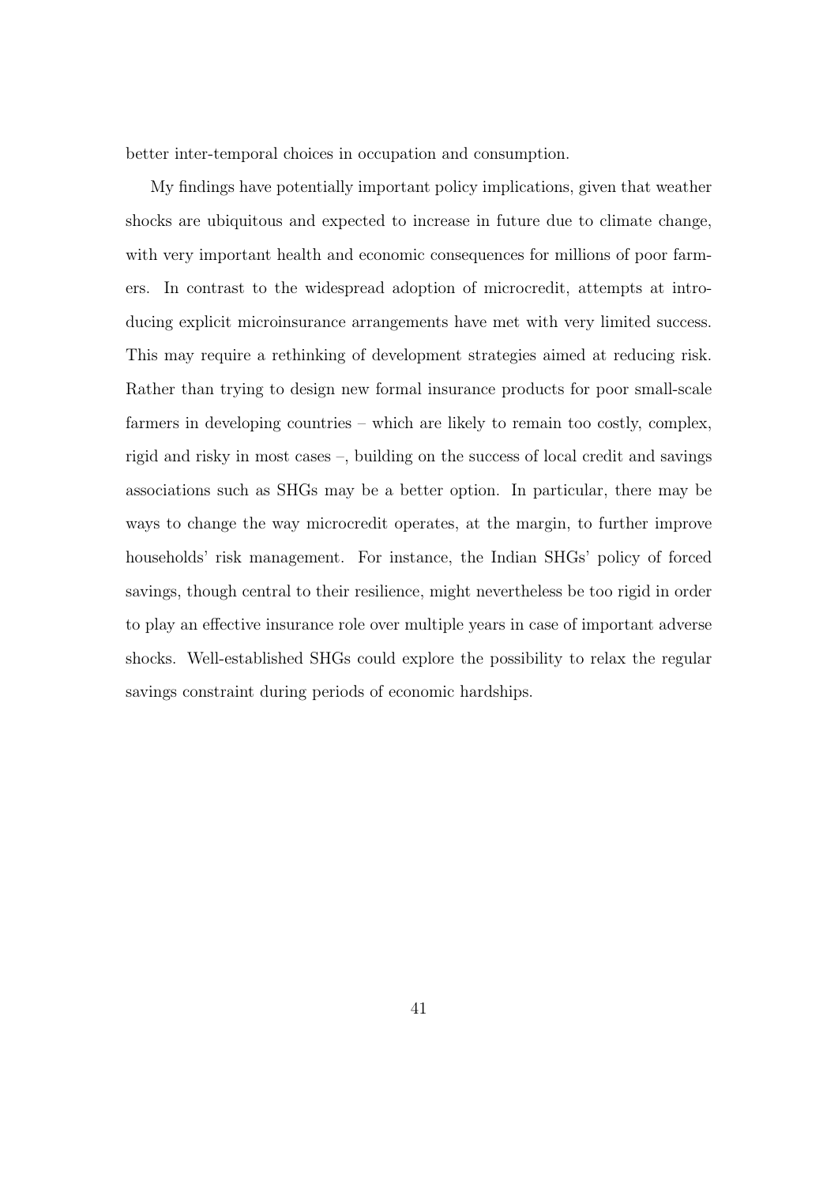better inter-temporal choices in occupation and consumption.

My findings have potentially important policy implications, given that weather shocks are ubiquitous and expected to increase in future due to climate change, with very important health and economic consequences for millions of poor farmers. In contrast to the widespread adoption of microcredit, attempts at introducing explicit microinsurance arrangements have met with very limited success. This may require a rethinking of development strategies aimed at reducing risk. Rather than trying to design new formal insurance products for poor small-scale farmers in developing countries – which are likely to remain too costly, complex, rigid and risky in most cases –, building on the success of local credit and savings associations such as SHGs may be a better option. In particular, there may be ways to change the way microcredit operates, at the margin, to further improve households' risk management. For instance, the Indian SHGs' policy of forced savings, though central to their resilience, might nevertheless be too rigid in order to play an effective insurance role over multiple years in case of important adverse shocks. Well-established SHGs could explore the possibility to relax the regular savings constraint during periods of economic hardships.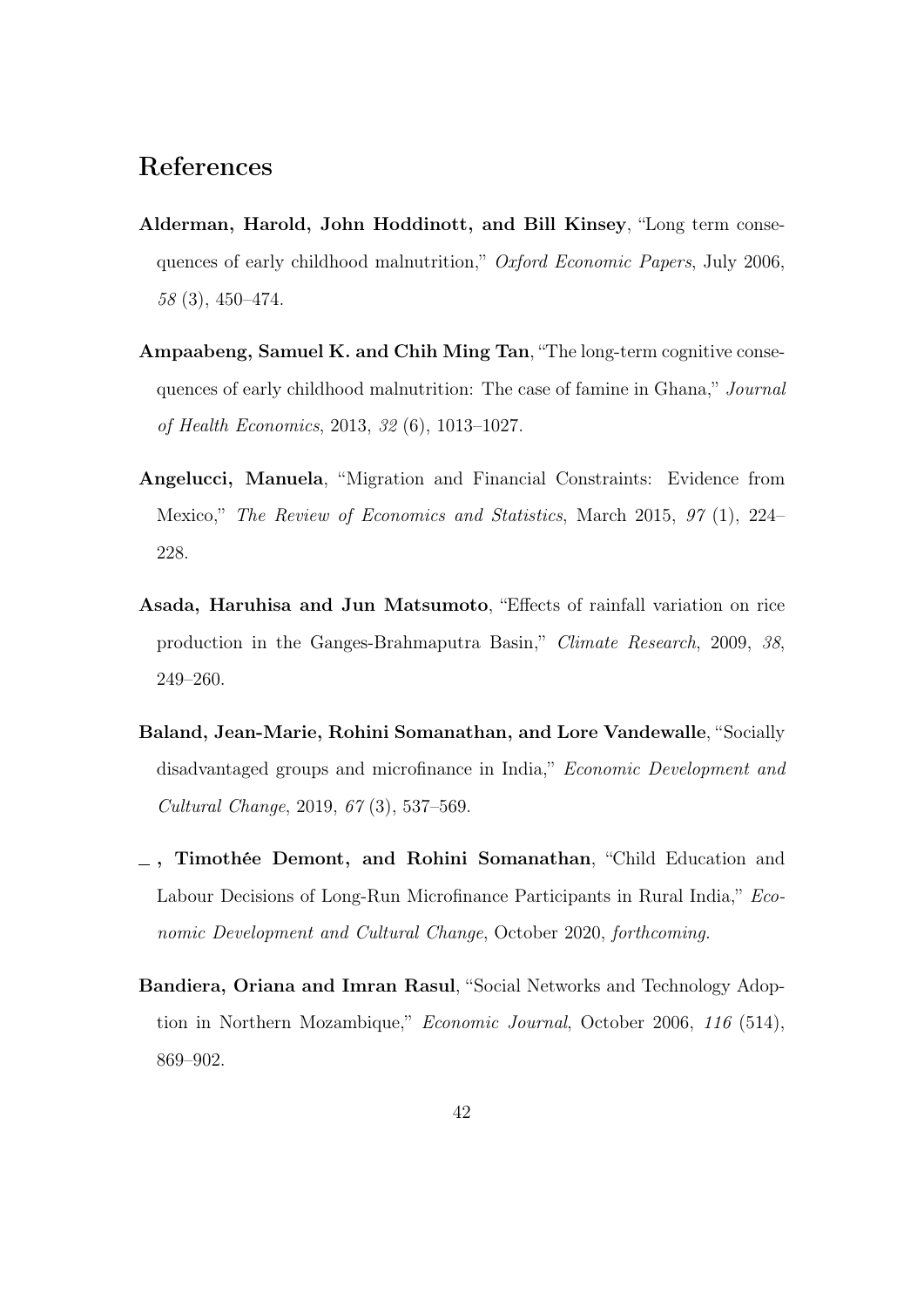# References

**Alderman, Harold, John Hoddinott, and Bill Kinsey**, "Long term consequences of early childhood malnutrition," *Oxford Economic Papers*, July 2006, *58* (3), 450–474.

**Ampaabeng, Samuel K. and Chih Ming Tan**, "The long-term cognitive consequences of early childhood malnutrition: The case of famine in Ghana," *Journal of Health Economics*, 2013, *32* (6), 1013–1027.

**Angelucci, Manuela**, "Migration and Financial Constraints: Evidence from Mexico," *The Review of Economics and Statistics*, March 2015, *97* (1), 224–228.

**Asada, Haruhisa and Jun Matsumoto**, "Effects of rainfall variation on rice production in the Ganges-Brahmaputra Basin," *Climate Research*, 2009, *38*, 249–260.

**Baland, Jean-Marie, Rohini Somanathan, and Lore Vandewalle**, "Socially disadvantaged groups and microfinance in India," *Economic Development and Cultural Change*, 2019, *67* (3), 537–569.

**_ , Timothée Demont, and Rohini Somanathan**, "Child Education and Labour Decisions of Long-Run Microfinance Participants in Rural India," *Economic Development and Cultural Change*, October 2020, *forthcoming.*

**Bandiera, Oriana and Imran Rasul**, "Social Networks and Technology Adoption in Northern Mozambique," *Economic Journal*, October 2006, *116* (514), 869–902.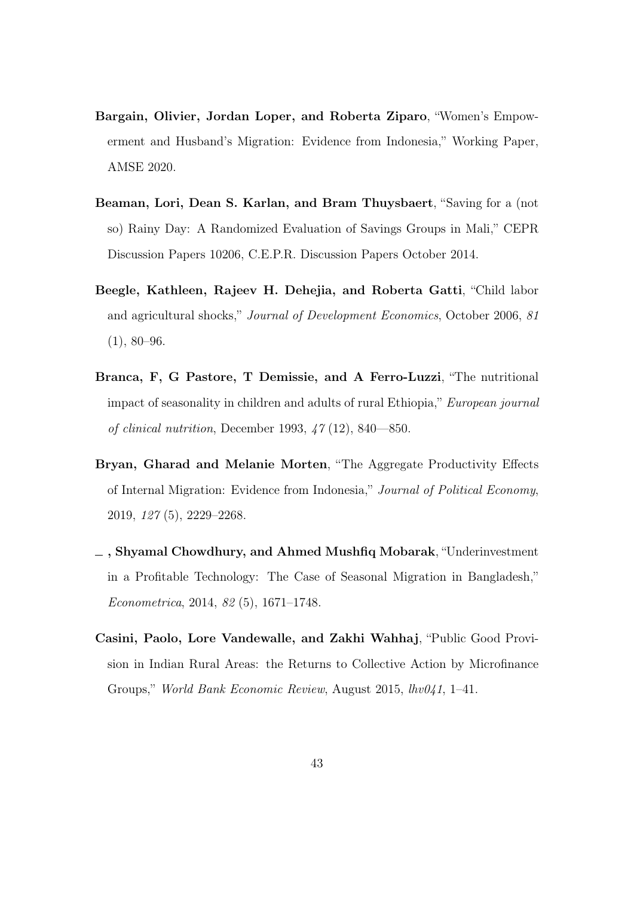**Bargain, Olivier, Jordan Loper, and Roberta Ziparo**, "Women's Empowerment and Husband's Migration: Evidence from Indonesia," Working Paper, AMSE 2020.

**Beaman, Lori, Dean S. Karlan, and Bram Thuysbaert**, "Saving for a (not so) Rainy Day: A Randomized Evaluation of Savings Groups in Mali," CEPR Discussion Papers 10206, C.E.P.R. Discussion Papers October 2014.

**Beegle, Kathleen, Rajeev H. Dehejia, and Roberta Gatti**, "Child labor and agricultural shocks," *Journal of Development Economics*, October 2006, *81* (1), 80–96.

**Branca, F, G Pastore, T Demissie, and A Ferro-Luzzi**, "The nutritional impact of seasonality in children and adults of rural Ethiopia," *European journal of clinical nutrition*, December 1993, *47* (12), 840—850.

**Bryan, Gharad and Melanie Morten**, "The Aggregate Productivity Effects of Internal Migration: Evidence from Indonesia," *Journal of Political Economy*, 2019, *127* (5), 2229–2268.

**_ , Shyamal Chowdhury, and Ahmed Mushfiq Mobarak**, "Underinvestment in a Profitable Technology: The Case of Seasonal Migration in Bangladesh," *Econometrica*, 2014, *82* (5), 1671–1748.

**Casini, Paolo, Lore Vandewalle, and Zakhi Wahhaj**, "Public Good Provision in Indian Rural Areas: the Returns to Collective Action by Microfinance Groups," *World Bank Economic Review*, August 2015, *lhv041*, 1–41.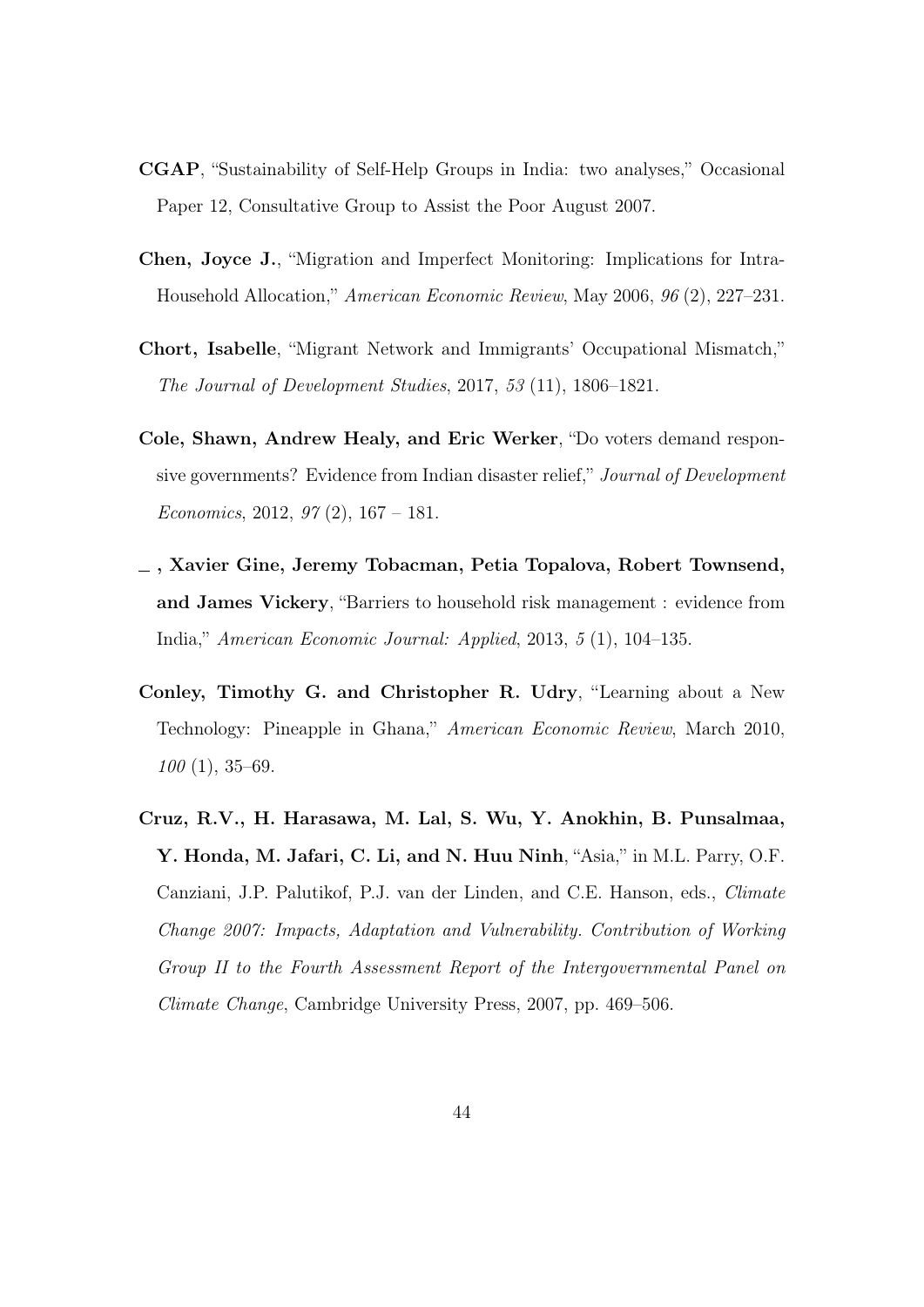**CGAP**, "Sustainability of Self-Help Groups in India: two analyses," Occasional Paper 12, Consultative Group to Assist the Poor August 2007.

**Chen, Joyce J.**, "Migration and Imperfect Monitoring: Implications for Intra-Household Allocation," *American Economic Review*, May 2006, *96* (2), 227–231.

**Chort, Isabelle**, "Migrant Network and Immigrants' Occupational Mismatch," *The Journal of Development Studies*, 2017, *53* (11), 1806–1821.

**Cole, Shawn, Andrew Healy, and Eric Werker**, "Do voters demand responsive governments? Evidence from Indian disaster relief," *Journal of Development Economics*, 2012, *97* (2), 167 – 181.

**_ , Xavier Gine, Jeremy Tobacman, Petia Topalova, Robert Townsend, and James Vickery**, "Barriers to household risk management : evidence from India," *American Economic Journal: Applied*, 2013, *5* (1), 104–135.

**Conley, Timothy G. and Christopher R. Udry**, "Learning about a New Technology: Pineapple in Ghana," *American Economic Review*, March 2010, *100* (1), 35–69.

**Cruz, R.V., H. Harasawa, M. Lal, S. Wu, Y. Anokhin, B. Punsalmaa, Y. Honda, M. Jafari, C. Li, and N. Huu Ninh**, "Asia," in M.L. Parry, O.F. Canziani, J.P. Palutikof, P.J. van der Linden, and C.E. Hanson, eds., *Climate Change 2007: Impacts, Adaptation and Vulnerability. Contribution of Working Group II to the Fourth Assessment Report of the Intergovernmental Panel on Climate Change*, Cambridge University Press, 2007, pp. 469–506.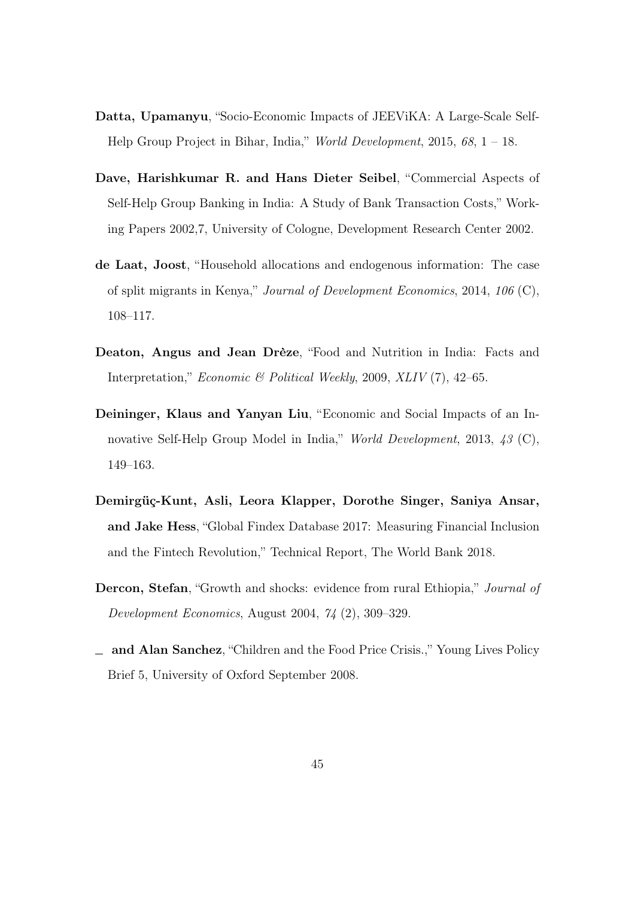**Datta, Upamanyu**, "Socio-Economic Impacts of JEEViKA: A Large-Scale Self-Help Group Project in Bihar, India," *World Development*, 2015, *68*, 1 – 18.

**Dave, Harishkumar R. and Hans Dieter Seibel**, "Commercial Aspects of Self-Help Group Banking in India: A Study of Bank Transaction Costs," Working Papers 2002,7, University of Cologne, Development Research Center 2002.

**de Laat, Joost**, "Household allocations and endogenous information: The case of split migrants in Kenya," *Journal of Development Economics*, 2014, *106* (C), 108–117.

**Deaton, Angus and Jean Drèze**, "Food and Nutrition in India: Facts and Interpretation," *Economic & Political Weekly*, 2009, *XLIV* (7), 42–65.

**Deininger, Klaus and Yanyan Liu**, "Economic and Social Impacts of an Innovative Self-Help Group Model in India," *World Development*, 2013, *43* (C), 149–163.

**Demirgüç-Kunt, Asli, Leora Klapper, Dorothe Singer, Saniya Ansar, and Jake Hess**, "Global Findex Database 2017: Measuring Financial Inclusion and the Fintech Revolution," Technical Report, The World Bank 2018.

**Dercon, Stefan**, "Growth and shocks: evidence from rural Ethiopia," *Journal of Development Economics*, August 2004, *74* (2), 309–329.

_ **and Alan Sanchez**, "Children and the Food Price Crisis.," Young Lives Policy Brief 5, University of Oxford September 2008.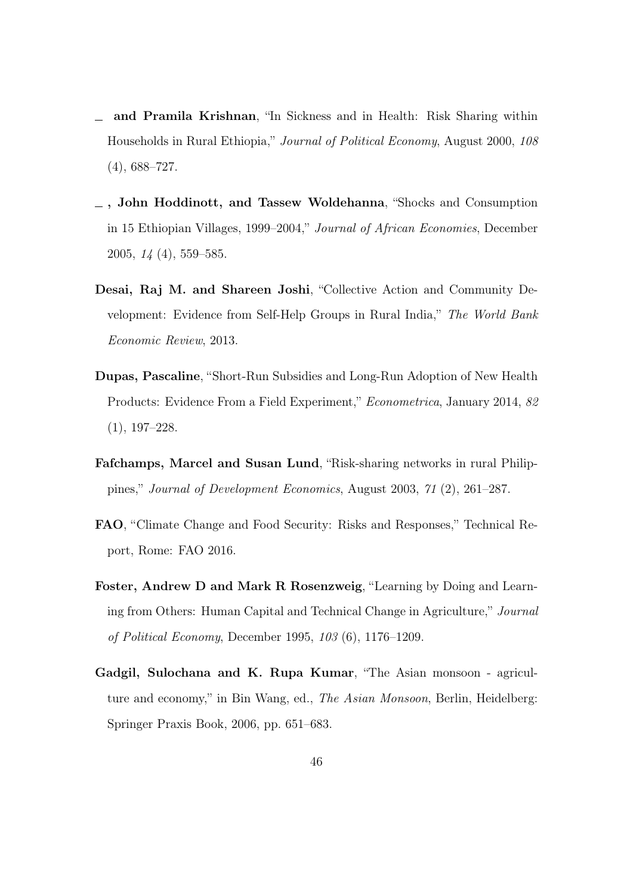\_ **and Pramila Krishnan**, "In Sickness and in Health: Risk Sharing within Households in Rural Ethiopia," *Journal of Political Economy*, August 2000, *108* (4), 688–727.

\_ **, John Hoddinott, and Tassew Woldehanna**, "Shocks and Consumption in 15 Ethiopian Villages, 1999–2004," *Journal of African Economies*, December 2005, *14* (4), 559–585.

**Desai, Raj M. and Shareen Joshi**, "Collective Action and Community Development: Evidence from Self-Help Groups in Rural India," *The World Bank Economic Review*, 2013.

**Dupas, Pascaline**, "Short-Run Subsidies and Long-Run Adoption of New Health Products: Evidence From a Field Experiment," *Econometrica*, January 2014, *82* (1), 197–228.

**Fafchamps, Marcel and Susan Lund**, "Risk-sharing networks in rural Philippines," *Journal of Development Economics*, August 2003, *71* (2), 261–287.

**FAO**, "Climate Change and Food Security: Risks and Responses," Technical Report, Rome: FAO 2016.

**Foster, Andrew D and Mark R Rosenzweig**, "Learning by Doing and Learning from Others: Human Capital and Technical Change in Agriculture," *Journal of Political Economy*, December 1995, *103* (6), 1176–1209.

**Gadgil, Sulochana and K. Rupa Kumar**, "The Asian monsoon - agriculture and economy," in Bin Wang, ed., *The Asian Monsoon*, Berlin, Heidelberg: Springer Praxis Book, 2006, pp. 651–683.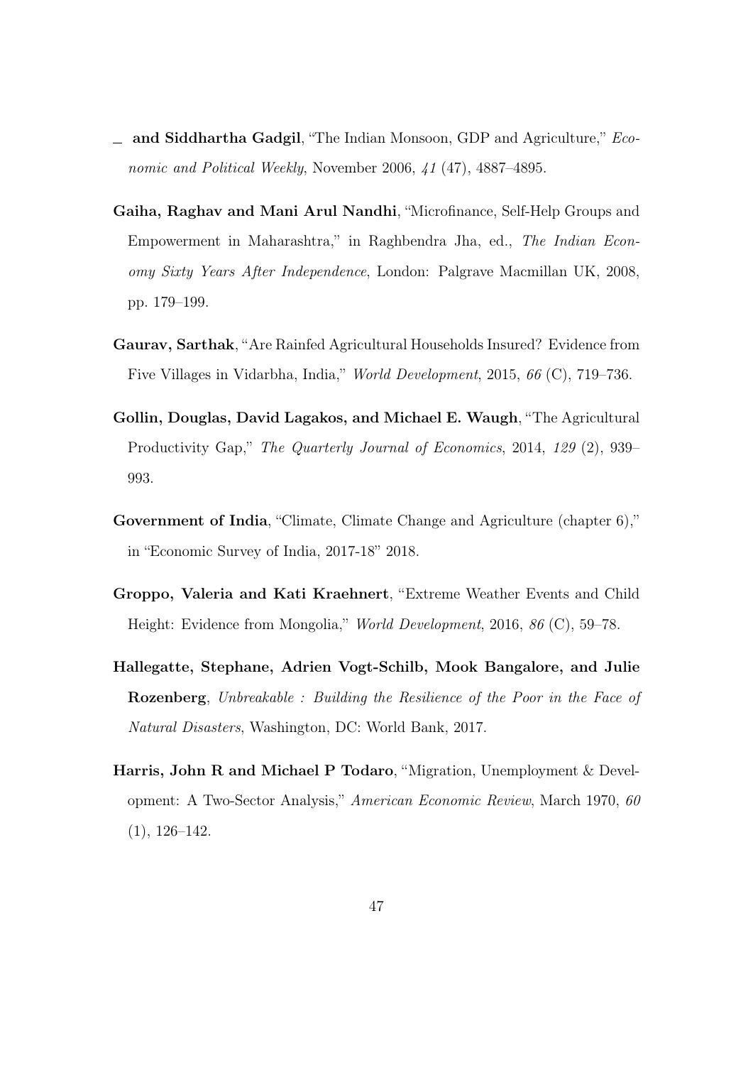— **and Siddhartha Gadgil**, "The Indian Monsoon, GDP and Agriculture," *Economic and Political Weekly*, November 2006, *41* (47), 4887–4895.

**Gaiha, Raghav and Mani Arul Nandhi**, "Microfinance, Self-Help Groups and Empowerment in Maharashtra," in Raghbendra Jha, ed., *The Indian Economy Sixty Years After Independence*, London: Palgrave Macmillan UK, 2008, pp. 179–199.

**Gaurav, Sarthak**, "Are Rainfed Agricultural Households Insured? Evidence from Five Villages in Vidarbha, India," *World Development*, 2015, *66* (C), 719–736.

**Gollin, Douglas, David Lagakos, and Michael E. Waugh**, "The Agricultural Productivity Gap," *The Quarterly Journal of Economics*, 2014, *129* (2), 939–993.

**Government of India**, "Climate, Climate Change and Agriculture (chapter 6)," in "Economic Survey of India, 2017-18" 2018.

**Groppo, Valeria and Kati Kraehnert**, "Extreme Weather Events and Child Height: Evidence from Mongolia," *World Development*, 2016, *86* (C), 59–78.

**Hallegatte, Stephane, Adrien Vogt-Schilb, Mook Bangalore, and Julie Rozenberg**, *Unbreakable : Building the Resilience of the Poor in the Face of Natural Disasters*, Washington, DC: World Bank, 2017.

**Harris, John R and Michael P Todaro**, "Migration, Unemployment & Development: A Two-Sector Analysis," *American Economic Review*, March 1970, *60* (1), 126–142.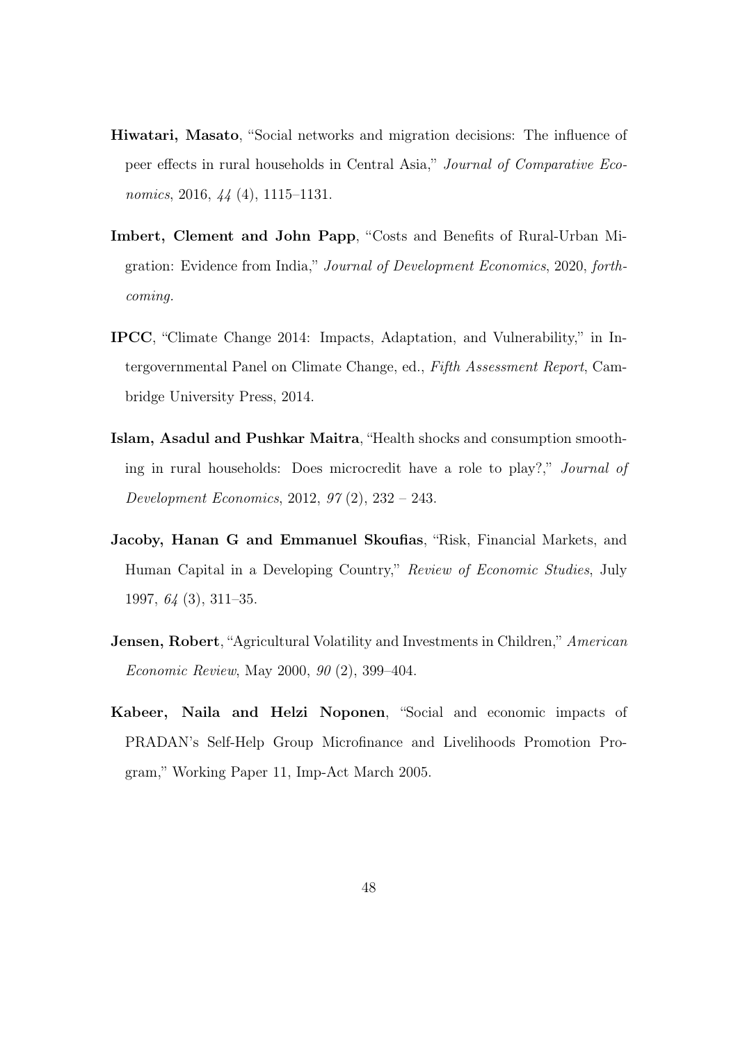**Hiwatari, Masato**, "Social networks and migration decisions: The influence of peer effects in rural households in Central Asia," *Journal of Comparative Economics*, 2016, *44* (4), 1115–1131.

**Imbert, Clement and John Papp**, "Costs and Benefits of Rural-Urban Migration: Evidence from India," *Journal of Development Economics*, 2020, *forthcoming.*

**IPCC**, "Climate Change 2014: Impacts, Adaptation, and Vulnerability," in Intergovernmental Panel on Climate Change, ed., *Fifth Assessment Report*, Cambridge University Press, 2014.

**Islam, Asadul and Pushkar Maitra**, "Health shocks and consumption smoothing in rural households: Does microcredit have a role to play?," *Journal of Development Economics*, 2012, *97* (2), 232 – 243.

**Jacoby, Hanan G and Emmanuel Skoufias**, "Risk, Financial Markets, and Human Capital in a Developing Country," *Review of Economic Studies*, July 1997, *64* (3), 311–35.

**Jensen, Robert**, "Agricultural Volatility and Investments in Children," *American Economic Review*, May 2000, *90* (2), 399–404.

**Kabeer, Naila and Helzi Noponen**, "Social and economic impacts of PRADAN's Self-Help Group Microfinance and Livelihoods Promotion Program," Working Paper 11, Imp-Act March 2005.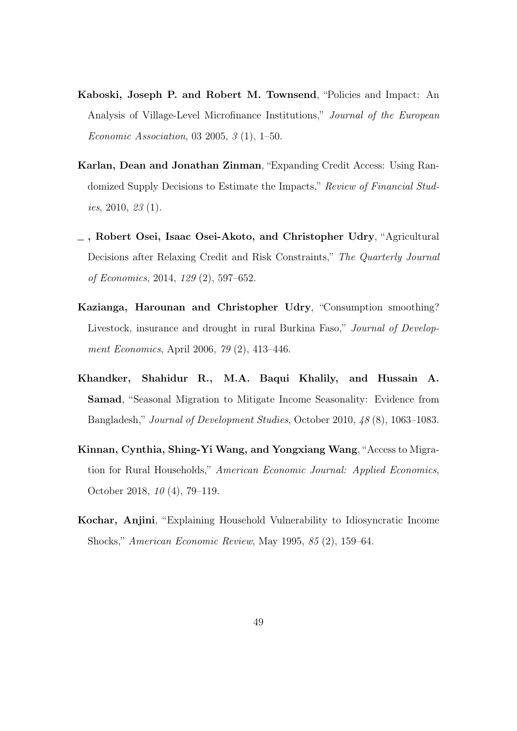**Kaboski, Joseph P. and Robert M. Townsend**, "Policies and Impact: An Analysis of Village-Level Microfinance Institutions," *Journal of the European Economic Association*, 03 2005, *3* (1), 1–50.

**Karlan, Dean and Jonathan Zinman**, "Expanding Credit Access: Using Randomized Supply Decisions to Estimate the Impacts," *Review of Financial Studies*, 2010, *23* (1).

**_ , Robert Osei, Isaac Osei-Akoto, and Christopher Udry**, "Agricultural Decisions after Relaxing Credit and Risk Constraints," *The Quarterly Journal of Economics*, 2014, *129* (2), 597–652.

**Kazianga, Harounan and Christopher Udry**, "Consumption smoothing? Livestock, insurance and drought in rural Burkina Faso," *Journal of Development Economics*, April 2006, *79* (2), 413–446.

**Khandker, Shahidur R., M.A. Baqui Khalily, and Hussain A. Samad**, "Seasonal Migration to Mitigate Income Seasonality: Evidence from Bangladesh," *Journal of Development Studies*, October 2010, *48* (8), 1063–1083.

**Kinnan, Cynthia, Shing-Yi Wang, and Yongxiang Wang**, "Access to Migration for Rural Households," *American Economic Journal: Applied Economics*, October 2018, *10* (4), 79–119.

**Kochar, Anjini**, "Explaining Household Vulnerability to Idiosyncratic Income Shocks," *American Economic Review*, May 1995, *85* (2), 159–64.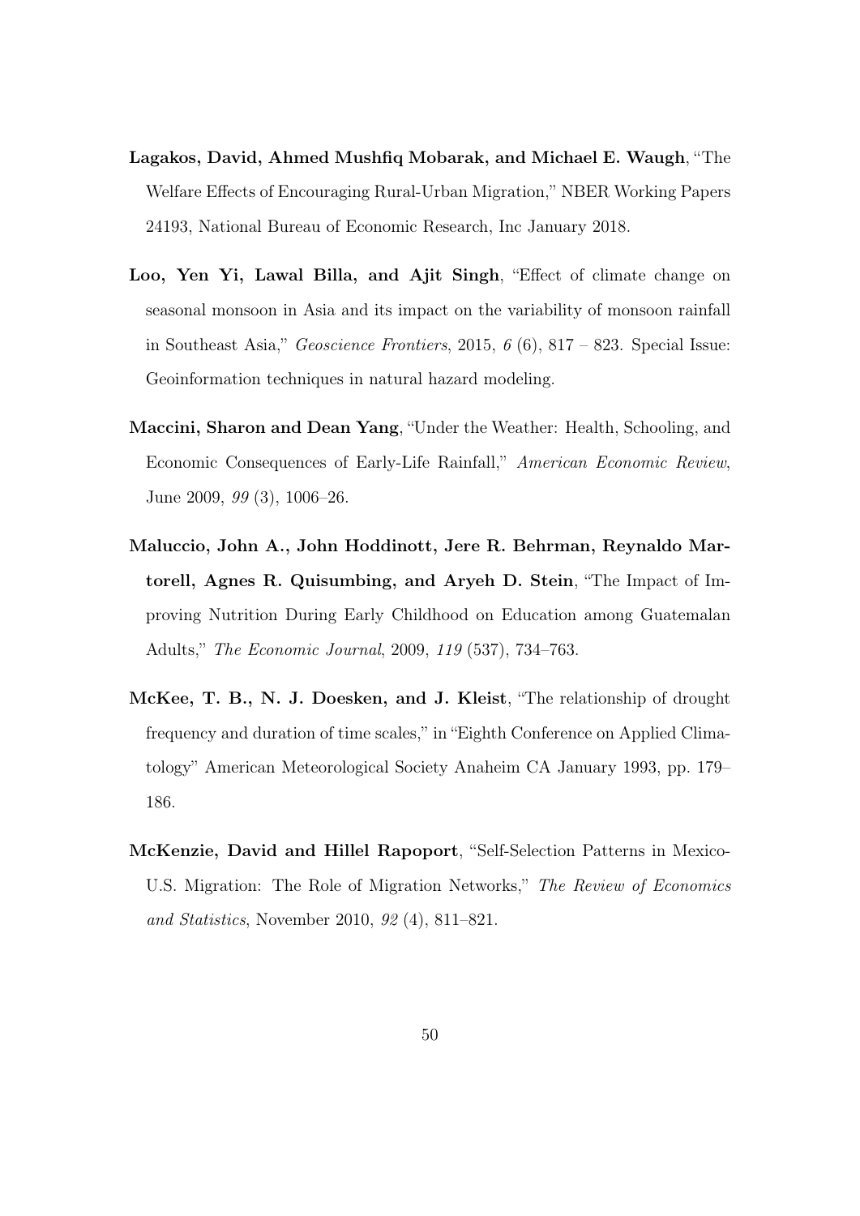**Lagakos, David, Ahmed Mushfiq Mobarak, and Michael E. Waugh**, "The Welfare Effects of Encouraging Rural-Urban Migration," NBER Working Papers 24193, National Bureau of Economic Research, Inc January 2018.

**Loo, Yen Yi, Lawal Billa, and Ajit Singh**, "Effect of climate change on seasonal monsoon in Asia and its impact on the variability of monsoon rainfall in Southeast Asia," *Geoscience Frontiers*, 2015, *6* (6), 817 – 823. Special Issue: Geoinformation techniques in natural hazard modeling.

**Maccini, Sharon and Dean Yang**, "Under the Weather: Health, Schooling, and Economic Consequences of Early-Life Rainfall," *American Economic Review*, June 2009, *99* (3), 1006–26.

**Maluccio, John A., John Hoddinott, Jere R. Behrman, Reynaldo Martorell, Agnes R. Quisumbing, and Aryeh D. Stein**, "The Impact of Improving Nutrition During Early Childhood on Education among Guatemalan Adults," *The Economic Journal*, 2009, *119* (537), 734–763.

**McKee, T. B., N. J. Doesken, and J. Kleist**, "The relationship of drought frequency and duration of time scales," in "Eighth Conference on Applied Climatology" American Meteorological Society Anaheim CA January 1993, pp. 179–186.

**McKenzie, David and Hillel Rapoport**, "Self-Selection Patterns in Mexico-U.S. Migration: The Role of Migration Networks," *The Review of Economics and Statistics*, November 2010, *92* (4), 811–821.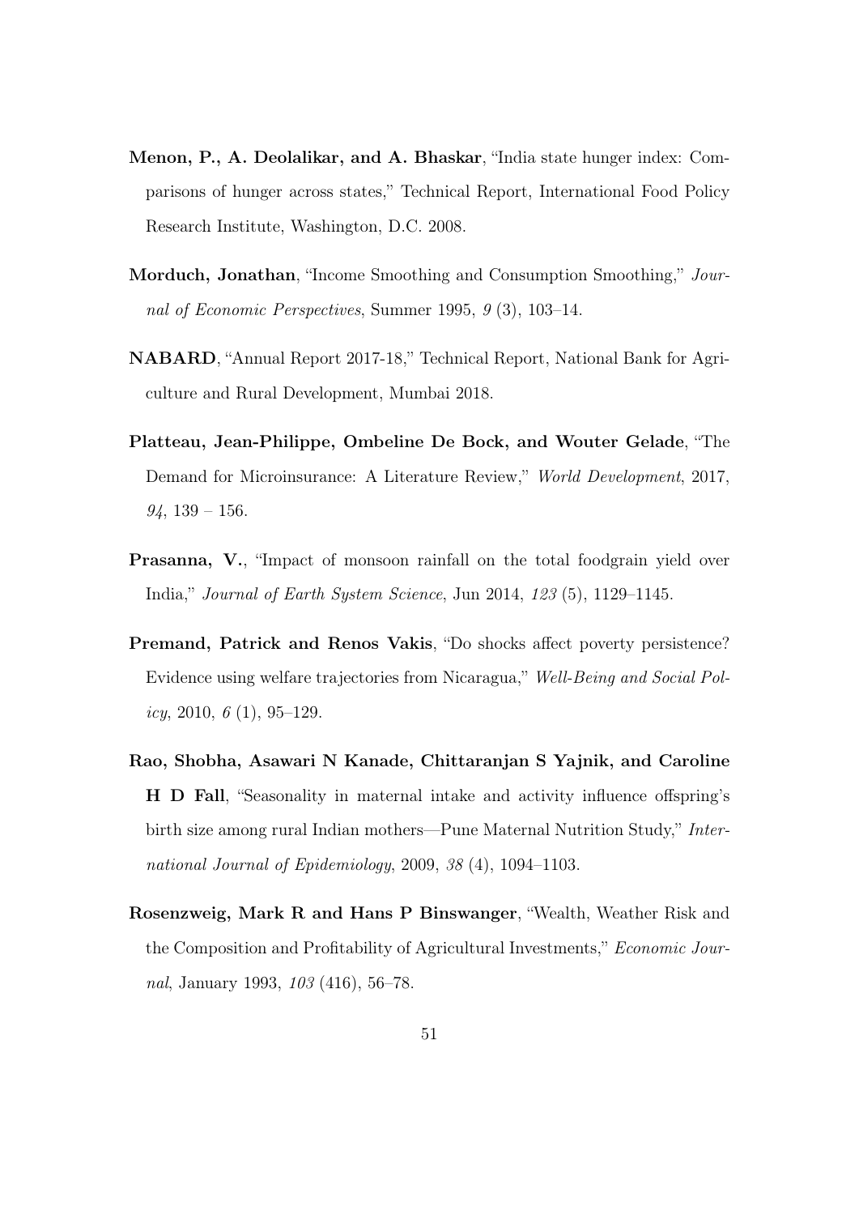**Menon, P., A. Deolalikar, and A. Bhaskar**, "India state hunger index: Comparisons of hunger across states," Technical Report, International Food Policy Research Institute, Washington, D.C. 2008.

**Morduch, Jonathan**, "Income Smoothing and Consumption Smoothing," *Journal of Economic Perspectives*, Summer 1995, *9* (3), 103–14.

**NABARD**, "Annual Report 2017-18," Technical Report, National Bank for Agriculture and Rural Development, Mumbai 2018.

**Platteau, Jean-Philippe, Ombeline De Bock, and Wouter Gelade**, "The Demand for Microinsurance: A Literature Review," *World Development*, 2017, *94*, 139 – 156.

**Prasanna, V.**, "Impact of monsoon rainfall on the total foodgrain yield over India," *Journal of Earth System Science*, Jun 2014, *123* (5), 1129–1145.

**Premand, Patrick and Renos Vakis**, "Do shocks affect poverty persistence? Evidence using welfare trajectories from Nicaragua," *Well-Being and Social Policy*, 2010, *6* (1), 95–129.

**Rao, Shobha, Asawari N Kanade, Chittaranjan S Yajnik, and Caroline H D Fall**, "Seasonality in maternal intake and activity influence offspring's birth size among rural Indian mothers—Pune Maternal Nutrition Study," *International Journal of Epidemiology*, 2009, *38* (4), 1094–1103.

**Rosenzweig, Mark R and Hans P Binswanger**, "Wealth, Weather Risk and the Composition and Profitability of Agricultural Investments," *Economic Journal*, January 1993, *103* (416), 56–78.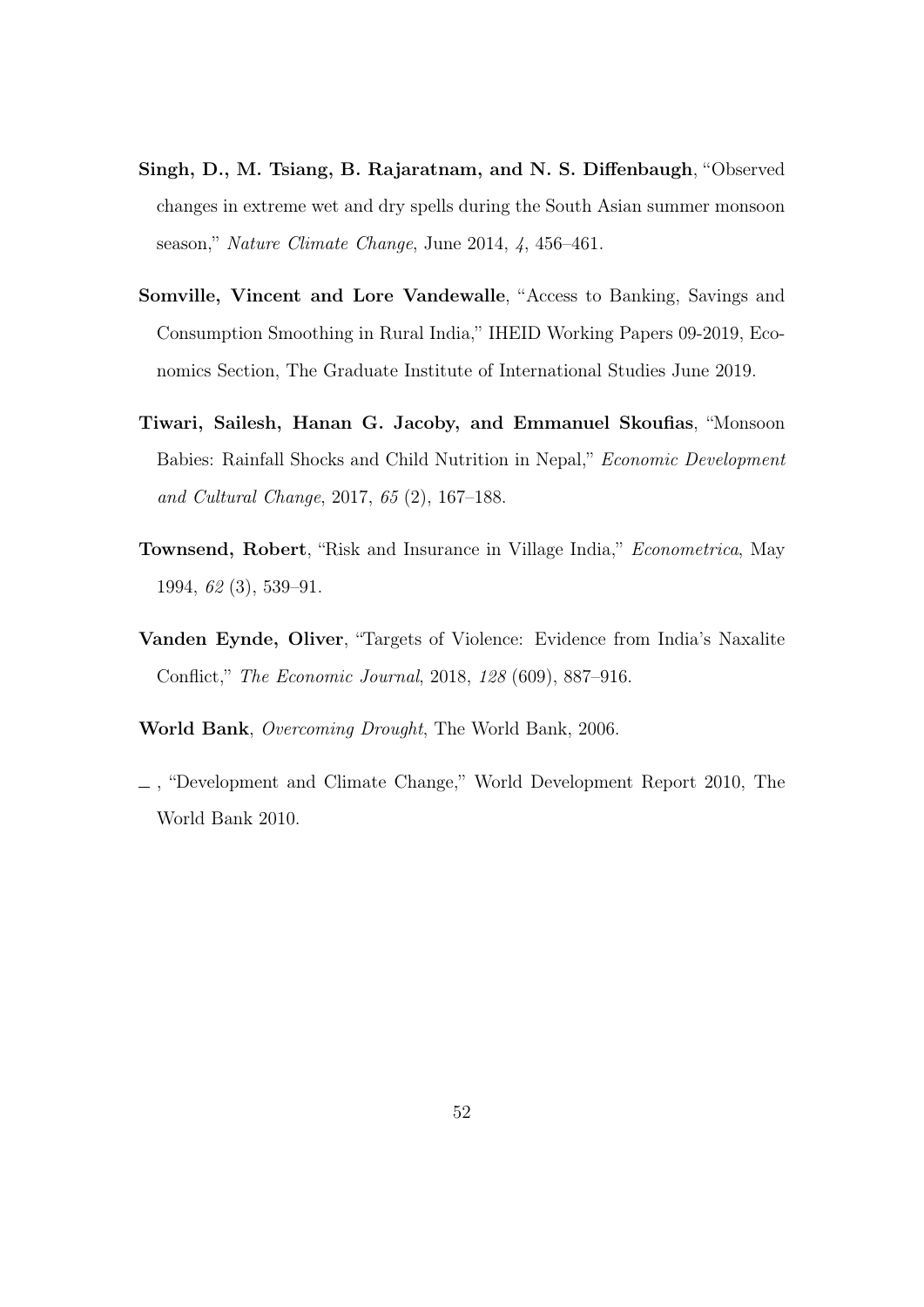**Singh, D., M. Tsiang, B. Rajaratnam, and N. S. Diffenbaugh**, "Observed changes in extreme wet and dry spells during the South Asian summer monsoon season," *Nature Climate Change*, June 2014, *4*, 456–461.

**Somville, Vincent and Lore Vandewalle**, "Access to Banking, Savings and Consumption Smoothing in Rural India," IHEID Working Papers 09-2019, Economics Section, The Graduate Institute of International Studies June 2019.

**Tiwari, Sailesh, Hanan G. Jacoby, and Emmanuel Skoufias**, "Monsoon Babies: Rainfall Shocks and Child Nutrition in Nepal," *Economic Development and Cultural Change*, 2017, *65* (2), 167–188.

**Townsend, Robert**, "Risk and Insurance in Village India," *Econometrica*, May 1994, *62* (3), 539–91.

**Vanden Eynde, Oliver**, "Targets of Violence: Evidence from India's Naxalite Conflict," *The Economic Journal*, 2018, *128* (609), 887–916.

**World Bank**, *Overcoming Drought*, The World Bank, 2006.

_ , "Development and Climate Change," World Development Report 2010, The World Bank 2010.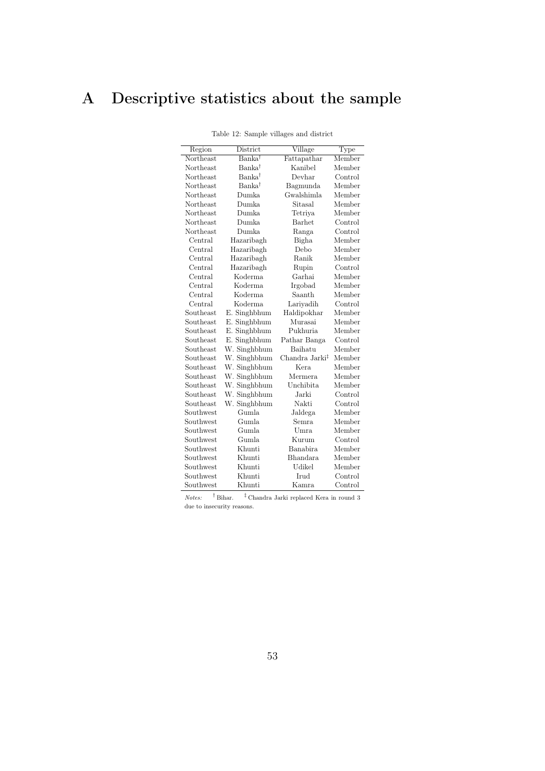# A Descriptive statistics about the sample

Table 12: Sample villages and district

| Region | District | Village | Type |
|---|---|---|---|
| Northeast | Banka† | Fattapathar | Member |
| Northeast | Banka† | Kanibel | Member |
| Northeast | Banka† | Devhar | Control |
| Northeast | Banka† | Bagmunda | Member |
| Northeast | Dumka | Gwalshimla | Member |
| Northeast | Dumka | Sitasal | Member |
| Northeast | Dumka | Tetriya | Member |
| Northeast | Dumka | Barhet | Control |
| Northeast | Dumka | Ranga | Control |
| Central | Hazaribagh | Bigha | Member |
| Central | Hazaribagh | Debo | Member |
| Central | Hazaribagh | Ranik | Member |
| Central | Hazaribagh | Rupin | Control |
| Central | Koderma | Garhai | Member |
| Central | Koderma | Irgobad | Member |
| Central | Koderma | Saanth | Member |
| Central | Koderma | Lariyadih | Control |
| Southeast | E. Singhbhum | Haldipokhar | Member |
| Southeast | E. Singhbhum | Murasai | Member |
| Southeast | E. Singhbhum | Pukhuria | Member |
| Southeast | E. Singhbhum | Pathar Banga | Control |
| Southeast | W. Singhbhum | Baihatu | Member |
| Southeast | W. Singhbhum | Chandra Jarki‡ | Member |
| Southeast | W. Singhbhum | Kera | Member |
| Southeast | W. Singhbhum | Mermera | Member |
| Southeast | W. Singhbhum | Unchibita | Member |
| Southeast | W. Singhbhum | Jarki | Control |
| Southeast | W. Singhbhum | Nakti | Control |
| Southwest | Gumla | Jaldega | Member |
| Southwest | Gumla | Semra | Member |
| Southwest | Gumla | Umra | Member |
| Southwest | Gumla | Kurum | Control |
| Southwest | Khunti | Banabira | Member |
| Southwest | Khunti | Bhandara | Member |
| Southwest | Khunti | Udikel | Member |
| Southwest | Khunti | Irud | Control |
| Southwest | Khunti | Kamra | Control |

*Notes:* † Bihar. ‡ Chandra Jarki replaced Kera in round 3 due to insecurity reasons.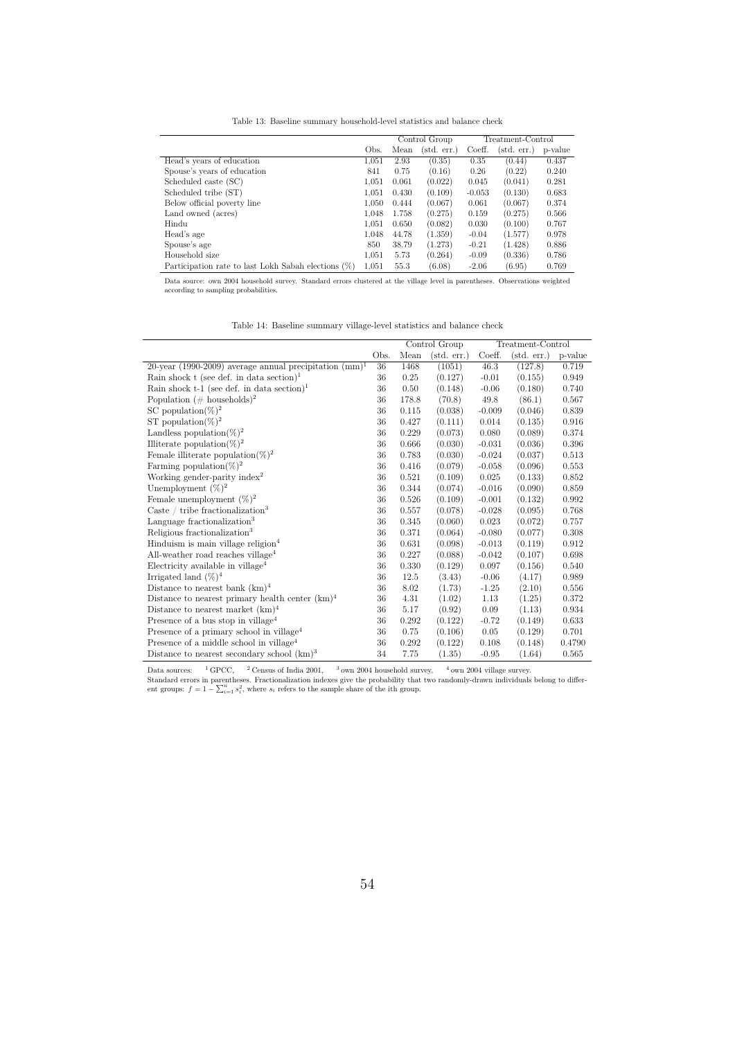Table 13: Baseline summary household-level statistics and balance check

| | | Control Group | | Treatment-Control | | |
|---|---|---|---|---|---|---|
| | Obs. | Mean | (std. err.) | Coeff. | (std. err.) | p-value |
| Head's years of education | 1,051 | 2.93 | (0.35) | 0.35 | (0.44) | 0.437 |
| Spouse's years of education | 841 | 0.75 | (0.16) | 0.26 | (0.22) | 0.240 |
| Scheduled caste (SC) | 1,051 | 0.061 | (0.022) | 0.045 | (0.041) | 0.281 |
| Scheduled tribe (ST) | 1,051 | 0.430 | (0.109) | -0.053 | (0.130) | 0.683 |
| Below official poverty line | 1,050 | 0.444 | (0.067) | 0.061 | (0.067) | 0.374 |
| Land owned (acres) | 1,048 | 1.758 | (0.275) | 0.159 | (0.275) | 0.566 |
| Hindu | 1,051 | 0.650 | (0.082) | 0.030 | (0.100) | 0.767 |
| Head's age | 1,048 | 44.78 | (1.359) | -0.04 | (1.577) | 0.978 |
| Spouse's age | 850 | 38.79 | (1.273) | -0.21 | (1.428) | 0.886 |
| Household size | 1,051 | 5.73 | (0.264) | -0.09 | (0.336) | 0.786 |
| Participation rate to last Lokh Sabah elections (%) | 1,051 | 55.3 | (6.08) | -2.06 | (6.95) | 0.769 |

Data source: own 2004 household survey. Standard errors clustered at the village level in parentheses. Observations weighted according to sampling probabilities.

Table 14: Baseline summary village-level statistics and balance check

| | | Control Group | | Treatment-Control | | |
|---|---|---|---|---|---|---|
| | Obs. | Mean | (std. err.) | Coeff. | (std. err.) | p-value |
| 20-year (1990-2009) average annual precipitation (mm)[1] | 36 | 1468 | (1051) | 46.3 | (127.8) | 0.719 |
| Rain shock t (see def. in data section)[1] | 36 | 0.25 | (0.127) | -0.01 | (0.155) | 0.949 |
| Rain shock t-1 (see def. in data section)[1] | 36 | 0.50 | (0.148) | -0.06 | (0.180) | 0.740 |
| Population (# households)[2] | 36 | 178.8 | (70.8) | 49.8 | (86.1) | 0.567 |
| SC population(%)[2] | 36 | 0.115 | (0.038) | -0.009 | (0.046) | 0.839 |
| ST population(%)[2] | 36 | 0.427 | (0.111) | 0.014 | (0.135) | 0.916 |
| Landless population(%)[2] | 36 | 0.229 | (0.073) | 0.080 | (0.089) | 0.374 |
| Illiterate population(%)[2] | 36 | 0.666 | (0.030) | -0.031 | (0.036) | 0.396 |
| Female illiterate population(%)[2] | 36 | 0.783 | (0.030) | -0.024 | (0.037) | 0.513 |
| Farming population(%)[2] | 36 | 0.416 | (0.079) | -0.058 | (0.096) | 0.553 |
| Working gender-parity index[2] | 36 | 0.521 | (0.109) | 0.025 | (0.133) | 0.852 |
| Unemployment (%)[2] | 36 | 0.344 | (0.074) | -0.016 | (0.090) | 0.859 |
| Female unemployment (%)[2] | 36 | 0.526 | (0.109) | -0.001 | (0.132) | 0.992 |
| Caste / tribe fractionalization[3] | 36 | 0.557 | (0.078) | -0.028 | (0.095) | 0.768 |
| Language fractionalization[3] | 36 | 0.345 | (0.060) | 0.023 | (0.072) | 0.757 |
| Religious fractionalization[3] | 36 | 0.371 | (0.064) | -0.080 | (0.077) | 0.308 |
| Hinduism is main village religion[4] | 36 | 0.631 | (0.098) | -0.013 | (0.119) | 0.912 |
| All-weather road reaches village[4] | 36 | 0.227 | (0.088) | -0.042 | (0.107) | 0.698 |
| Electricity available in village[4] | 36 | 0.330 | (0.129) | 0.097 | (0.156) | 0.540 |
| Irrigated land (%)[4] | 36 | 12.5 | (3.43) | -0.06 | (4.17) | 0.989 |
| Distance to nearest bank (km)[4] | 36 | 8.02 | (1.73) | -1.25 | (2.10) | 0.556 |
| Distance to nearest primary health center (km)[4] | 36 | 4.31 | (1.02) | 1.13 | (1.25) | 0.372 |
| Distance to nearest market (km)[4] | 36 | 5.17 | (0.92) | 0.09 | (1.13) | 0.934 |
| Presence of a bus stop in village[4] | 36 | 0.292 | (0.122) | -0.72 | (0.149) | 0.633 |
| Presence of a primary school in village[4] | 36 | 0.75 | (0.106) | 0.05 | (0.129) | 0.701 |
| Presence of a middle school in village[4] | 36 | 0.292 | (0.122) | 0.108 | (0.148) | 0.4790 |
| Distance to nearest secondary school (km)[3] | 34 | 7.75 | (1.35) | -0.95 | (1.64) | 0.565 |

Data sources: [1] GPCC, [2] Census of India 2001, [3] own 2004 household survey, [4] own 2004 village survey.
Standard errors in parentheses. Fractionalization indexes give the probability that two randomly-drawn individuals belong to different groups: $f = 1 - \sum_{i=1}^{n} s_i^2$, where $s_i$ refers to the sample share of the ith group.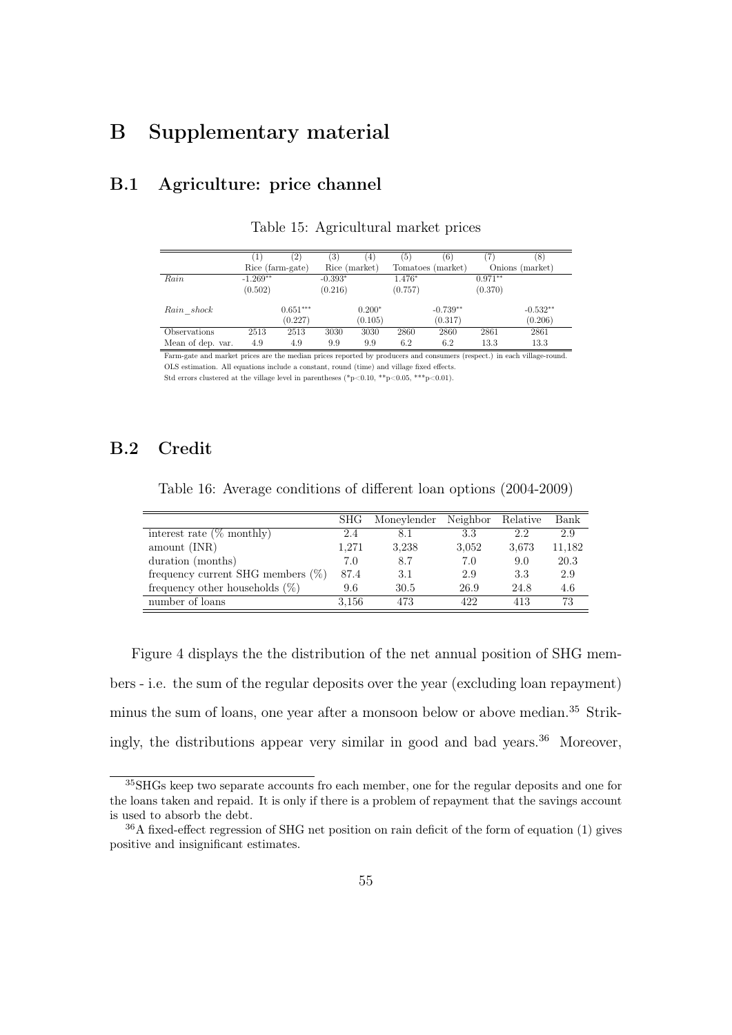# B Supplementary material

## B.1 Agriculture: price channel

Table 15: Agricultural market prices

| | (1) | (2) | (3) | (4) | (5) | (6) | (7) | (8) |
|---|---|---|---|---|---|---|---|---|
| | Rice (farm-gate) | | Rice (market) | | Tomatoes (market) | | Onions (market) | |
| *Rain* | -1.269** | | -0.393* | | 1.476* | | 0.971** | |
| | (0.502) | | (0.216) | | (0.757) | | (0.370) | |
| *Rain_shock* | | 0.651*** | | 0.200* | | -0.739** | | -0.532** |
| | | (0.227) | | (0.105) | | (0.317) | | (0.206) |
| Observations | 2513 | 2513 | 3030 | 3030 | 2860 | 2860 | 2861 | 2861 |
| Mean of dep. var. | 4.9 | 4.9 | 9.9 | 9.9 | 6.2 | 6.2 | 13.3 | 13.3 |

Farm-gate and market prices are the median prices reported by producers and consumers (respect.) in each village-round.
OLS estimation. All equations include a constant, round (time) and village fixed effects.
Std errors clustered at the village level in parentheses (*p<0.10, **p<0.05, ***p<0.01).

## B.2 Credit

Table 16: Average conditions of different loan options (2004-2009)

| | SHG | Moneylender | Neighbor | Relative | Bank |
|---|---|---|---|---|---|
| interest rate (% monthly) | 2.4 | 8.1 | 3.3 | 2.2 | 2.9 |
| amount (INR) | 1,271 | 3,238 | 3,052 | 3,673 | 11,182 |
| duration (months) | 7.0 | 8.7 | 7.0 | 9.0 | 20.3 |
| frequency current SHG members (%) | 87.4 | 3.1 | 2.9 | 3.3 | 2.9 |
| frequency other households (%) | 9.6 | 30.5 | 26.9 | 24.8 | 4.6 |
| number of loans | 3,156 | 473 | 422 | 413 | 73 |

Figure 4 displays the the distribution of the net annual position of SHG members - i.e. the sum of the regular deposits over the year (excluding loan repayment) minus the sum of loans, one year after a monsoon below or above median.[35] Strikingly, the distributions appear very similar in good and bad years.[36] Moreover,

[35]SHGs keep two separate accounts fro each member, one for the regular deposits and one for the loans taken and repaid. It is only if there is a problem of repayment that the savings account is used to absorb the debt.

[36]A fixed-effect regression of SHG net position on rain deficit of the form of equation (1) gives positive and insignificant estimates.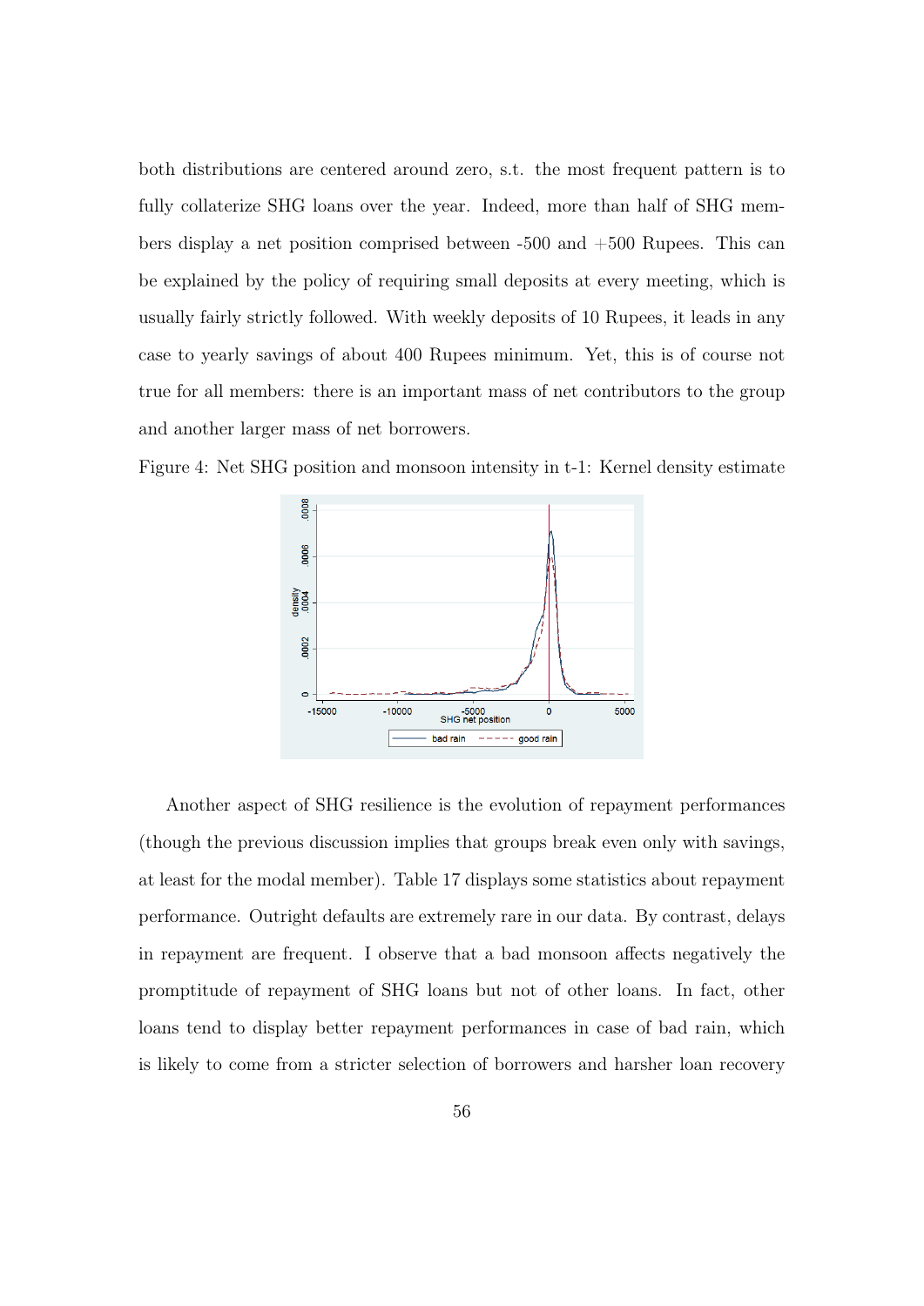both distributions are centered around zero, s.t. the most frequent pattern is to fully collaterize SHG loans over the year. Indeed, more than half of SHG members display a net position comprised between -500 and +500 Rupees. This can be explained by the policy of requiring small deposits at every meeting, which is usually fairly strictly followed. With weekly deposits of 10 Rupees, it leads in any case to yearly savings of about 400 Rupees minimum. Yet, this is of course not true for all members: there is an important mass of net contributors to the group and another larger mass of net borrowers.

Figure 4: Net SHG position and monsoon intensity in t-1: Kernel density estimate

Another aspect of SHG resilience is the evolution of repayment performances (though the previous discussion implies that groups break even only with savings, at least for the modal member). Table 17 displays some statistics about repayment performance. Outright defaults are extremely rare in our data. By contrast, delays in repayment are frequent. I observe that a bad monsoon affects negatively the promptitude of repayment of SHG loans but not of other loans. In fact, other loans tend to display better repayment performances in case of bad rain, which is likely to come from a stricter selection of borrowers and harsher loan recovery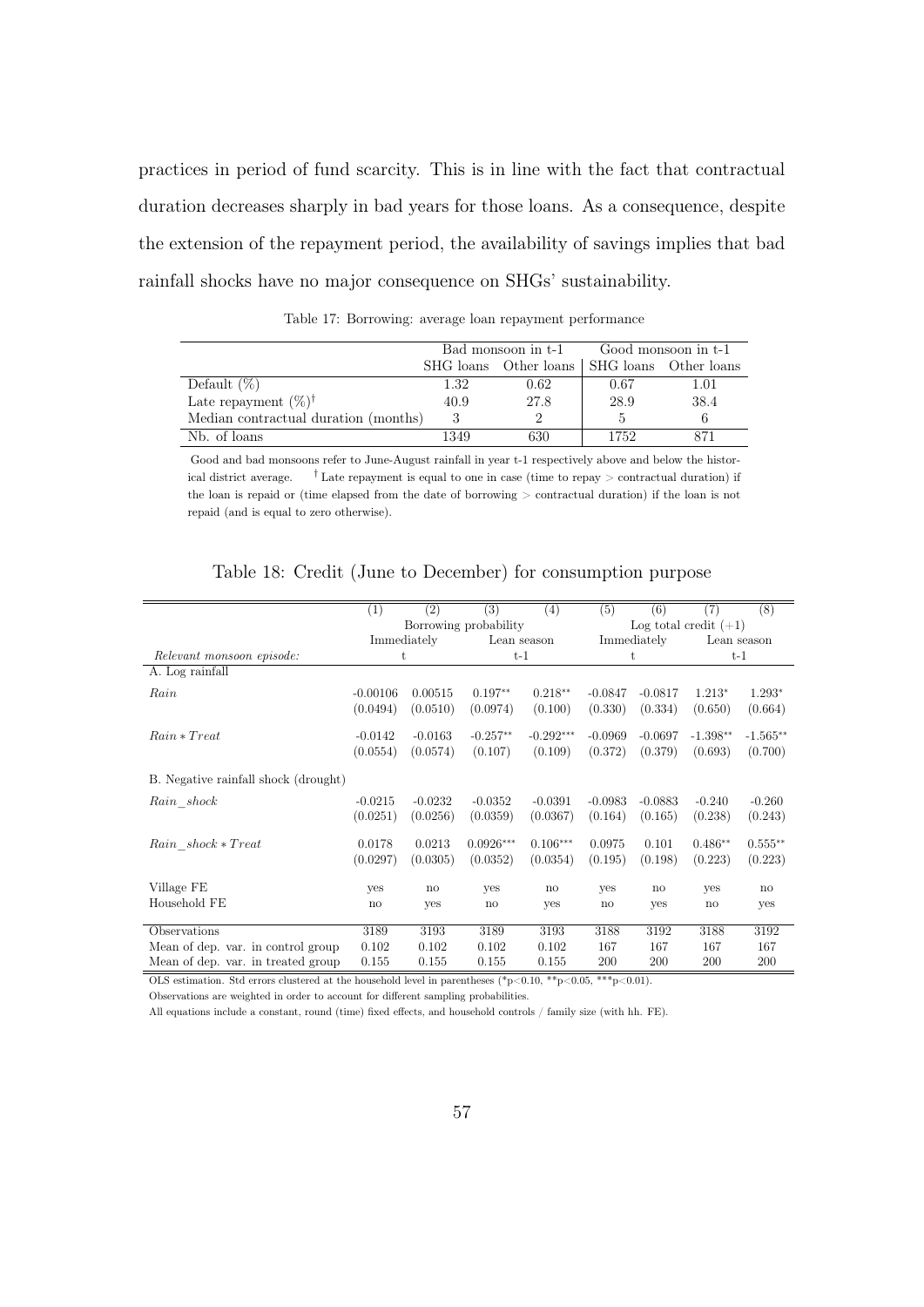practices in period of fund scarcity. This is in line with the fact that contractual duration decreases sharply in bad years for those loans. As a consequence, despite the extension of the repayment period, the availability of savings implies that bad rainfall shocks have no major consequence on SHGs' sustainability.

Table 17: Borrowing: average loan repayment performance

| | Bad monsoon in t-1 | | Good monsoon in t-1 | |
|---|---|---|---|---|
| | SHG loans | Other loans | SHG loans | Other loans |
| Default (%) | 1.32 | 0.62 | 0.67 | 1.01 |
| Late repayment (%)[†] | 40.9 | 27.8 | 28.9 | 38.4 |
| Median contractual duration (months) | 3 | 2 | 5 | 6 |
| Nb. of loans | 1349 | 630 | 1752 | 871 |

Good and bad monsoons refer to June-August rainfall in year t-1 respectively above and below the historical district average. [†] Late repayment is equal to one in case (time to repay > contractual duration) if the loan is repaid or (time elapsed from the date of borrowing > contractual duration) if the loan is not repaid (and is equal to zero otherwise).

Table 18: Credit (June to December) for consumption purpose

| | (1) | (2) | (3) | (4) | (5) | (6) | (7) | (8) |
|---|---|---|---|---|---|---|---|---|
| | Borrowing probability | | | | Log total credit (+1) | | | |
| | Immediately | | Lean season | | Immediately | | Lean season | |
| *Relevant monsoon episode:* | t | | t-1 | | t | | t-1 | |
| A. Log rainfall | | | | | | | | |
| *Rain* | -0.00106 | 0.00515 | 0.197** | 0.218** | -0.0847 | -0.0817 | 1.213* | 1.293* |
| | (0.0494) | (0.0510) | (0.0974) | (0.100) | (0.330) | (0.334) | (0.650) | (0.664) |
| $Rain * Treat$ | -0.0142 | -0.0163 | -0.257** | -0.292*** | -0.0969 | -0.0697 | -1.398** | -1.565** |
| | (0.0554) | (0.0574) | (0.107) | (0.109) | (0.372) | (0.379) | (0.693) | (0.700) |
| B. Negative rainfall shock (drought) | | | | | | | | |
| *Rain_shock* | -0.0215 | -0.0232 | -0.0352 | -0.0391 | -0.0983 | -0.0883 | -0.240 | -0.260 |
| | (0.0251) | (0.0256) | (0.0359) | (0.0367) | (0.164) | (0.165) | (0.238) | (0.243) |
| $Rain\_shock * Treat$ | 0.0178 | 0.0213 | 0.0926*** | 0.106*** | 0.0975 | 0.101 | 0.486** | 0.555** |
| | (0.0297) | (0.0305) | (0.0352) | (0.0354) | (0.195) | (0.198) | (0.223) | (0.223) |
| Village FE | yes | no | yes | no | yes | no | yes | no |
| Household FE | no | yes | no | yes | no | yes | no | yes |
| Observations | 3189 | 3193 | 3189 | 3193 | 3188 | 3192 | 3188 | 3192 |
| Mean of dep. var. in control group | 0.102 | 0.102 | 0.102 | 0.102 | 167 | 167 | 167 | 167 |
| Mean of dep. var. in treated group | 0.155 | 0.155 | 0.155 | 0.155 | 200 | 200 | 200 | 200 |

OLS estimation. Std errors clustered at the household level in parentheses (*p<0.10, **p<0.05, ***p<0.01).

Observations are weighted in order to account for different sampling probabilities.

All equations include a constant, round (time) fixed effects, and household controls / family size (with hh. FE).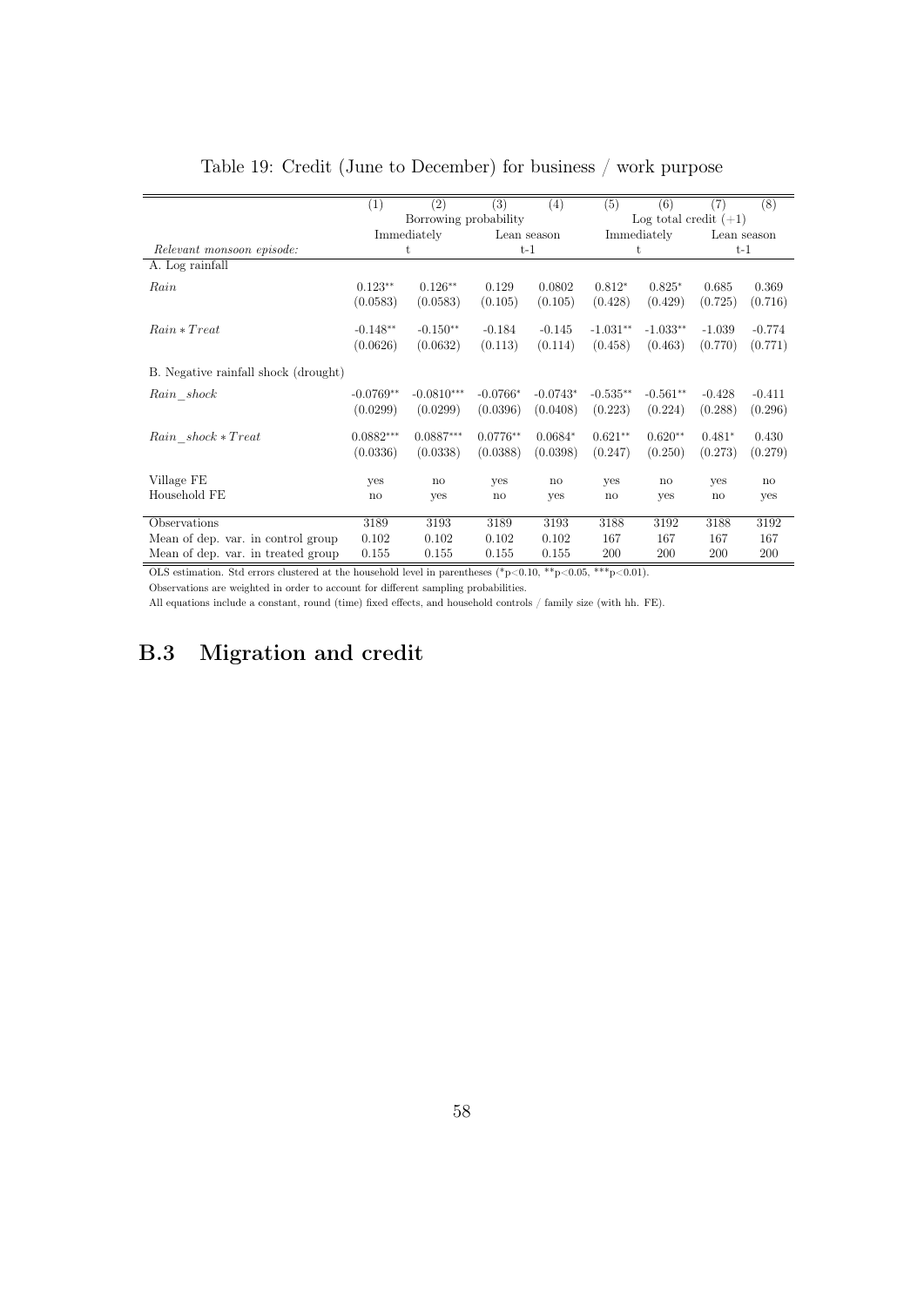Table 19: Credit (June to December) for business / work purpose

| | (1) | (2) | (3) | (4) | (5) | (6) | (7) | (8) |
|---|---|---|---|---|---|---|---|---|
| | Borrowing probability | | | | Log total credit (+1) | | | |
| | Immediately | | Lean season | | Immediately | | Lean season | |
| *Relevant monsoon episode:* | t | | t-1 | | t | | t-1 | |
| A. Log rainfall | | | | | | | | |
| $Rain$ | 0.123** | 0.126** | 0.129 | 0.0802 | 0.812* | 0.825* | 0.685 | 0.369 |
| | (0.0583) | (0.0583) | (0.105) | (0.105) | (0.428) | (0.429) | (0.725) | (0.716) |
| $Rain * Treat$ | -0.148** | -0.150** | -0.184 | -0.145 | -1.031** | -1.033** | -1.039 | -0.774 |
| | (0.0626) | (0.0632) | (0.113) | (0.114) | (0.458) | (0.463) | (0.770) | (0.771) |
| B. Negative rainfall shock (drought) | | | | | | | | |
| $Rain\_shock$ | -0.0769** | -0.0810*** | -0.0766* | -0.0743* | -0.535** | -0.561** | -0.428 | -0.411 |
| | (0.0299) | (0.0299) | (0.0396) | (0.0408) | (0.223) | (0.224) | (0.288) | (0.296) |
| $Rain\_shock * Treat$ | 0.0882*** | 0.0887*** | 0.0776** | 0.0684* | 0.621** | 0.620** | 0.481* | 0.430 |
| | (0.0336) | (0.0338) | (0.0388) | (0.0398) | (0.247) | (0.250) | (0.273) | (0.279) |
| Village FE | yes | no | yes | no | yes | no | yes | no |
| Household FE | no | yes | no | yes | no | yes | no | yes |
| Observations | 3189 | 3193 | 3189 | 3193 | 3188 | 3192 | 3188 | 3192 |
| Mean of dep. var. in control group | 0.102 | 0.102 | 0.102 | 0.102 | 167 | 167 | 167 | 167 |
| Mean of dep. var. in treated group | 0.155 | 0.155 | 0.155 | 0.155 | 200 | 200 | 200 | 200 |

OLS estimation. Std errors clustered at the household level in parentheses (*p<0.10, **p<0.05, ***p<0.01).

Observations are weighted in order to account for different sampling probabilities.

All equations include a constant, round (time) fixed effects, and household controls / family size (with hh. FE).

## B.3 Migration and credit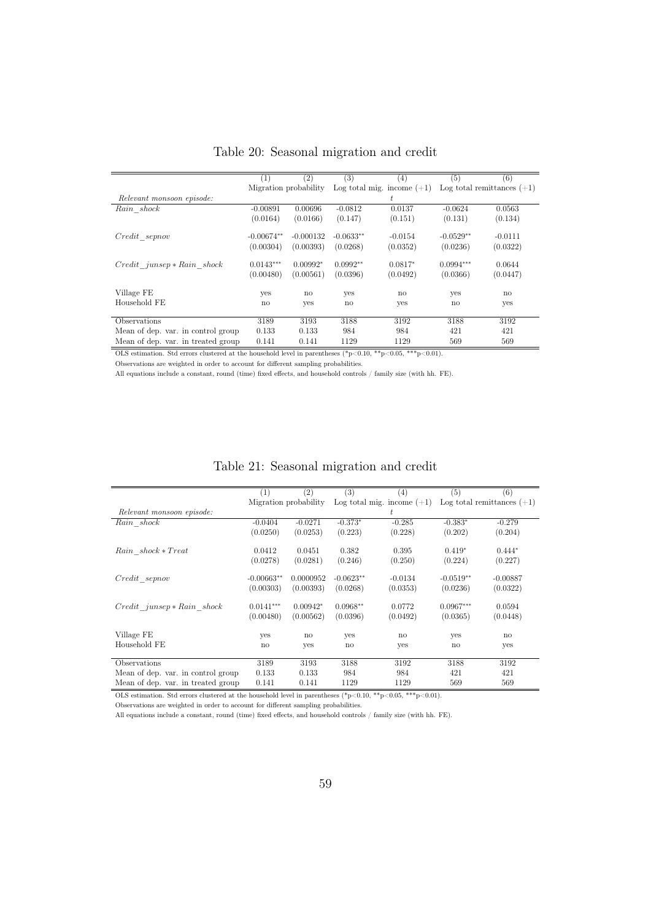# Table 20: Seasonal migration and credit

| | (1) | (2) | (3) | (4) | (5) | (6) |
|---|---|---|---|---|---|---|
| | Migration probability | | Log total mig. income (+1) | | Log total remittances (+1) | |
| *Relevant monsoon episode:* | | | | $t$ | | |
| $Rain\_shock$ | -0.00891 | 0.00696 | -0.0812 | 0.0137 | -0.0624 | 0.0563 |
| | (0.0164) | (0.0166) | (0.147) | (0.151) | (0.131) | (0.134) |
| $Credit\_sepnov$ | -0.00674** | -0.000132 | -0.0633** | -0.0154 | -0.0529** | -0.0111 |
| | (0.00304) | (0.00393) | (0.0268) | (0.0352) | (0.0236) | (0.0322) |
| $Credit\_junsep * Rain\_shock$ | 0.0143*** | 0.00992* | 0.0992** | 0.0817* | 0.0994*** | 0.0644 |
| | (0.00480) | (0.00561) | (0.0396) | (0.0492) | (0.0366) | (0.0447) |
| Village FE | yes | no | yes | no | yes | no |
| Household FE | no | yes | no | yes | no | yes |
| Observations | 3189 | 3193 | 3188 | 3192 | 3188 | 3192 |
| Mean of dep. var. in control group | 0.133 | 0.133 | 984 | 984 | 421 | 421 |
| Mean of dep. var. in treated group | 0.141 | 0.141 | 1129 | 1129 | 569 | 569 |

OLS estimation. Std errors clustered at the household level in parentheses (*p<0.10, **p<0.05, ***p<0.01).

Observations are weighted in order to account for different sampling probabilities.

All equations include a constant, round (time) fixed effects, and household controls / family size (with hh. FE).

# Table 21: Seasonal migration and credit

| | (1) | (2) | (3) | (4) | (5) | (6) |
|---|---|---|---|---|---|---|
| | Migration probability | | Log total mig. income (+1) | | Log total remittances (+1) | |
| *Relevant monsoon episode:* | | | | $t$ | | |
| $Rain\_shock$ | -0.0404 | -0.0271 | -0.373* | -0.285 | -0.383* | -0.279 |
| | (0.0250) | (0.0253) | (0.223) | (0.228) | (0.202) | (0.204) |
| $Rain\_shock * Treat$ | 0.0412 | 0.0451 | 0.382 | 0.395 | 0.419* | 0.444* |
| | (0.0278) | (0.0281) | (0.246) | (0.250) | (0.224) | (0.227) |
| $Credit\_sepnov$ | -0.00663** | 0.0000952 | -0.0623** | -0.0134 | -0.0519** | -0.00887 |
| | (0.00303) | (0.00393) | (0.0268) | (0.0353) | (0.0236) | (0.0322) |
| $Credit\_junsep * Rain\_shock$ | 0.0141*** | 0.00942* | 0.0968** | 0.0772 | 0.0967*** | 0.0594 |
| | (0.00480) | (0.00562) | (0.0396) | (0.0492) | (0.0365) | (0.0448) |
| Village FE | yes | no | yes | no | yes | no |
| Household FE | no | yes | no | yes | no | yes |
| Observations | 3189 | 3193 | 3188 | 3192 | 3188 | 3192 |
| Mean of dep. var. in control group | 0.133 | 0.133 | 984 | 984 | 421 | 421 |
| Mean of dep. var. in treated group | 0.141 | 0.141 | 1129 | 1129 | 569 | 569 |

OLS estimation. Std errors clustered at the household level in parentheses (*p<0.10, **p<0.05, ***p<0.01).

Observations are weighted in order to account for different sampling probabilities.

All equations include a constant, round (time) fixed effects, and household controls / family size (with hh. FE).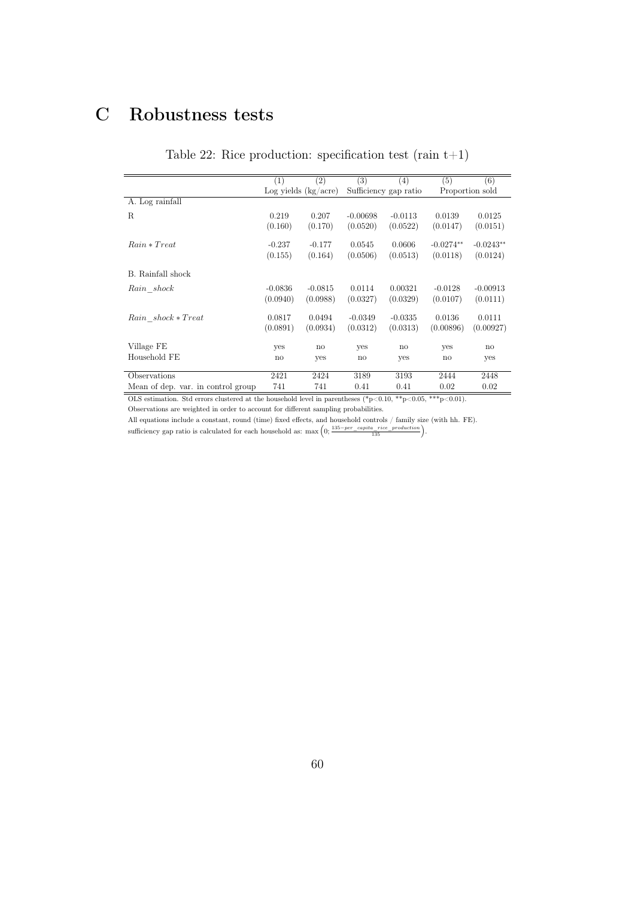# C Robustness tests

Table 22: Rice production: specification test (rain t+1)

| | (1) | (2) | (3) | (4) | (5) | (6) |
|---|---|---|---|---|---|---|
| | Log yields (kg/acre) | | Sufficiency gap ratio | | Proportion sold | |
| A. Log rainfall | | | | | | |
| R | 0.219 | 0.207 | -0.00698 | -0.0113 | 0.0139 | 0.0125 |
| | (0.160) | (0.170) | (0.0520) | (0.0522) | (0.0147) | (0.0151) |
| $Rain * Treat$ | -0.237 | -0.177 | 0.0545 | 0.0606 | -0.0274** | -0.0243** |
| | (0.155) | (0.164) | (0.0506) | (0.0513) | (0.0118) | (0.0124) |
| B. Rainfall shock | | | | | | |
| $Rain\_shock$ | -0.0836 | -0.0815 | 0.0114 | 0.00321 | -0.0128 | -0.00913 |
| | (0.0940) | (0.0988) | (0.0327) | (0.0329) | (0.0107) | (0.0111) |
| $Rain\_shock * Treat$ | 0.0817 | 0.0494 | -0.0349 | -0.0335 | 0.0136 | 0.0111 |
| | (0.0891) | (0.0934) | (0.0312) | (0.0313) | (0.00896) | (0.00927) |
| Village FE | yes | no | yes | no | yes | no |
| Household FE | no | yes | no | yes | no | yes |
| Observations | 2421 | 2424 | 3189 | 3193 | 2444 | 2448 |
| Mean of dep. var. in control group | 741 | 741 | 0.41 | 0.41 | 0.02 | 0.02 |

OLS estimation. Std errors clustered at the household level in parentheses (*p<0.10, **p<0.05, ***p<0.01).

Observations are weighted in order to account for different sampling probabilities.

All equations include a constant, round (time) fixed effects, and household controls / family size (with hh. FE).

sufficiency gap ratio is calculated for each household as: $\max\left(0; \frac{135 - per\_capita\_rice\_production}{135}\right)$.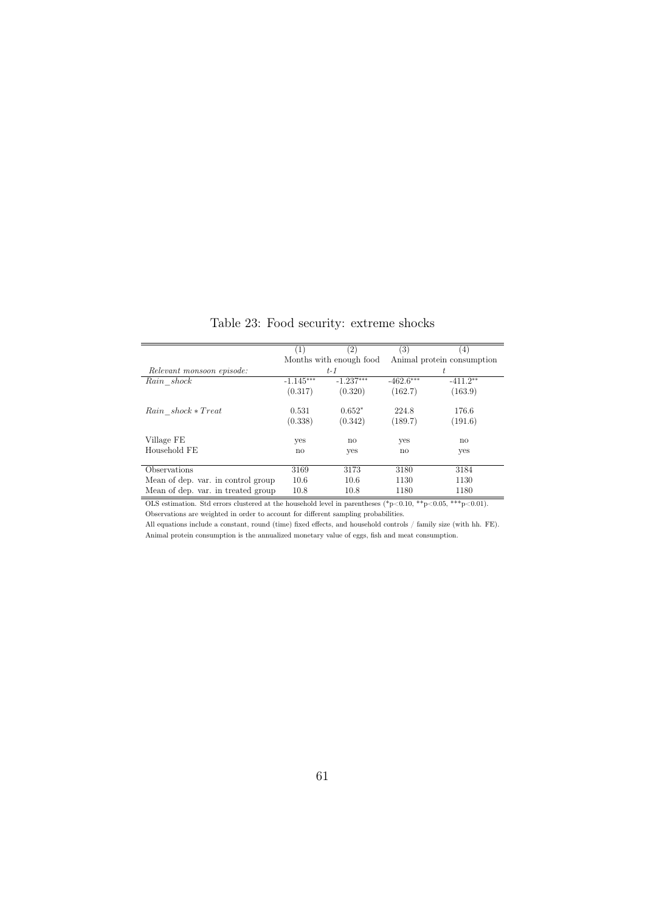Table 23: Food security: extreme shocks

| | (1) | (2) | (3) | (4) |
|---|---|---|---|---|
| | Months with enough food | | Animal protein consumption | |
| *Relevant monsoon episode:* | *t-1* | | *t* | |
| $Rain\_shock$ | -1.145*** | -1.237*** | -462.6*** | -411.2** |
| | (0.317) | (0.320) | (162.7) | (163.9) |
| $Rain\_shock * Treat$ | 0.531 | 0.652* | 224.8 | 176.6 |
| | (0.338) | (0.342) | (189.7) | (191.6) |
| Village FE | yes | no | yes | no |
| Household FE | no | yes | no | yes |
| Observations | 3169 | 3173 | 3180 | 3184 |
| Mean of dep. var. in control group | 10.6 | 10.6 | 1130 | 1130 |
| Mean of dep. var. in treated group | 10.8 | 10.8 | 1180 | 1180 |

OLS estimation. Std errors clustered at the household level in parentheses (*p<0.10, **p<0.05, ***p<0.01).
Observations are weighted in order to account for different sampling probabilities.
All equations include a constant, round (time) fixed effects, and household controls / family size (with hh. FE).
Animal protein consumption is the annualized monetary value of eggs, fish and meat consumption.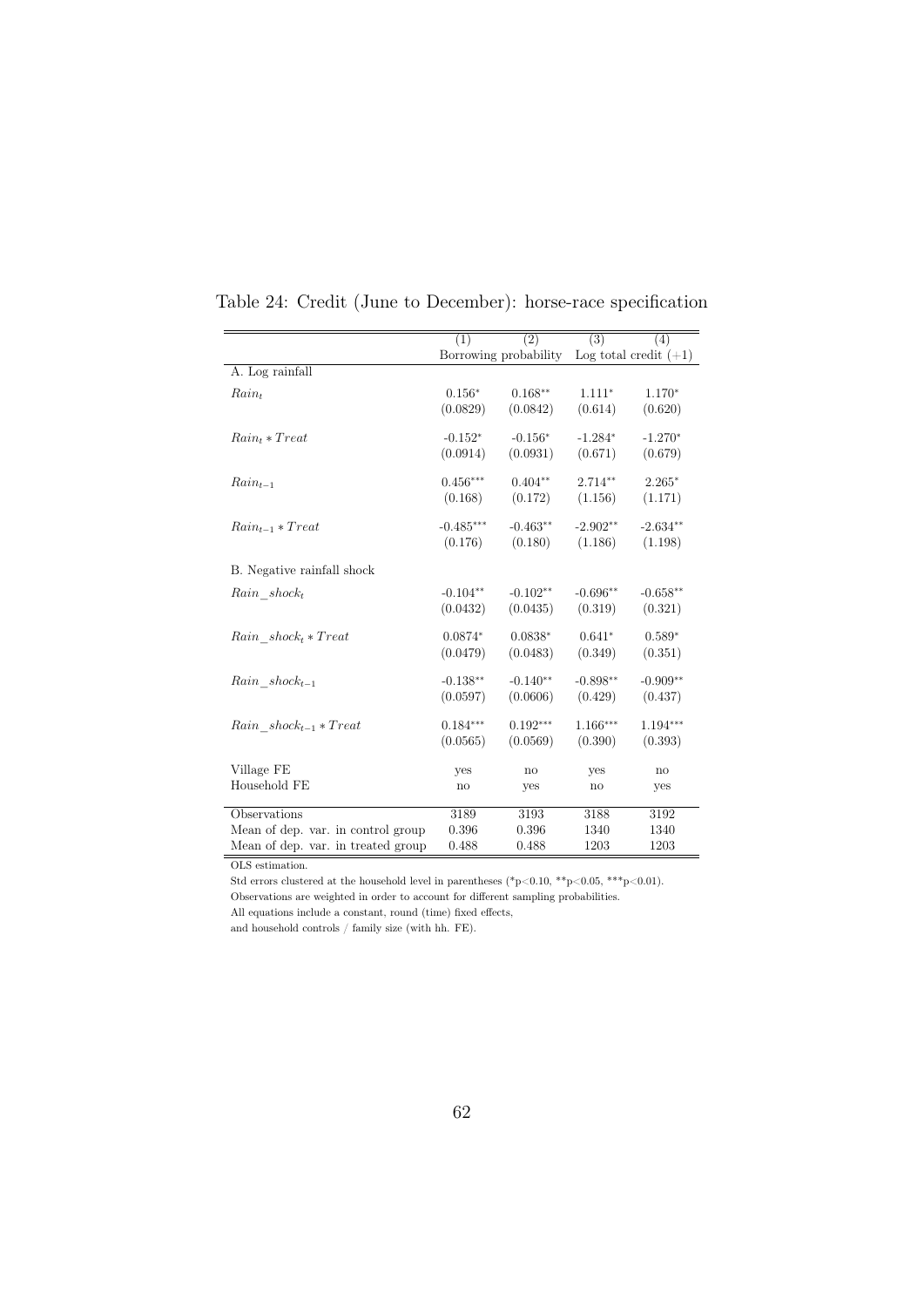Table 24: Credit (June to December): horse-race specification

| | (1) | (2) | (3) | (4) |
|---|---|---|---|---|
| | Borrowing probability | | Log total credit (+1) | |
| A. Log rainfall | | | | |
| $Rain_t$ | 0.156* | 0.168** | 1.111* | 1.170* |
| | (0.0829) | (0.0842) | (0.614) | (0.620) |
| $Rain_t * Treat$ | -0.152* | -0.156* | -1.284* | -1.270* |
| | (0.0914) | (0.0931) | (0.671) | (0.679) |
| $Rain_{t-1}$ | 0.456*** | 0.404** | 2.714** | 2.265* |
| | (0.168) | (0.172) | (1.156) | (1.171) |
| $Rain_{t-1} * Treat$ | -0.485*** | -0.463** | -2.902** | -2.634** |
| | (0.176) | (0.180) | (1.186) | (1.198) |
| B. Negative rainfall shock | | | | |
| $Rain\_shock_t$ | -0.104** | -0.102** | -0.696** | -0.658** |
| | (0.0432) | (0.0435) | (0.319) | (0.321) |
| $Rain\_shock_t * Treat$ | 0.0874* | 0.0838* | 0.641* | 0.589* |
| | (0.0479) | (0.0483) | (0.349) | (0.351) |
| $Rain\_shock_{t-1}$ | -0.138** | -0.140** | -0.898** | -0.909** |
| | (0.0597) | (0.0606) | (0.429) | (0.437) |
| $Rain\_shock_{t-1} * Treat$ | 0.184*** | 0.192*** | 1.166*** | 1.194*** |
| | (0.0565) | (0.0569) | (0.390) | (0.393) |
| Village FE | yes | no | yes | no |
| Household FE | no | yes | no | yes |
| Observations | 3189 | 3193 | 3188 | 3192 |
| Mean of dep. var. in control group | 0.396 | 0.396 | 1340 | 1340 |
| Mean of dep. var. in treated group | 0.488 | 0.488 | 1203 | 1203 |

OLS estimation.

Std errors clustered at the household level in parentheses (*p<0.10, **p<0.05, ***p<0.01).

Observations are weighted in order to account for different sampling probabilities.

All equations include a constant, round (time) fixed effects,

and household controls / family size (with hh. FE).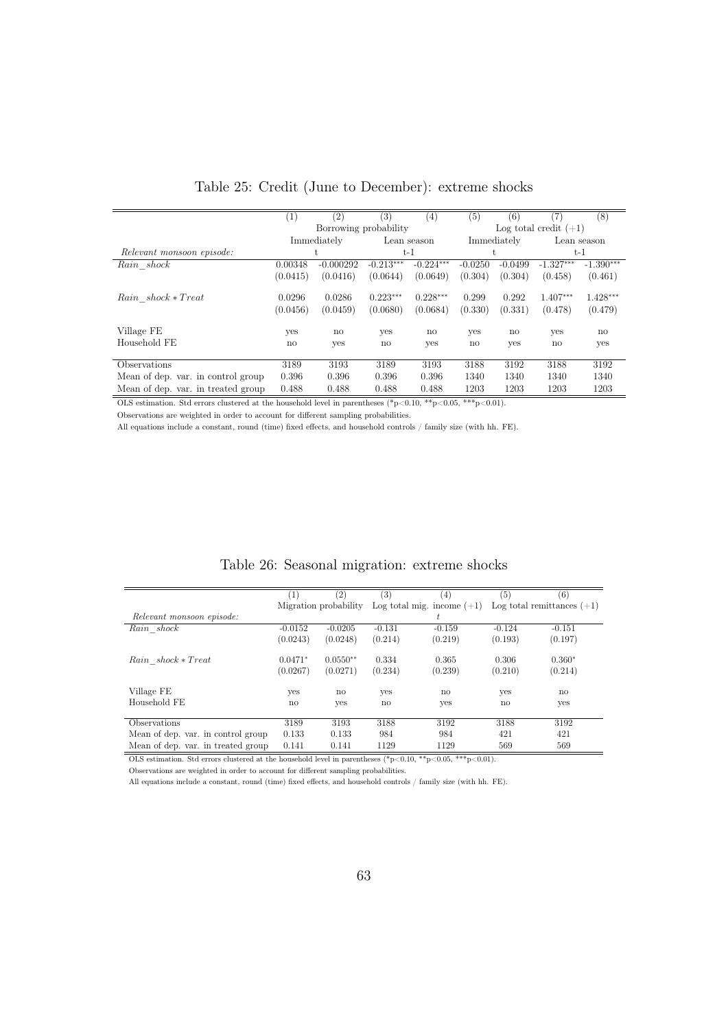Table 25: Credit (June to December): extreme shocks

| | (1) | (2) | (3) | (4) | (5) | (6) | (7) | (8) |
|---|---|---|---|---|---|---|---|---|
| | Borrowing probability | | | | Log total credit (+1) | | | |
| | Immediately | | Lean season | | Immediately | | Lean season | |
| *Relevant monsoon episode:* | t | | t-1 | | t | | t-1 | |
| *Rain_shock* | 0.00348 | -0.000292 | -0.213*** | -0.224*** | -0.0250 | -0.0499 | -1.327*** | -1.390*** |
| | (0.0415) | (0.0416) | (0.0644) | (0.0649) | (0.304) | (0.304) | (0.458) | (0.461) |
| *Rain_shock ∗ Treat* | 0.0296 | 0.0286 | 0.223*** | 0.228*** | 0.299 | 0.292 | 1.407*** | 1.428*** |
| | (0.0456) | (0.0459) | (0.0680) | (0.0684) | (0.330) | (0.331) | (0.478) | (0.479) |
| Village FE | yes | no | yes | no | yes | no | yes | no |
| Household FE | no | yes | no | yes | no | yes | no | yes |
| Observations | 3189 | 3193 | 3189 | 3193 | 3188 | 3192 | 3188 | 3192 |
| Mean of dep. var. in control group | 0.396 | 0.396 | 0.396 | 0.396 | 1340 | 1340 | 1340 | 1340 |
| Mean of dep. var. in treated group | 0.488 | 0.488 | 0.488 | 0.488 | 1203 | 1203 | 1203 | 1203 |

OLS estimation. Std errors clustered at the household level in parentheses (*p<0.10, **p<0.05, ***p<0.01).

Observations are weighted in order to account for different sampling probabilities.

All equations include a constant, round (time) fixed effects, and household controls / family size (with hh. FE).

Table 26: Seasonal migration: extreme shocks

| | (1) | (2) | (3) | (4) | (5) | (6) |
|---|---|---|---|---|---|---|
| | Migration probability | | Log total mig. income (+1) | | Log total remittances (+1) | |
| *Relevant monsoon episode:* | | | | *t* | | |
| *Rain_shock* | -0.0152 | -0.0205 | -0.131 | -0.159 | -0.124 | -0.151 |
| | (0.0243) | (0.0248) | (0.214) | (0.219) | (0.193) | (0.197) |
| *Rain_shock ∗ Treat* | 0.0471* | 0.0550** | 0.334 | 0.365 | 0.306 | 0.360* |
| | (0.0267) | (0.0271) | (0.234) | (0.239) | (0.210) | (0.214) |
| Village FE | yes | no | yes | no | yes | no |
| Household FE | no | yes | no | yes | no | yes |
| Observations | 3189 | 3193 | 3188 | 3192 | 3188 | 3192 |
| Mean of dep. var. in control group | 0.133 | 0.133 | 984 | 984 | 421 | 421 |
| Mean of dep. var. in treated group | 0.141 | 0.141 | 1129 | 1129 | 569 | 569 |

OLS estimation. Std errors clustered at the household level in parentheses (*p<0.10, **p<0.05, ***p<0.01).

Observations are weighted in order to account for different sampling probabilities.

All equations include a constant, round (time) fixed effects, and household controls / family size (with hh. FE).